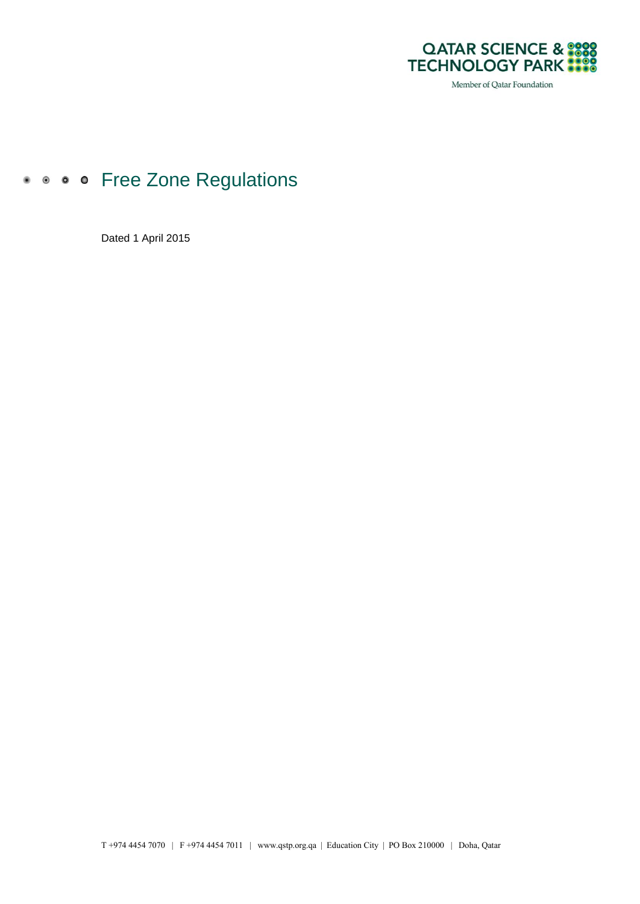QATAR SCIENCE & TECHNOLOGY PARK

Member of Qatar Foundation

# Free Zone Regulations

Dated 1 April 2015

T +974 4454 7070 | F +974 4454 7011 | www.qstp.org.qa | Education City | PO Box 210000 | Doha, Qatar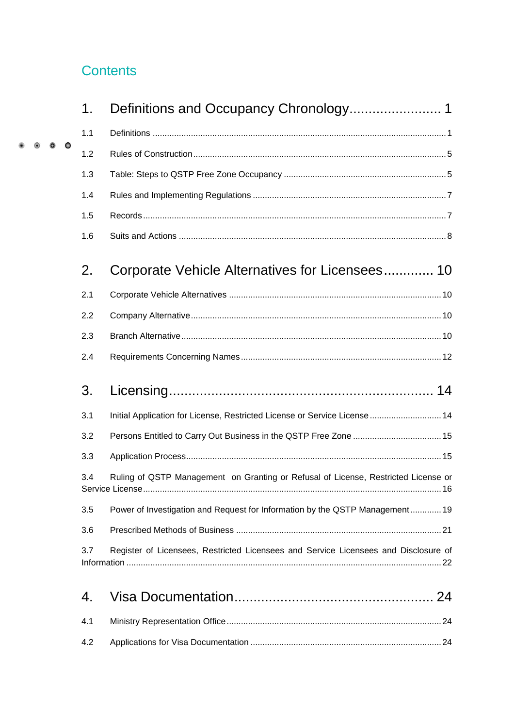# Contents

**1. Definitions and Occupancy Chronology........................ 1**

1.1 Definitions ........................................................................................................... 1

1.2 Rules of Construction .......................................................................................... 5

1.3 Table: Steps to QSTP Free Zone Occupancy ....................................................... 5

1.4 Rules and Implementing Regulations ................................................................... 7

1.5 Records ............................................................................................................... 7

1.6 Suits and Actions .................................................................................................. 8

**2. Corporate Vehicle Alternatives for Licensees............. 10**

2.1 Corporate Vehicle Alternatives .......................................................................... 10

2.2 Company Alternative .......................................................................................... 10

2.3 Branch Alternative ............................................................................................. 10

2.4 Requirements Concerning Names ..................................................................... 12

**3. Licensing.................................................................... 14**

3.1 Initial Application for License, Restricted License or Service License .............................. 14

3.2 Persons Entitled to Carry Out Business in the QSTP Free Zone ..................................... 15

3.3 Application Process............................................................................................ 15

3.4 Ruling of QSTP Management on Granting or Refusal of License, Restricted License or Service License.................................................................................................. 16

3.5 Power of Investigation and Request for Information by the QSTP Management............. 19

3.6 Prescribed Methods of Business ......................................................................... 21

3.7 Register of Licensees, Restricted Licensees and Service Licensees and Disclosure of Information ........................................................................................................ 22

**4. Visa Documentation.................................................... 24**

4.1 Ministry Representation Office ........................................................................... 24

4.2 Applications for Visa Documentation ................................................................. 24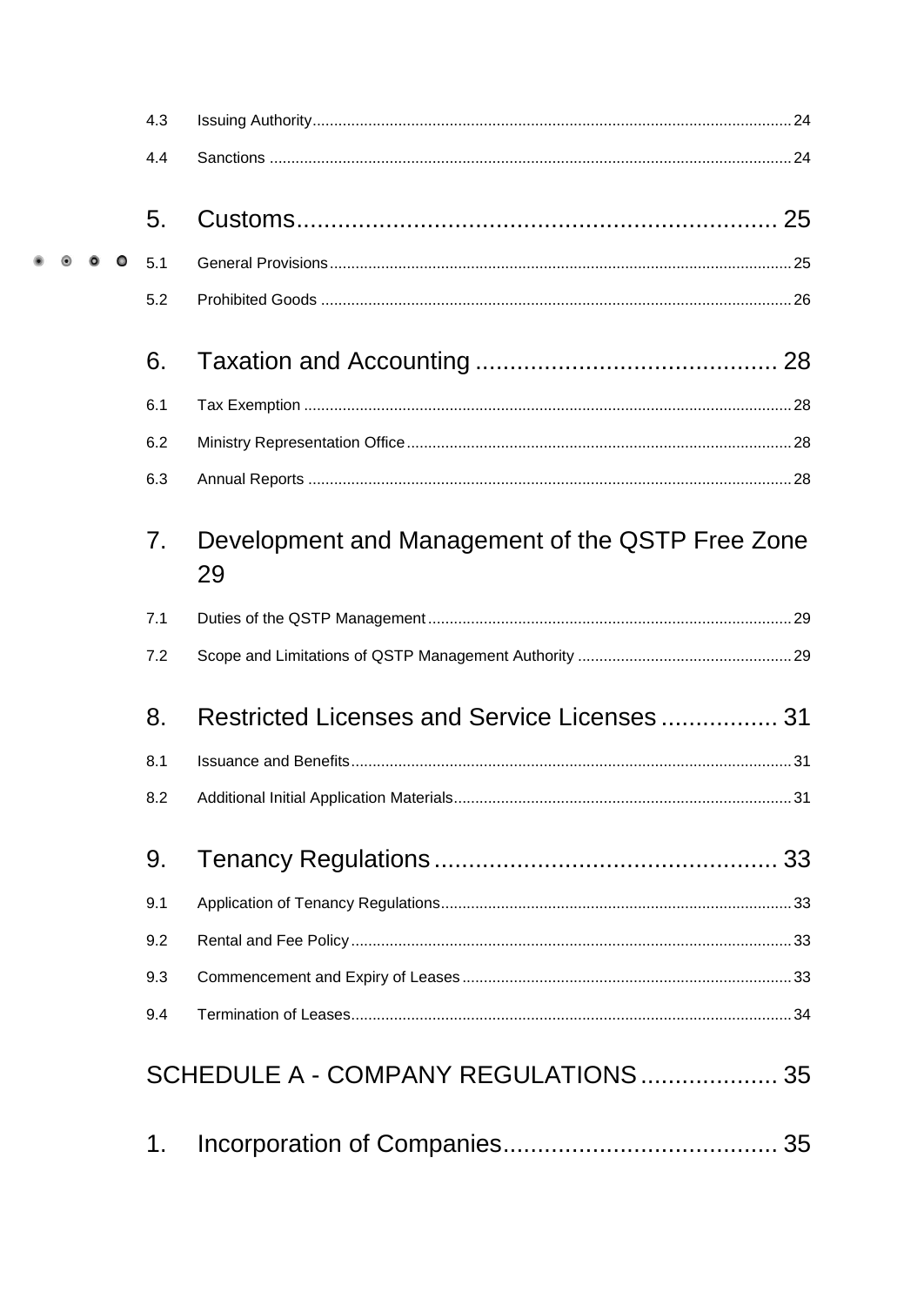4.3 Issuing Authority ..... 24

4.4 Sanctions ..... 24

5. Customs ..... 25

5.1 General Provisions ..... 25

5.2 Prohibited Goods ..... 26

6. Taxation and Accounting ..... 28

6.1 Tax Exemption ..... 28

6.2 Ministry Representation Office ..... 28

6.3 Annual Reports ..... 28

7. Development and Management of the QSTP Free Zone 29

7.1 Duties of the QSTP Management ..... 29

7.2 Scope and Limitations of QSTP Management Authority ..... 29

8. Restricted Licenses and Service Licenses ..... 31

8.1 Issuance and Benefits ..... 31

8.2 Additional Initial Application Materials ..... 31

9. Tenancy Regulations ..... 33

9.1 Application of Tenancy Regulations ..... 33

9.2 Rental and Fee Policy ..... 33

9.3 Commencement and Expiry of Leases ..... 33

9.4 Termination of Leases ..... 34

SCHEDULE A - COMPANY REGULATIONS ..... 35

1. Incorporation of Companies ..... 35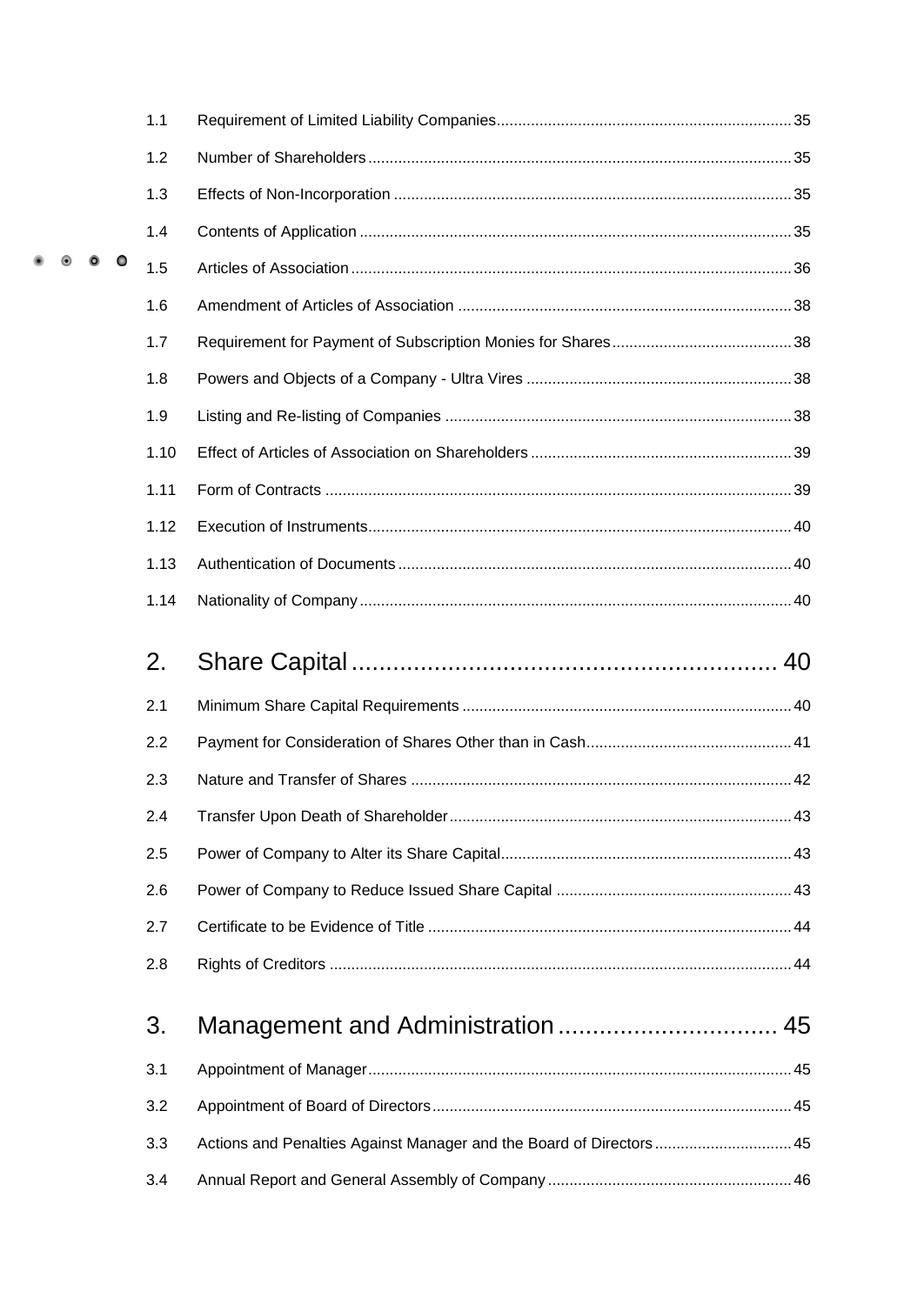| | | |
|---|---|---|
| 1.1 | Requirement of Limited Liability Companies | 35 |
| 1.2 | Number of Shareholders | 35 |
| 1.3 | Effects of Non-Incorporation | 35 |
| 1.4 | Contents of Application | 35 |
| 1.5 | Articles of Association | 36 |
| 1.6 | Amendment of Articles of Association | 38 |
| 1.7 | Requirement for Payment of Subscription Monies for Shares | 38 |
| 1.8 | Powers and Objects of a Company - Ultra Vires | 38 |
| 1.9 | Listing and Re-listing of Companies | 38 |
| 1.10 | Effect of Articles of Association on Shareholders | 39 |
| 1.11 | Form of Contracts | 39 |
| 1.12 | Execution of Instruments | 40 |
| 1.13 | Authentication of Documents | 40 |
| 1.14 | Nationality of Company | 40 |

## 2. Share Capital ........ 40

| | | |
|---|---|---|
| 2.1 | Minimum Share Capital Requirements | 40 |
| 2.2 | Payment for Consideration of Shares Other than in Cash | 41 |
| 2.3 | Nature and Transfer of Shares | 42 |
| 2.4 | Transfer Upon Death of Shareholder | 43 |
| 2.5 | Power of Company to Alter its Share Capital | 43 |
| 2.6 | Power of Company to Reduce Issued Share Capital | 43 |
| 2.7 | Certificate to be Evidence of Title | 44 |
| 2.8 | Rights of Creditors | 44 |

## 3. Management and Administration ........ 45

| | | |
|---|---|---|
| 3.1 | Appointment of Manager | 45 |
| 3.2 | Appointment of Board of Directors | 45 |
| 3.3 | Actions and Penalties Against Manager and the Board of Directors | 45 |
| 3.4 | Annual Report and General Assembly of Company | 46 |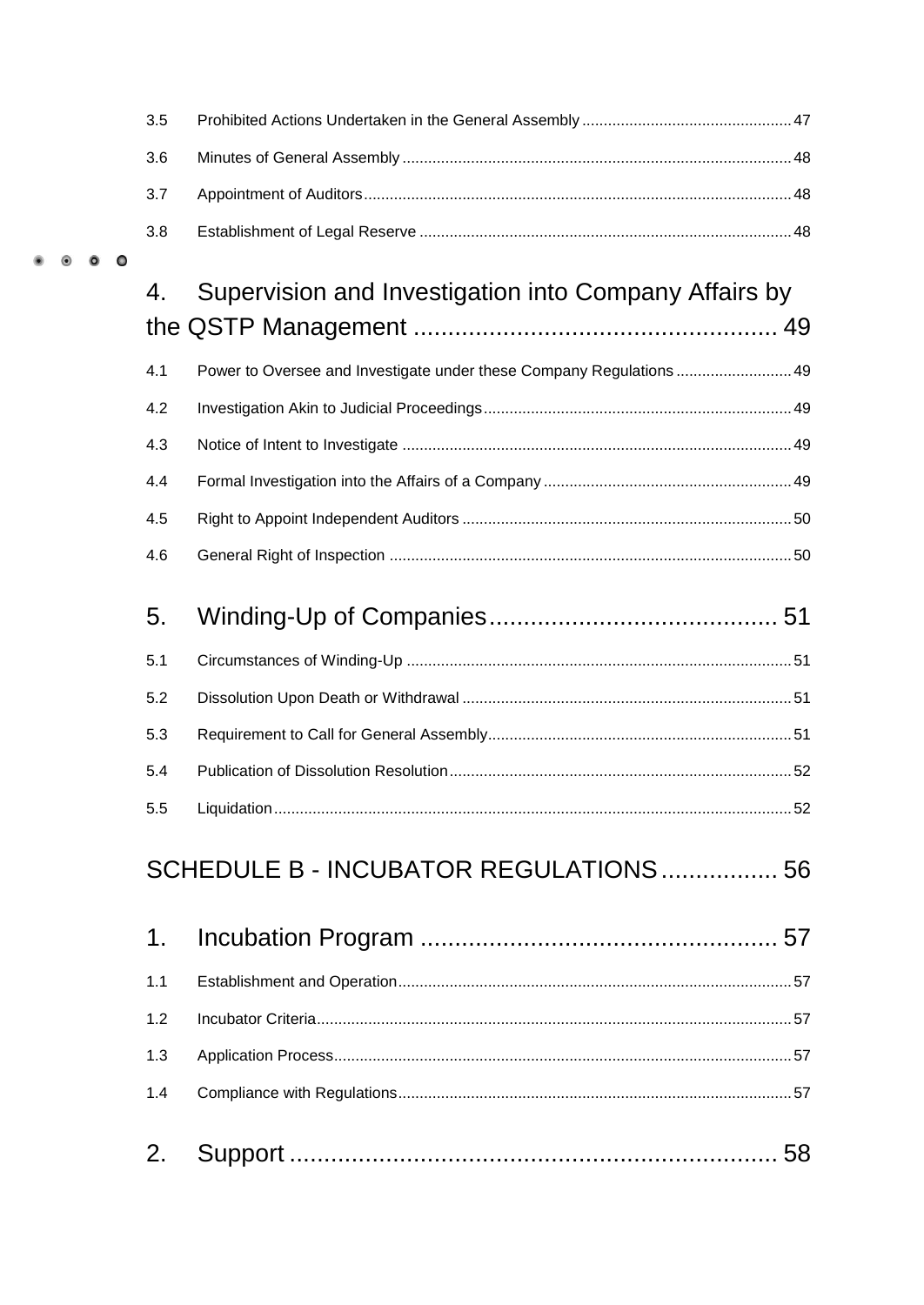3.5 Prohibited Actions Undertaken in the General Assembly ................................................ 47

3.6 Minutes of General Assembly .......................................................................................... 48

3.7 Appointment of Auditors .................................................................................................. 48

3.8 Establishment of Legal Reserve ...................................................................................... 48

## 4. Supervision and Investigation into Company Affairs by the QSTP Management ..................................................... 49

4.1 Power to Oversee and Investigate under these Company Regulations ........................... 49

4.2 Investigation Akin to Judicial Proceedings ........................................................................ 49

4.3 Notice of Intent to Investigate ........................................................................................... 49

4.4 Formal Investigation into the Affairs of a Company .......................................................... 49

4.5 Right to Appoint Independent Auditors ............................................................................ 50

4.6 General Right of Inspection ............................................................................................. 50

## 5. Winding-Up of Companies .......................................... 51

5.1 Circumstances of Winding-Up ......................................................................................... 51

5.2 Dissolution Upon Death or Withdrawal ............................................................................ 51

5.3 Requirement to Call for General Assembly ...................................................................... 51

5.4 Publication of Dissolution Resolution ............................................................................... 52

5.5 Liquidation ........................................................................................................................ 52

# SCHEDULE B - INCUBATOR REGULATIONS ................. 56

## 1. Incubation Program ..................................................... 57

1.1 Establishment and Operation ........................................................................................... 57

1.2 Incubator Criteria .............................................................................................................. 57

1.3 Application Process .......................................................................................................... 57

1.4 Compliance with Regulations ........................................................................................... 57

## 2. Support ........................................................................ 58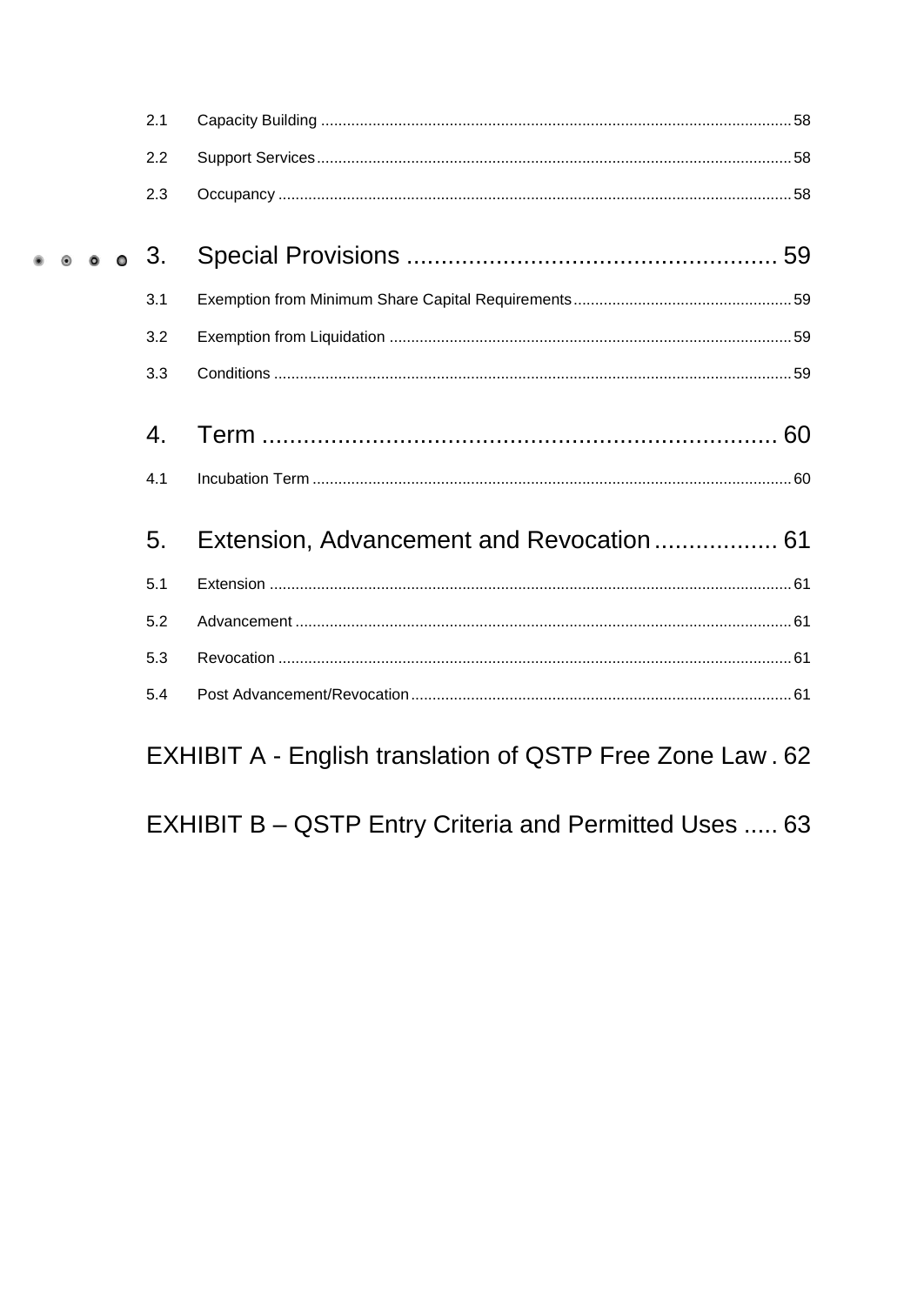2.1 Capacity Building ........................................................................................................... 58

2.2 Support Services .............................................................................................................. 58

2.3 Occupancy ........................................................................................................................ 58

3. Special Provisions ...................................................... 59

3.1 Exemption from Minimum Share Capital Requirements ................................................... 59

3.2 Exemption from Liquidation .............................................................................................. 59

3.3 Conditions ......................................................................................................................... 59

4. Term ............................................................................ 60

4.1 Incubation Term ................................................................................................................ 60

5. Extension, Advancement and Revocation .................. 61

5.1 Extension .......................................................................................................................... 61

5.2 Advancement .................................................................................................................... 61

5.3 Revocation ........................................................................................................................ 61

5.4 Post Advancement/Revocation ......................................................................................... 61

EXHIBIT A - English translation of QSTP Free Zone Law . 62

EXHIBIT B – QSTP Entry Criteria and Permitted Uses ..... 63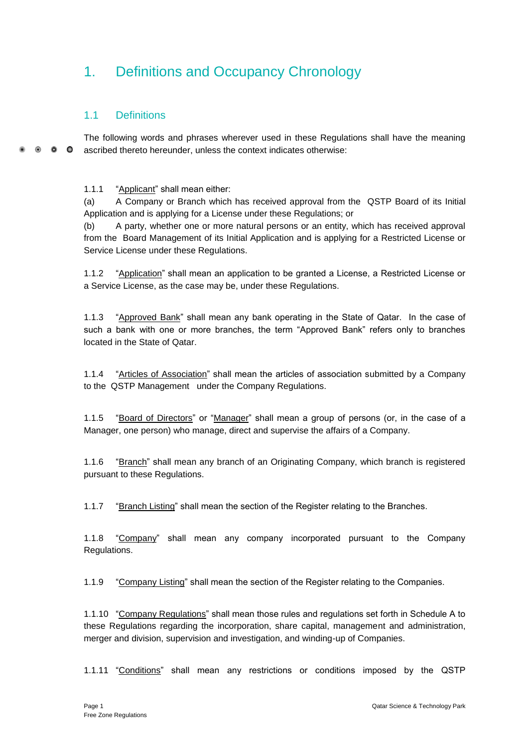# 1. Definitions and Occupancy Chronology

## 1.1 Definitions

The following words and phrases wherever used in these Regulations shall have the meaning ascribed thereto hereunder, unless the context indicates otherwise:

1.1.1 "Applicant" shall mean either:
(a) A Company or Branch which has received approval from the QSTP Board of its Initial Application and is applying for a License under these Regulations; or
(b) A party, whether one or more natural persons or an entity, which has received approval from the Board Management of its Initial Application and is applying for a Restricted License or Service License under these Regulations.

1.1.2 "Application" shall mean an application to be granted a License, a Restricted License or a Service License, as the case may be, under these Regulations.

1.1.3 "Approved Bank" shall mean any bank operating in the State of Qatar. In the case of such a bank with one or more branches, the term "Approved Bank" refers only to branches located in the State of Qatar.

1.1.4 "Articles of Association" shall mean the articles of association submitted by a Company to the QSTP Management under the Company Regulations.

1.1.5 "Board of Directors" or "Manager" shall mean a group of persons (or, in the case of a Manager, one person) who manage, direct and supervise the affairs of a Company.

1.1.6 "Branch" shall mean any branch of an Originating Company, which branch is registered pursuant to these Regulations.

1.1.7 "Branch Listing" shall mean the section of the Register relating to the Branches.

1.1.8 "Company" shall mean any company incorporated pursuant to the Company Regulations.

1.1.9 "Company Listing" shall mean the section of the Register relating to the Companies.

1.1.10 "Company Regulations" shall mean those rules and regulations set forth in Schedule A to these Regulations regarding the incorporation, share capital, management and administration, merger and division, supervision and investigation, and winding-up of Companies.

1.1.11 "Conditions" shall mean any restrictions or conditions imposed by the QSTP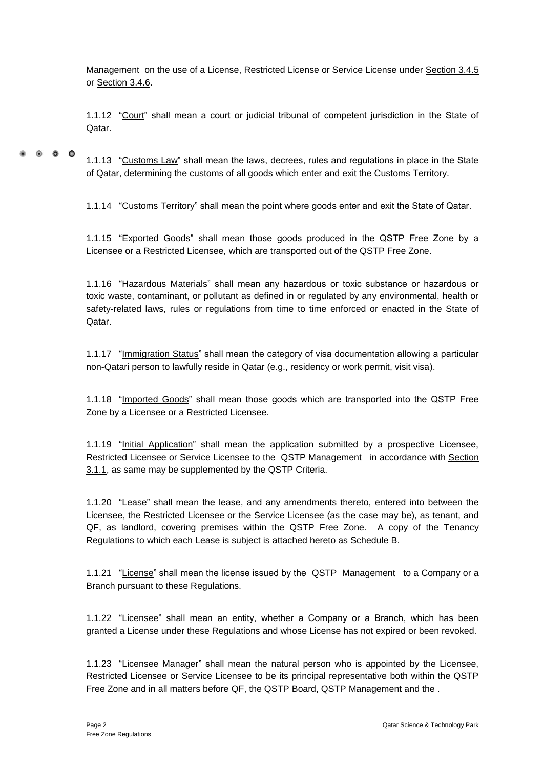Management on the use of a License, Restricted License or Service License under Section 3.4.5 or Section 3.4.6.

1.1.12 "Court" shall mean a court or judicial tribunal of competent jurisdiction in the State of Qatar.

1.1.13 "Customs Law" shall mean the laws, decrees, rules and regulations in place in the State of Qatar, determining the customs of all goods which enter and exit the Customs Territory.

1.1.14 "Customs Territory" shall mean the point where goods enter and exit the State of Qatar.

1.1.15 "Exported Goods" shall mean those goods produced in the QSTP Free Zone by a Licensee or a Restricted Licensee, which are transported out of the QSTP Free Zone.

1.1.16 "Hazardous Materials" shall mean any hazardous or toxic substance or hazardous or toxic waste, contaminant, or pollutant as defined in or regulated by any environmental, health or safety-related laws, rules or regulations from time to time enforced or enacted in the State of Qatar.

1.1.17 "Immigration Status" shall mean the category of visa documentation allowing a particular non-Qatari person to lawfully reside in Qatar (e.g., residency or work permit, visit visa).

1.1.18 "Imported Goods" shall mean those goods which are transported into the QSTP Free Zone by a Licensee or a Restricted Licensee.

1.1.19 "Initial Application" shall mean the application submitted by a prospective Licensee, Restricted Licensee or Service Licensee to the QSTP Management in accordance with Section 3.1.1, as same may be supplemented by the QSTP Criteria.

1.1.20 "Lease" shall mean the lease, and any amendments thereto, entered into between the Licensee, the Restricted Licensee or the Service Licensee (as the case may be), as tenant, and QF, as landlord, covering premises within the QSTP Free Zone. A copy of the Tenancy Regulations to which each Lease is subject is attached hereto as Schedule B.

1.1.21 "License" shall mean the license issued by the QSTP Management to a Company or a Branch pursuant to these Regulations.

1.1.22 "Licensee" shall mean an entity, whether a Company or a Branch, which has been granted a License under these Regulations and whose License has not expired or been revoked.

1.1.23 "Licensee Manager" shall mean the natural person who is appointed by the Licensee, Restricted Licensee or Service Licensee to be its principal representative both within the QSTP Free Zone and in all matters before QF, the QSTP Board, QSTP Management and the .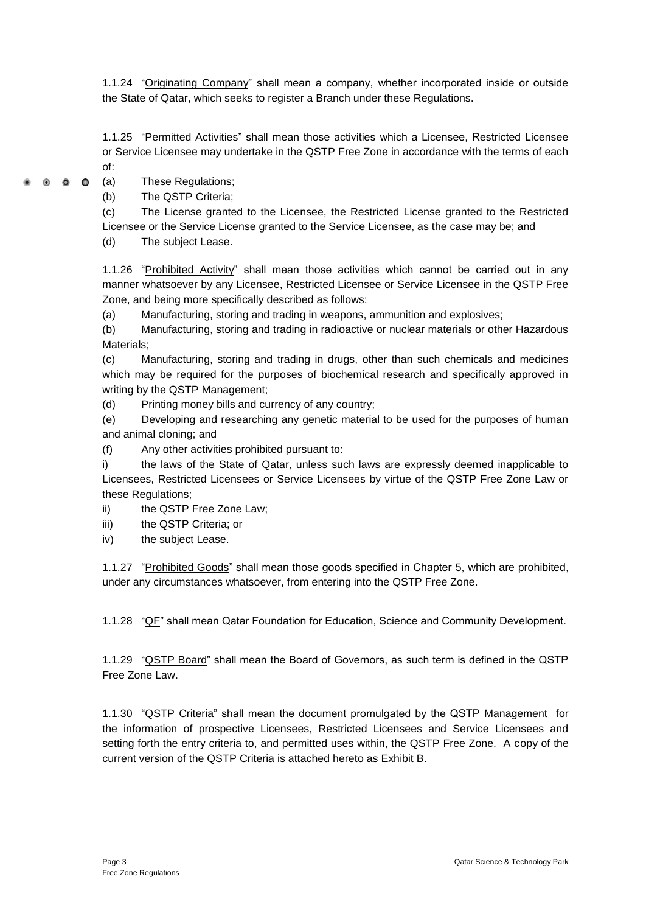1.1.24 "Originating Company" shall mean a company, whether incorporated inside or outside the State of Qatar, which seeks to register a Branch under these Regulations.

1.1.25 "Permitted Activities" shall mean those activities which a Licensee, Restricted Licensee or Service Licensee may undertake in the QSTP Free Zone in accordance with the terms of each of:

(a) These Regulations;

(b) The QSTP Criteria;

(c) The License granted to the Licensee, the Restricted License granted to the Restricted Licensee or the Service License granted to the Service Licensee, as the case may be; and

(d) The subject Lease.

1.1.26 "Prohibited Activity" shall mean those activities which cannot be carried out in any manner whatsoever by any Licensee, Restricted Licensee or Service Licensee in the QSTP Free Zone, and being more specifically described as follows:

(a) Manufacturing, storing and trading in weapons, ammunition and explosives;

(b) Manufacturing, storing and trading in radioactive or nuclear materials or other Hazardous Materials;

(c) Manufacturing, storing and trading in drugs, other than such chemicals and medicines which may be required for the purposes of biochemical research and specifically approved in writing by the QSTP Management;

(d) Printing money bills and currency of any country;

(e) Developing and researching any genetic material to be used for the purposes of human and animal cloning; and

(f) Any other activities prohibited pursuant to:

i) the laws of the State of Qatar, unless such laws are expressly deemed inapplicable to Licensees, Restricted Licensees or Service Licensees by virtue of the QSTP Free Zone Law or these Regulations;

ii) the QSTP Free Zone Law;

iii) the QSTP Criteria; or

iv) the subject Lease.

1.1.27 "Prohibited Goods" shall mean those goods specified in Chapter 5, which are prohibited, under any circumstances whatsoever, from entering into the QSTP Free Zone.

1.1.28 "QF" shall mean Qatar Foundation for Education, Science and Community Development.

1.1.29 "QSTP Board" shall mean the Board of Governors, as such term is defined in the QSTP Free Zone Law.

1.1.30 "QSTP Criteria" shall mean the document promulgated by the QSTP Management for the information of prospective Licensees, Restricted Licensees and Service Licensees and setting forth the entry criteria to, and permitted uses within, the QSTP Free Zone. A copy of the current version of the QSTP Criteria is attached hereto as Exhibit B.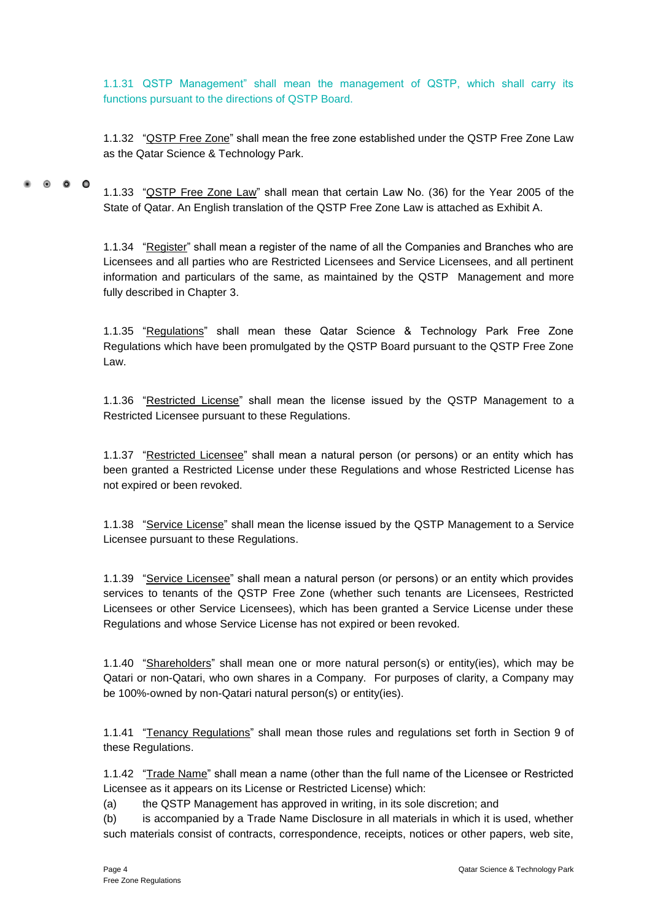1.1.31 QSTP Management" shall mean the management of QSTP, which shall carry its functions pursuant to the directions of QSTP Board.

1.1.32 "QSTP Free Zone" shall mean the free zone established under the QSTP Free Zone Law as the Qatar Science & Technology Park.

1.1.33 "QSTP Free Zone Law" shall mean that certain Law No. (36) for the Year 2005 of the State of Qatar. An English translation of the QSTP Free Zone Law is attached as Exhibit A.

1.1.34 "Register" shall mean a register of the name of all the Companies and Branches who are Licensees and all parties who are Restricted Licensees and Service Licensees, and all pertinent information and particulars of the same, as maintained by the QSTP Management and more fully described in Chapter 3.

1.1.35 "Regulations" shall mean these Qatar Science & Technology Park Free Zone Regulations which have been promulgated by the QSTP Board pursuant to the QSTP Free Zone Law.

1.1.36 "Restricted License" shall mean the license issued by the QSTP Management to a Restricted Licensee pursuant to these Regulations.

1.1.37 "Restricted Licensee" shall mean a natural person (or persons) or an entity which has been granted a Restricted License under these Regulations and whose Restricted License has not expired or been revoked.

1.1.38 "Service License" shall mean the license issued by the QSTP Management to a Service Licensee pursuant to these Regulations.

1.1.39 "Service Licensee" shall mean a natural person (or persons) or an entity which provides services to tenants of the QSTP Free Zone (whether such tenants are Licensees, Restricted Licensees or other Service Licensees), which has been granted a Service License under these Regulations and whose Service License has not expired or been revoked.

1.1.40 "Shareholders" shall mean one or more natural person(s) or entity(ies), which may be Qatari or non-Qatari, who own shares in a Company. For purposes of clarity, a Company may be 100%-owned by non-Qatari natural person(s) or entity(ies).

1.1.41 "Tenancy Regulations" shall mean those rules and regulations set forth in Section 9 of these Regulations.

1.1.42 "Trade Name" shall mean a name (other than the full name of the Licensee or Restricted Licensee as it appears on its License or Restricted License) which:

(a) the QSTP Management has approved in writing, in its sole discretion; and

(b) is accompanied by a Trade Name Disclosure in all materials in which it is used, whether such materials consist of contracts, correspondence, receipts, notices or other papers, web site,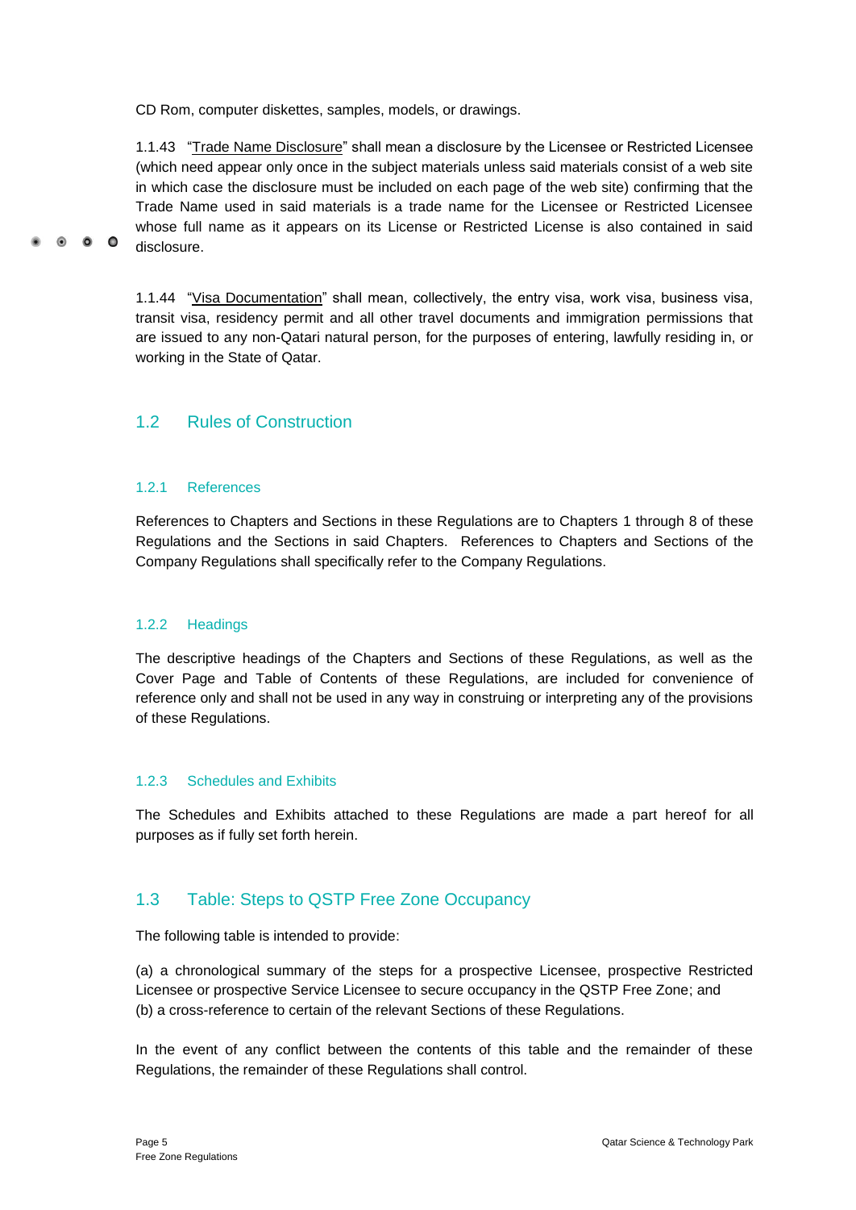CD Rom, computer diskettes, samples, models, or drawings.

1.1.43 "Trade Name Disclosure" shall mean a disclosure by the Licensee or Restricted Licensee (which need appear only once in the subject materials unless said materials consist of a web site in which case the disclosure must be included on each page of the web site) confirming that the Trade Name used in said materials is a trade name for the Licensee or Restricted Licensee whose full name as it appears on its License or Restricted License is also contained in said disclosure.

1.1.44 "Visa Documentation" shall mean, collectively, the entry visa, work visa, business visa, transit visa, residency permit and all other travel documents and immigration permissions that are issued to any non-Qatari natural person, for the purposes of entering, lawfully residing in, or working in the State of Qatar.

## 1.2 Rules of Construction

### 1.2.1 References

References to Chapters and Sections in these Regulations are to Chapters 1 through 8 of these Regulations and the Sections in said Chapters. References to Chapters and Sections of the Company Regulations shall specifically refer to the Company Regulations.

### 1.2.2 Headings

The descriptive headings of the Chapters and Sections of these Regulations, as well as the Cover Page and Table of Contents of these Regulations, are included for convenience of reference only and shall not be used in any way in construing or interpreting any of the provisions of these Regulations.

### 1.2.3 Schedules and Exhibits

The Schedules and Exhibits attached to these Regulations are made a part hereof for all purposes as if fully set forth herein.

## 1.3 Table: Steps to QSTP Free Zone Occupancy

The following table is intended to provide:

(a) a chronological summary of the steps for a prospective Licensee, prospective Restricted Licensee or prospective Service Licensee to secure occupancy in the QSTP Free Zone; and
(b) a cross-reference to certain of the relevant Sections of these Regulations.

In the event of any conflict between the contents of this table and the remainder of these Regulations, the remainder of these Regulations shall control.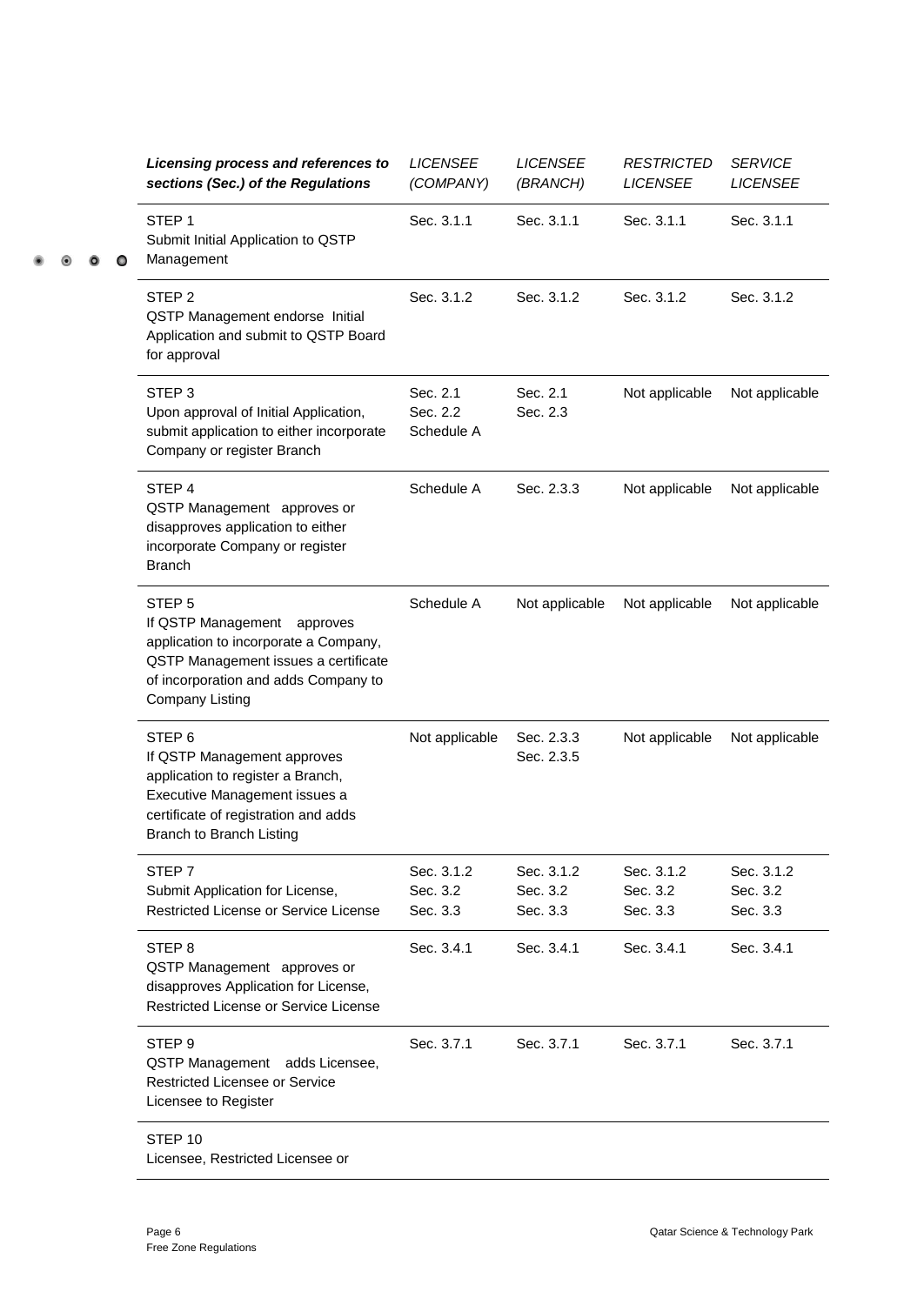| *Licensing process and references to sections (Sec.) of the Regulations* | *LICENSEE (COMPANY)* | *LICENSEE (BRANCH)* | *RESTRICTED LICENSEE* | *SERVICE LICENSEE* |
|---|---|---|---|---|
| STEP 1<br>Submit Initial Application to QSTP Management | Sec. 3.1.1 | Sec. 3.1.1 | Sec. 3.1.1 | Sec. 3.1.1 |
| STEP 2<br>QSTP Management endorse Initial Application and submit to QSTP Board for approval | Sec. 3.1.2 | Sec. 3.1.2 | Sec. 3.1.2 | Sec. 3.1.2 |
| STEP 3<br>Upon approval of Initial Application, submit application to either incorporate Company or register Branch | Sec. 2.1<br>Sec. 2.2<br>Schedule A | Sec. 2.1<br>Sec. 2.3 | Not applicable | Not applicable |
| STEP 4<br>QSTP Management approves or disapproves application to either incorporate Company or register Branch | Schedule A | Sec. 2.3.3 | Not applicable | Not applicable |
| STEP 5<br>If QSTP Management approves application to incorporate a Company, QSTP Management issues a certificate of incorporation and adds Company to Company Listing | Schedule A | Not applicable | Not applicable | Not applicable |
| STEP 6<br>If QSTP Management approves application to register a Branch, Executive Management issues a certificate of registration and adds Branch to Branch Listing | Not applicable | Sec. 2.3.3<br>Sec. 2.3.5 | Not applicable | Not applicable |
| STEP 7<br>Submit Application for License, Restricted License or Service License | Sec. 3.1.2<br>Sec. 3.2<br>Sec. 3.3 | Sec. 3.1.2<br>Sec. 3.2<br>Sec. 3.3 | Sec. 3.1.2<br>Sec. 3.2<br>Sec. 3.3 | Sec. 3.1.2<br>Sec. 3.2<br>Sec. 3.3 |
| STEP 8<br>QSTP Management approves or disapproves Application for License, Restricted License or Service License | Sec. 3.4.1 | Sec. 3.4.1 | Sec. 3.4.1 | Sec. 3.4.1 |
| STEP 9<br>QSTP Management adds Licensee, Restricted Licensee or Service Licensee to Register | Sec. 3.7.1 | Sec. 3.7.1 | Sec. 3.7.1 | Sec. 3.7.1 |
| STEP 10<br>Licensee, Restricted Licensee or | | | | |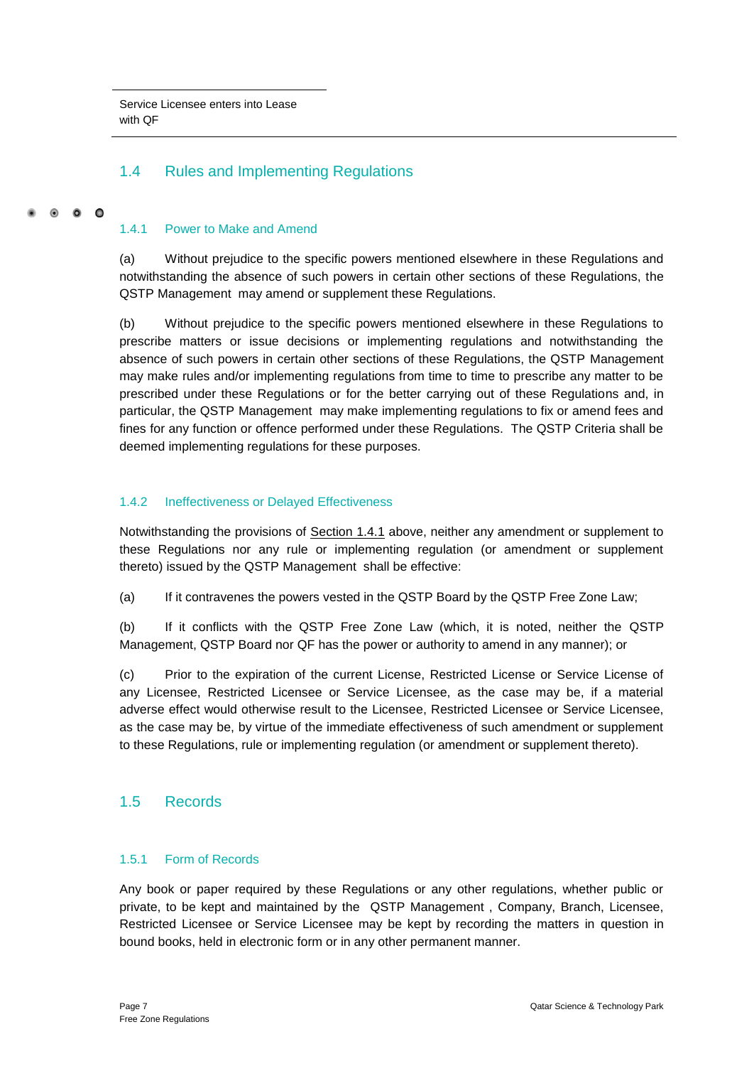Service Licensee enters into Lease with QF

## 1.4 Rules and Implementing Regulations

### 1.4.1 Power to Make and Amend

(a) Without prejudice to the specific powers mentioned elsewhere in these Regulations and notwithstanding the absence of such powers in certain other sections of these Regulations, the QSTP Management may amend or supplement these Regulations.

(b) Without prejudice to the specific powers mentioned elsewhere in these Regulations to prescribe matters or issue decisions or implementing regulations and notwithstanding the absence of such powers in certain other sections of these Regulations, the QSTP Management may make rules and/or implementing regulations from time to time to prescribe any matter to be prescribed under these Regulations or for the better carrying out of these Regulations and, in particular, the QSTP Management may make implementing regulations to fix or amend fees and fines for any function or offence performed under these Regulations. The QSTP Criteria shall be deemed implementing regulations for these purposes.

### 1.4.2 Ineffectiveness or Delayed Effectiveness

Notwithstanding the provisions of Section 1.4.1 above, neither any amendment or supplement to these Regulations nor any rule or implementing regulation (or amendment or supplement thereto) issued by the QSTP Management shall be effective:

(a) If it contravenes the powers vested in the QSTP Board by the QSTP Free Zone Law;

(b) If it conflicts with the QSTP Free Zone Law (which, it is noted, neither the QSTP Management, QSTP Board nor QF has the power or authority to amend in any manner); or

(c) Prior to the expiration of the current License, Restricted License or Service License of any Licensee, Restricted Licensee or Service Licensee, as the case may be, if a material adverse effect would otherwise result to the Licensee, Restricted Licensee or Service Licensee, as the case may be, by virtue of the immediate effectiveness of such amendment or supplement to these Regulations, rule or implementing regulation (or amendment or supplement thereto).

## 1.5 Records

### 1.5.1 Form of Records

Any book or paper required by these Regulations or any other regulations, whether public or private, to be kept and maintained by the QSTP Management , Company, Branch, Licensee, Restricted Licensee or Service Licensee may be kept by recording the matters in question in bound books, held in electronic form or in any other permanent manner.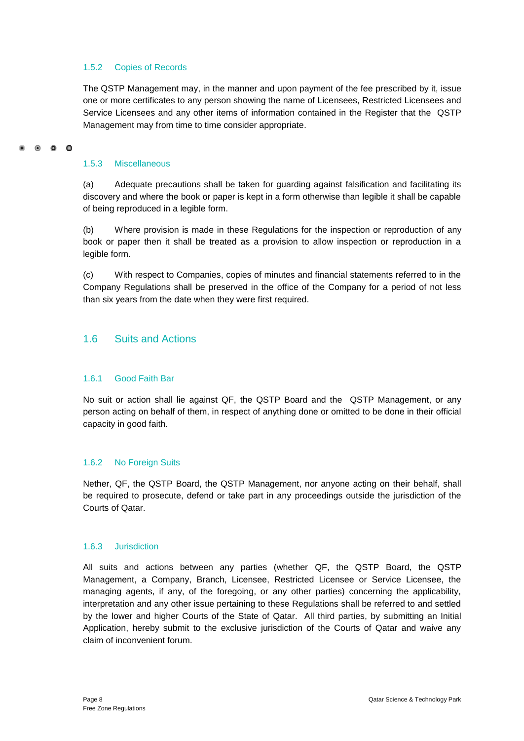#### 1.5.2 Copies of Records

The QSTP Management may, in the manner and upon payment of the fee prescribed by it, issue one or more certificates to any person showing the name of Licensees, Restricted Licensees and Service Licensees and any other items of information contained in the Register that the QSTP Management may from time to time consider appropriate.

#### 1.5.3 Miscellaneous

(a) Adequate precautions shall be taken for guarding against falsification and facilitating its discovery and where the book or paper is kept in a form otherwise than legible it shall be capable of being reproduced in a legible form.

(b) Where provision is made in these Regulations for the inspection or reproduction of any book or paper then it shall be treated as a provision to allow inspection or reproduction in a legible form.

(c) With respect to Companies, copies of minutes and financial statements referred to in the Company Regulations shall be preserved in the office of the Company for a period of not less than six years from the date when they were first required.

### 1.6 Suits and Actions

#### 1.6.1 Good Faith Bar

No suit or action shall lie against QF, the QSTP Board and the QSTP Management, or any person acting on behalf of them, in respect of anything done or omitted to be done in their official capacity in good faith.

#### 1.6.2 No Foreign Suits

Nether, QF, the QSTP Board, the QSTP Management, nor anyone acting on their behalf, shall be required to prosecute, defend or take part in any proceedings outside the jurisdiction of the Courts of Qatar.

#### 1.6.3 Jurisdiction

All suits and actions between any parties (whether QF, the QSTP Board, the QSTP Management, a Company, Branch, Licensee, Restricted Licensee or Service Licensee, the managing agents, if any, of the foregoing, or any other parties) concerning the applicability, interpretation and any other issue pertaining to these Regulations shall be referred to and settled by the lower and higher Courts of the State of Qatar. All third parties, by submitting an Initial Application, hereby submit to the exclusive jurisdiction of the Courts of Qatar and waive any claim of inconvenient forum.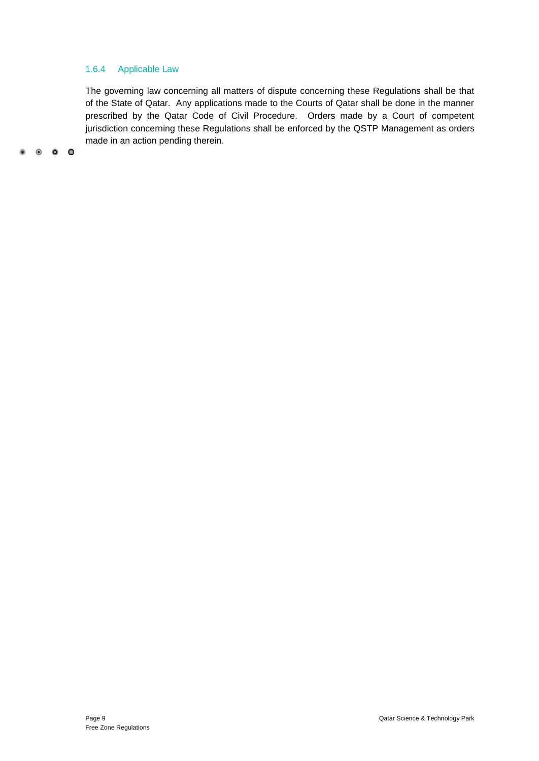#### 1.6.4 Applicable Law

The governing law concerning all matters of dispute concerning these Regulations shall be that of the State of Qatar. Any applications made to the Courts of Qatar shall be done in the manner prescribed by the Qatar Code of Civil Procedure. Orders made by a Court of competent jurisdiction concerning these Regulations shall be enforced by the QSTP Management as orders made in an action pending therein.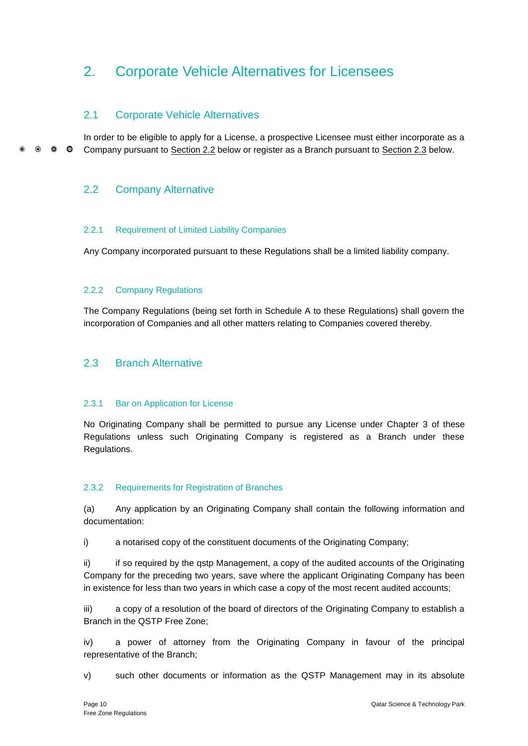# 2. Corporate Vehicle Alternatives for Licensees

## 2.1 Corporate Vehicle Alternatives

In order to be eligible to apply for a License, a prospective Licensee must either incorporate as a Company pursuant to Section 2.2 below or register as a Branch pursuant to Section 2.3 below.

## 2.2 Company Alternative

### 2.2.1 Requirement of Limited Liability Companies

Any Company incorporated pursuant to these Regulations shall be a limited liability company.

### 2.2.2 Company Regulations

The Company Regulations (being set forth in Schedule A to these Regulations) shall govern the incorporation of Companies and all other matters relating to Companies covered thereby.

## 2.3 Branch Alternative

### 2.3.1 Bar on Application for License

No Originating Company shall be permitted to pursue any License under Chapter 3 of these Regulations unless such Originating Company is registered as a Branch under these Regulations.

### 2.3.2 Requirements for Registration of Branches

(a) Any application by an Originating Company shall contain the following information and documentation:

i) a notarised copy of the constituent documents of the Originating Company;

ii) if so required by the qstp Management, a copy of the audited accounts of the Originating Company for the preceding two years, save where the applicant Originating Company has been in existence for less than two years in which case a copy of the most recent audited accounts;

iii) a copy of a resolution of the board of directors of the Originating Company to establish a Branch in the QSTP Free Zone;

iv) a power of attorney from the Originating Company in favour of the principal representative of the Branch;

v) such other documents or information as the QSTP Management may in its absolute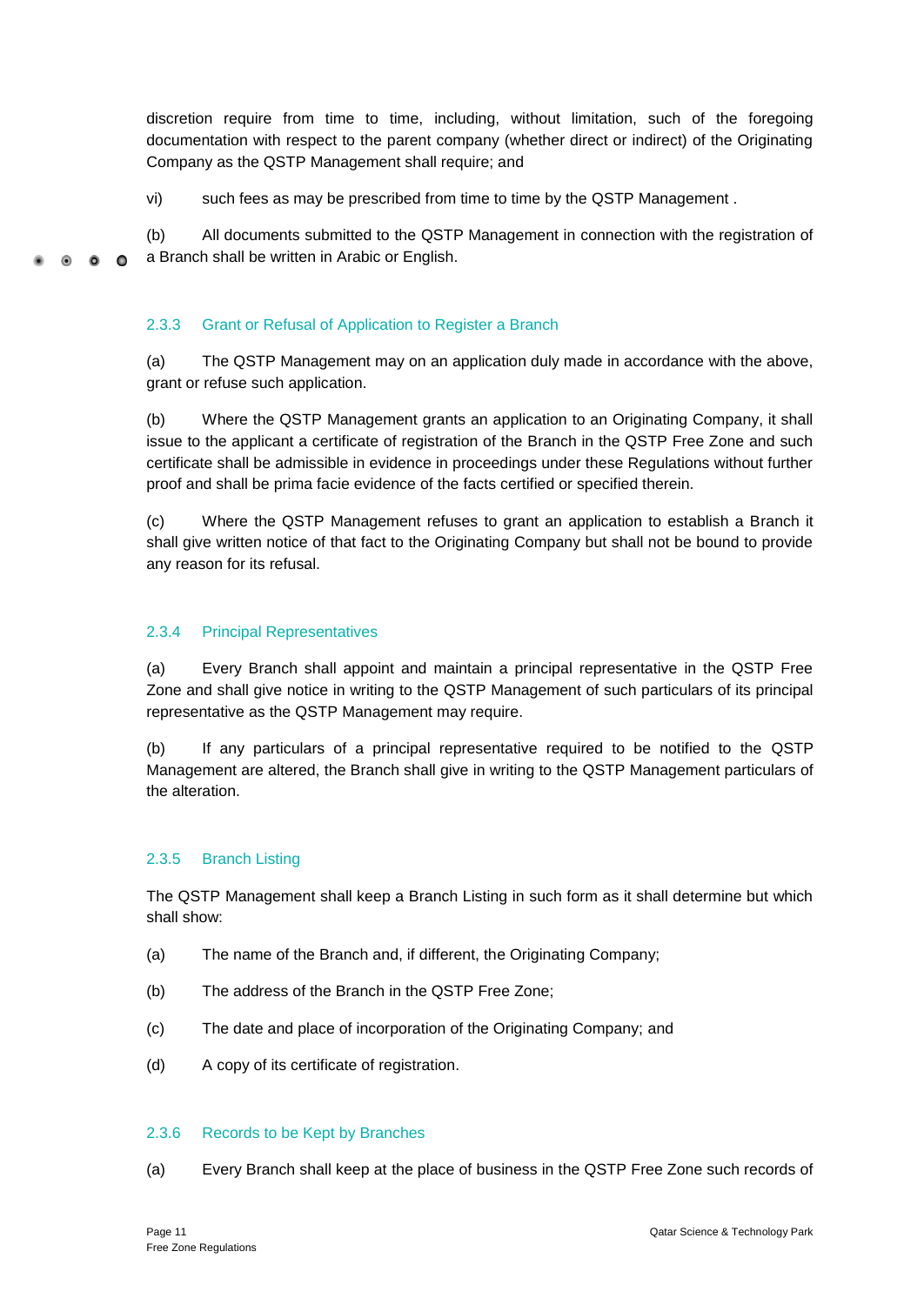discretion require from time to time, including, without limitation, such of the foregoing documentation with respect to the parent company (whether direct or indirect) of the Originating Company as the QSTP Management shall require; and

vi) such fees as may be prescribed from time to time by the QSTP Management .

(b) All documents submitted to the QSTP Management in connection with the registration of a Branch shall be written in Arabic or English.

### 2.3.3 Grant or Refusal of Application to Register a Branch

(a) The QSTP Management may on an application duly made in accordance with the above, grant or refuse such application.

(b) Where the QSTP Management grants an application to an Originating Company, it shall issue to the applicant a certificate of registration of the Branch in the QSTP Free Zone and such certificate shall be admissible in evidence in proceedings under these Regulations without further proof and shall be prima facie evidence of the facts certified or specified therein.

(c) Where the QSTP Management refuses to grant an application to establish a Branch it shall give written notice of that fact to the Originating Company but shall not be bound to provide any reason for its refusal.

### 2.3.4 Principal Representatives

(a) Every Branch shall appoint and maintain a principal representative in the QSTP Free Zone and shall give notice in writing to the QSTP Management of such particulars of its principal representative as the QSTP Management may require.

(b) If any particulars of a principal representative required to be notified to the QSTP Management are altered, the Branch shall give in writing to the QSTP Management particulars of the alteration.

### 2.3.5 Branch Listing

The QSTP Management shall keep a Branch Listing in such form as it shall determine but which shall show:

(a) The name of the Branch and, if different, the Originating Company;

(b) The address of the Branch in the QSTP Free Zone;

(c) The date and place of incorporation of the Originating Company; and

(d) A copy of its certificate of registration.

### 2.3.6 Records to be Kept by Branches

(a) Every Branch shall keep at the place of business in the QSTP Free Zone such records of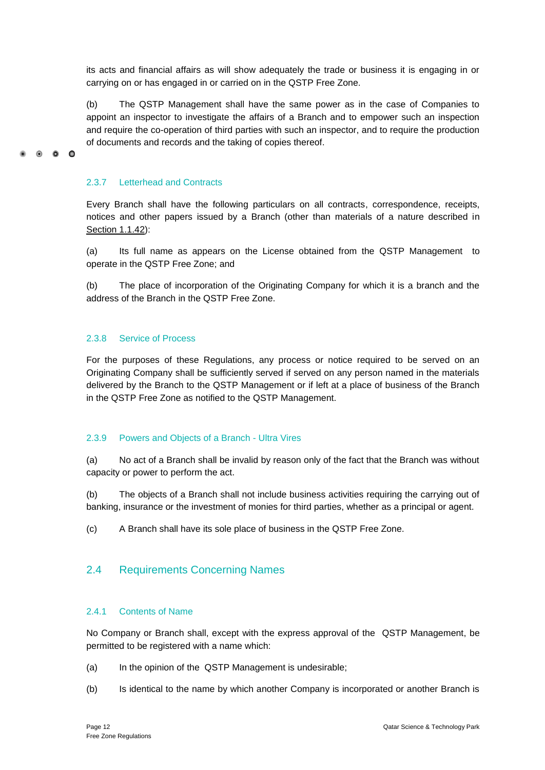its acts and financial affairs as will show adequately the trade or business it is engaging in or carrying on or has engaged in or carried on in the QSTP Free Zone.

(b) The QSTP Management shall have the same power as in the case of Companies to appoint an inspector to investigate the affairs of a Branch and to empower such an inspection and require the co-operation of third parties with such an inspector, and to require the production of documents and records and the taking of copies thereof.

#### 2.3.7 Letterhead and Contracts

Every Branch shall have the following particulars on all contracts, correspondence, receipts, notices and other papers issued by a Branch (other than materials of a nature described in Section 1.1.42):

(a) Its full name as appears on the License obtained from the QSTP Management to operate in the QSTP Free Zone; and

(b) The place of incorporation of the Originating Company for which it is a branch and the address of the Branch in the QSTP Free Zone.

#### 2.3.8 Service of Process

For the purposes of these Regulations, any process or notice required to be served on an Originating Company shall be sufficiently served if served on any person named in the materials delivered by the Branch to the QSTP Management or if left at a place of business of the Branch in the QSTP Free Zone as notified to the QSTP Management.

#### 2.3.9 Powers and Objects of a Branch - Ultra Vires

(a) No act of a Branch shall be invalid by reason only of the fact that the Branch was without capacity or power to perform the act.

(b) The objects of a Branch shall not include business activities requiring the carrying out of banking, insurance or the investment of monies for third parties, whether as a principal or agent.

(c) A Branch shall have its sole place of business in the QSTP Free Zone.

### 2.4 Requirements Concerning Names

#### 2.4.1 Contents of Name

No Company or Branch shall, except with the express approval of the QSTP Management, be permitted to be registered with a name which:

(a) In the opinion of the QSTP Management is undesirable;

(b) Is identical to the name by which another Company is incorporated or another Branch is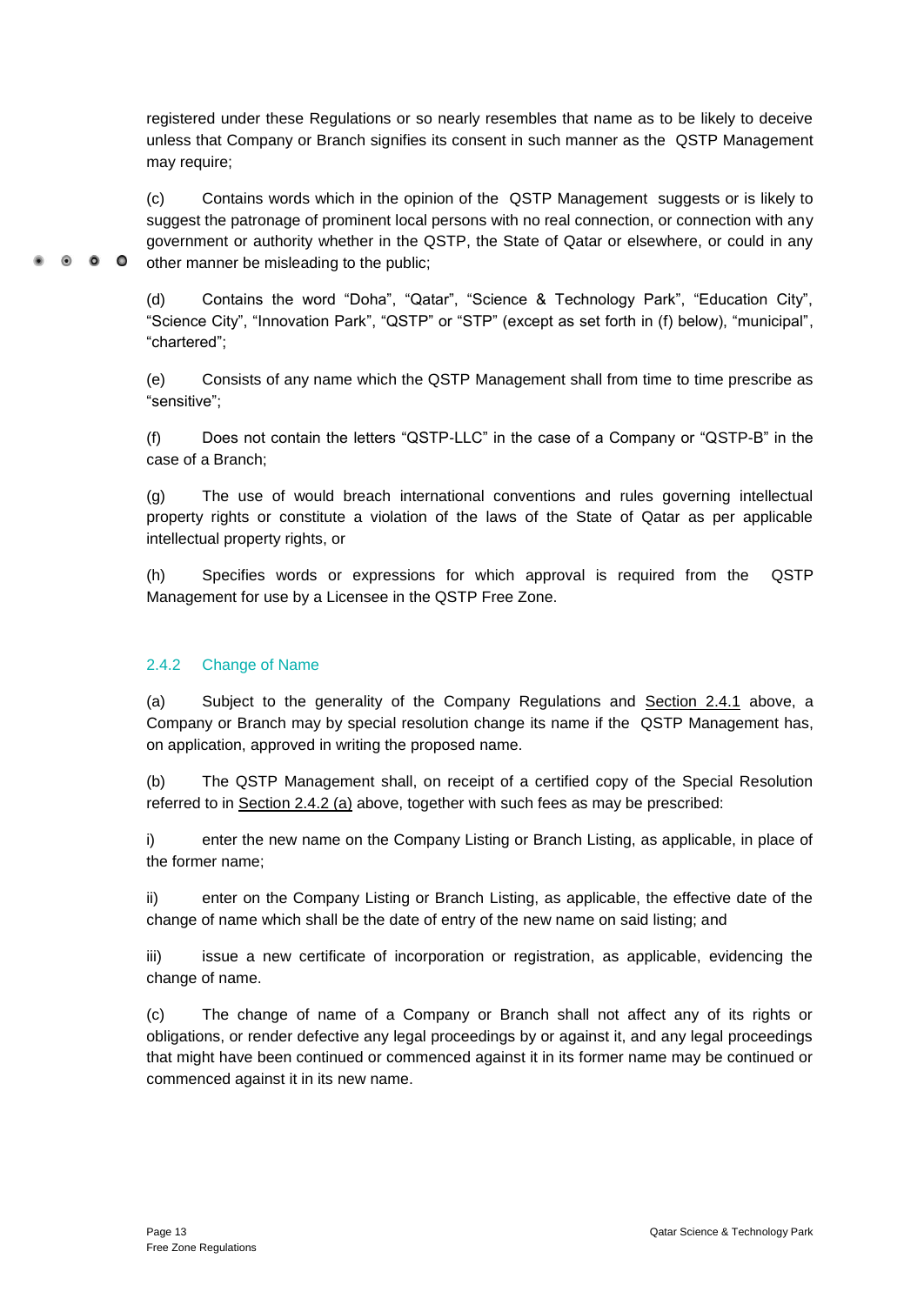registered under these Regulations or so nearly resembles that name as to be likely to deceive unless that Company or Branch signifies its consent in such manner as the QSTP Management may require;

(c) Contains words which in the opinion of the QSTP Management suggests or is likely to suggest the patronage of prominent local persons with no real connection, or connection with any government or authority whether in the QSTP, the State of Qatar or elsewhere, or could in any other manner be misleading to the public;

(d) Contains the word "Doha", "Qatar", "Science & Technology Park", "Education City", "Science City", "Innovation Park", "QSTP" or "STP" (except as set forth in (f) below), "municipal", "chartered";

(e) Consists of any name which the QSTP Management shall from time to time prescribe as "sensitive";

(f) Does not contain the letters "QSTP-LLC" in the case of a Company or "QSTP-B" in the case of a Branch;

(g) The use of would breach international conventions and rules governing intellectual property rights or constitute a violation of the laws of the State of Qatar as per applicable intellectual property rights, or

(h) Specifies words or expressions for which approval is required from the QSTP Management for use by a Licensee in the QSTP Free Zone.

### 2.4.2 Change of Name

(a) Subject to the generality of the Company Regulations and Section 2.4.1 above, a Company or Branch may by special resolution change its name if the QSTP Management has, on application, approved in writing the proposed name.

(b) The QSTP Management shall, on receipt of a certified copy of the Special Resolution referred to in Section 2.4.2 (a) above, together with such fees as may be prescribed:

i) enter the new name on the Company Listing or Branch Listing, as applicable, in place of the former name;

ii) enter on the Company Listing or Branch Listing, as applicable, the effective date of the change of name which shall be the date of entry of the new name on said listing; and

iii) issue a new certificate of incorporation or registration, as applicable, evidencing the change of name.

(c) The change of name of a Company or Branch shall not affect any of its rights or obligations, or render defective any legal proceedings by or against it, and any legal proceedings that might have been continued or commenced against it in its former name may be continued or commenced against it in its new name.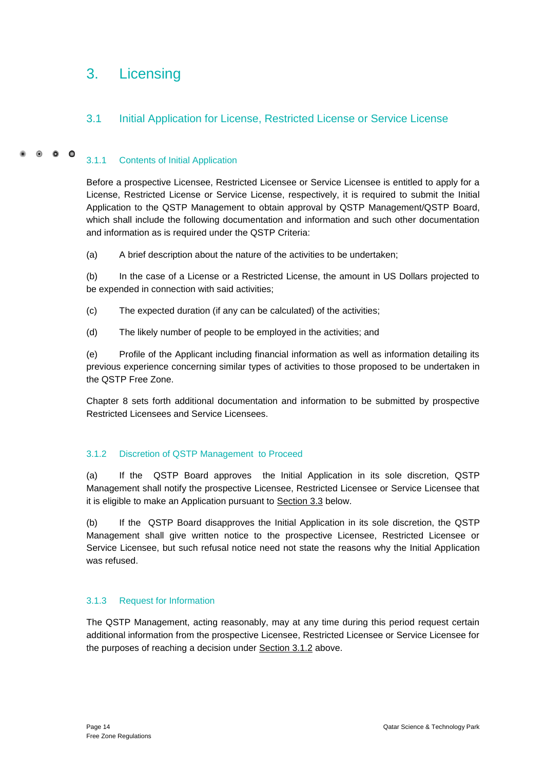# 3. Licensing

## 3.1 Initial Application for License, Restricted License or Service License

### 3.1.1 Contents of Initial Application

Before a prospective Licensee, Restricted Licensee or Service Licensee is entitled to apply for a License, Restricted License or Service License, respectively, it is required to submit the Initial Application to the QSTP Management to obtain approval by QSTP Management/QSTP Board, which shall include the following documentation and information and such other documentation and information as is required under the QSTP Criteria:

(a) A brief description about the nature of the activities to be undertaken;

(b) In the case of a License or a Restricted License, the amount in US Dollars projected to be expended in connection with said activities;

(c) The expected duration (if any can be calculated) of the activities;

(d) The likely number of people to be employed in the activities; and

(e) Profile of the Applicant including financial information as well as information detailing its previous experience concerning similar types of activities to those proposed to be undertaken in the QSTP Free Zone.

Chapter 8 sets forth additional documentation and information to be submitted by prospective Restricted Licensees and Service Licensees.

### 3.1.2 Discretion of QSTP Management to Proceed

(a) If the QSTP Board approves the Initial Application in its sole discretion, QSTP Management shall notify the prospective Licensee, Restricted Licensee or Service Licensee that it is eligible to make an Application pursuant to Section 3.3 below.

(b) If the QSTP Board disapproves the Initial Application in its sole discretion, the QSTP Management shall give written notice to the prospective Licensee, Restricted Licensee or Service Licensee, but such refusal notice need not state the reasons why the Initial Application was refused.

### 3.1.3 Request for Information

The QSTP Management, acting reasonably, may at any time during this period request certain additional information from the prospective Licensee, Restricted Licensee or Service Licensee for the purposes of reaching a decision under Section 3.1.2 above.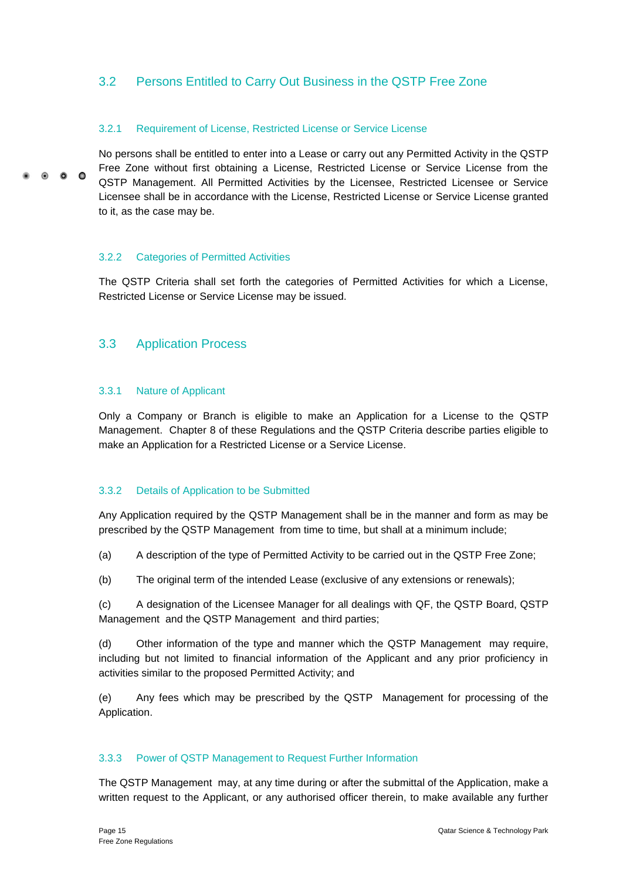## 3.2 Persons Entitled to Carry Out Business in the QSTP Free Zone

### 3.2.1 Requirement of License, Restricted License or Service License

No persons shall be entitled to enter into a Lease or carry out any Permitted Activity in the QSTP Free Zone without first obtaining a License, Restricted License or Service License from the QSTP Management. All Permitted Activities by the Licensee, Restricted Licensee or Service Licensee shall be in accordance with the License, Restricted License or Service License granted to it, as the case may be.

### 3.2.2 Categories of Permitted Activities

The QSTP Criteria shall set forth the categories of Permitted Activities for which a License, Restricted License or Service License may be issued.

## 3.3 Application Process

### 3.3.1 Nature of Applicant

Only a Company or Branch is eligible to make an Application for a License to the QSTP Management. Chapter 8 of these Regulations and the QSTP Criteria describe parties eligible to make an Application for a Restricted License or a Service License.

### 3.3.2 Details of Application to be Submitted

Any Application required by the QSTP Management shall be in the manner and form as may be prescribed by the QSTP Management from time to time, but shall at a minimum include;

(a) A description of the type of Permitted Activity to be carried out in the QSTP Free Zone;

(b) The original term of the intended Lease (exclusive of any extensions or renewals);

(c) A designation of the Licensee Manager for all dealings with QF, the QSTP Board, QSTP Management and the QSTP Management and third parties;

(d) Other information of the type and manner which the QSTP Management may require, including but not limited to financial information of the Applicant and any prior proficiency in activities similar to the proposed Permitted Activity; and

(e) Any fees which may be prescribed by the QSTP Management for processing of the Application.

### 3.3.3 Power of QSTP Management to Request Further Information

The QSTP Management may, at any time during or after the submittal of the Application, make a written request to the Applicant, or any authorised officer therein, to make available any further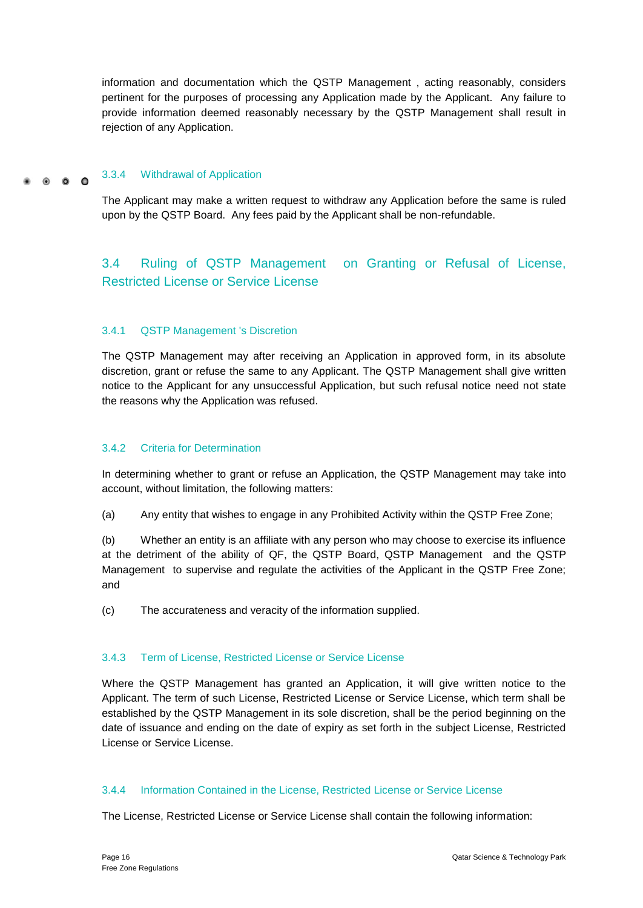information and documentation which the QSTP Management , acting reasonably, considers pertinent for the purposes of processing any Application made by the Applicant. Any failure to provide information deemed reasonably necessary by the QSTP Management shall result in rejection of any Application.

#### 3.3.4 Withdrawal of Application

The Applicant may make a written request to withdraw any Application before the same is ruled upon by the QSTP Board. Any fees paid by the Applicant shall be non-refundable.

### 3.4 Ruling of QSTP Management on Granting or Refusal of License, Restricted License or Service License

#### 3.4.1 QSTP Management 's Discretion

The QSTP Management may after receiving an Application in approved form, in its absolute discretion, grant or refuse the same to any Applicant. The QSTP Management shall give written notice to the Applicant for any unsuccessful Application, but such refusal notice need not state the reasons why the Application was refused.

#### 3.4.2 Criteria for Determination

In determining whether to grant or refuse an Application, the QSTP Management may take into account, without limitation, the following matters:

(a) Any entity that wishes to engage in any Prohibited Activity within the QSTP Free Zone;

(b) Whether an entity is an affiliate with any person who may choose to exercise its influence at the detriment of the ability of QF, the QSTP Board, QSTP Management and the QSTP Management to supervise and regulate the activities of the Applicant in the QSTP Free Zone; and

(c) The accurateness and veracity of the information supplied.

#### 3.4.3 Term of License, Restricted License or Service License

Where the QSTP Management has granted an Application, it will give written notice to the Applicant. The term of such License, Restricted License or Service License, which term shall be established by the QSTP Management in its sole discretion, shall be the period beginning on the date of issuance and ending on the date of expiry as set forth in the subject License, Restricted License or Service License.

#### 3.4.4 Information Contained in the License, Restricted License or Service License

The License, Restricted License or Service License shall contain the following information: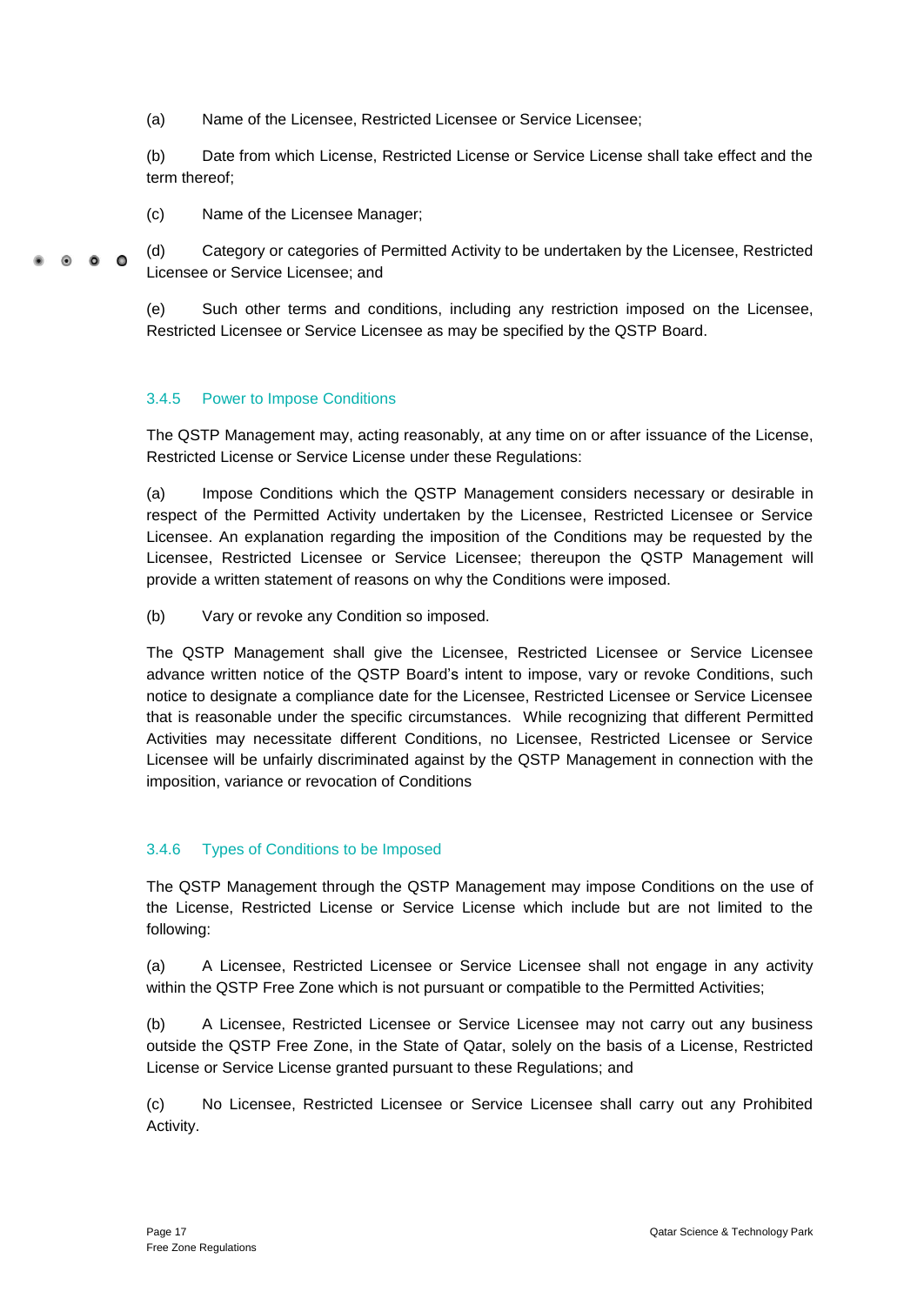(a) Name of the Licensee, Restricted Licensee or Service Licensee;

(b) Date from which License, Restricted License or Service License shall take effect and the term thereof;

(c) Name of the Licensee Manager;

(d) Category or categories of Permitted Activity to be undertaken by the Licensee, Restricted Licensee or Service Licensee; and

(e) Such other terms and conditions, including any restriction imposed on the Licensee, Restricted Licensee or Service Licensee as may be specified by the QSTP Board.

### 3.4.5 Power to Impose Conditions

The QSTP Management may, acting reasonably, at any time on or after issuance of the License, Restricted License or Service License under these Regulations:

(a) Impose Conditions which the QSTP Management considers necessary or desirable in respect of the Permitted Activity undertaken by the Licensee, Restricted Licensee or Service Licensee. An explanation regarding the imposition of the Conditions may be requested by the Licensee, Restricted Licensee or Service Licensee; thereupon the QSTP Management will provide a written statement of reasons on why the Conditions were imposed.

(b) Vary or revoke any Condition so imposed.

The QSTP Management shall give the Licensee, Restricted Licensee or Service Licensee advance written notice of the QSTP Board's intent to impose, vary or revoke Conditions, such notice to designate a compliance date for the Licensee, Restricted Licensee or Service Licensee that is reasonable under the specific circumstances. While recognizing that different Permitted Activities may necessitate different Conditions, no Licensee, Restricted Licensee or Service Licensee will be unfairly discriminated against by the QSTP Management in connection with the imposition, variance or revocation of Conditions

### 3.4.6 Types of Conditions to be Imposed

The QSTP Management through the QSTP Management may impose Conditions on the use of the License, Restricted License or Service License which include but are not limited to the following:

(a) A Licensee, Restricted Licensee or Service Licensee shall not engage in any activity within the QSTP Free Zone which is not pursuant or compatible to the Permitted Activities;

(b) A Licensee, Restricted Licensee or Service Licensee may not carry out any business outside the QSTP Free Zone, in the State of Qatar, solely on the basis of a License, Restricted License or Service License granted pursuant to these Regulations; and

(c) No Licensee, Restricted Licensee or Service Licensee shall carry out any Prohibited Activity.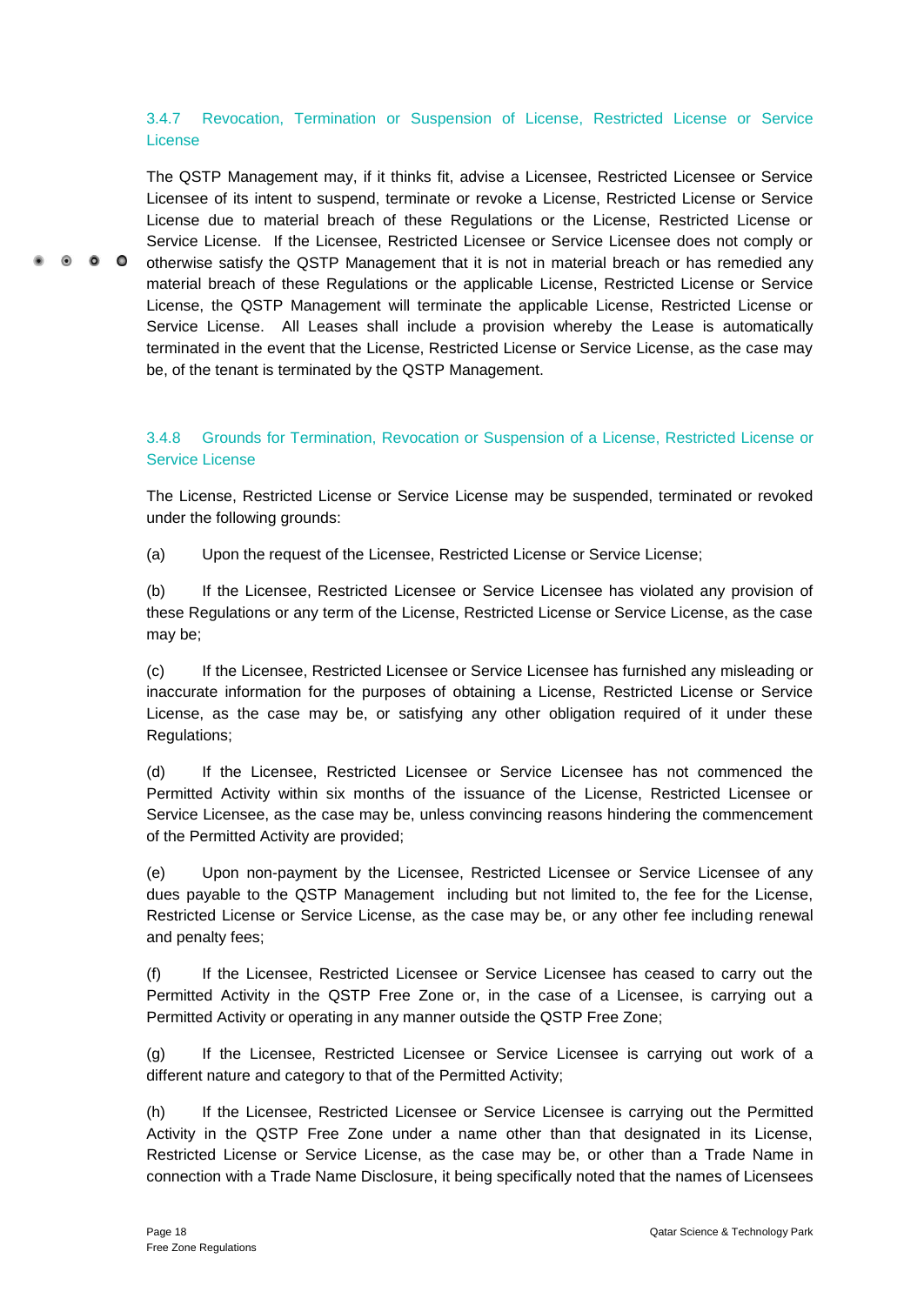### 3.4.7 Revocation, Termination or Suspension of License, Restricted License or Service License

The QSTP Management may, if it thinks fit, advise a Licensee, Restricted Licensee or Service Licensee of its intent to suspend, terminate or revoke a License, Restricted License or Service License due to material breach of these Regulations or the License, Restricted License or Service License. If the Licensee, Restricted Licensee or Service Licensee does not comply or otherwise satisfy the QSTP Management that it is not in material breach or has remedied any material breach of these Regulations or the applicable License, Restricted License or Service License, the QSTP Management will terminate the applicable License, Restricted License or Service License. All Leases shall include a provision whereby the Lease is automatically terminated in the event that the License, Restricted License or Service License, as the case may be, of the tenant is terminated by the QSTP Management.

### 3.4.8 Grounds for Termination, Revocation or Suspension of a License, Restricted License or Service License

The License, Restricted License or Service License may be suspended, terminated or revoked under the following grounds:

(a) Upon the request of the Licensee, Restricted License or Service License;

(b) If the Licensee, Restricted Licensee or Service Licensee has violated any provision of these Regulations or any term of the License, Restricted License or Service License, as the case may be;

(c) If the Licensee, Restricted Licensee or Service Licensee has furnished any misleading or inaccurate information for the purposes of obtaining a License, Restricted License or Service License, as the case may be, or satisfying any other obligation required of it under these Regulations;

(d) If the Licensee, Restricted Licensee or Service Licensee has not commenced the Permitted Activity within six months of the issuance of the License, Restricted Licensee or Service Licensee, as the case may be, unless convincing reasons hindering the commencement of the Permitted Activity are provided;

(e) Upon non-payment by the Licensee, Restricted Licensee or Service Licensee of any dues payable to the QSTP Management including but not limited to, the fee for the License, Restricted License or Service License, as the case may be, or any other fee including renewal and penalty fees;

(f) If the Licensee, Restricted Licensee or Service Licensee has ceased to carry out the Permitted Activity in the QSTP Free Zone or, in the case of a Licensee, is carrying out a Permitted Activity or operating in any manner outside the QSTP Free Zone;

(g) If the Licensee, Restricted Licensee or Service Licensee is carrying out work of a different nature and category to that of the Permitted Activity;

(h) If the Licensee, Restricted Licensee or Service Licensee is carrying out the Permitted Activity in the QSTP Free Zone under a name other than that designated in its License, Restricted License or Service License, as the case may be, or other than a Trade Name in connection with a Trade Name Disclosure, it being specifically noted that the names of Licensees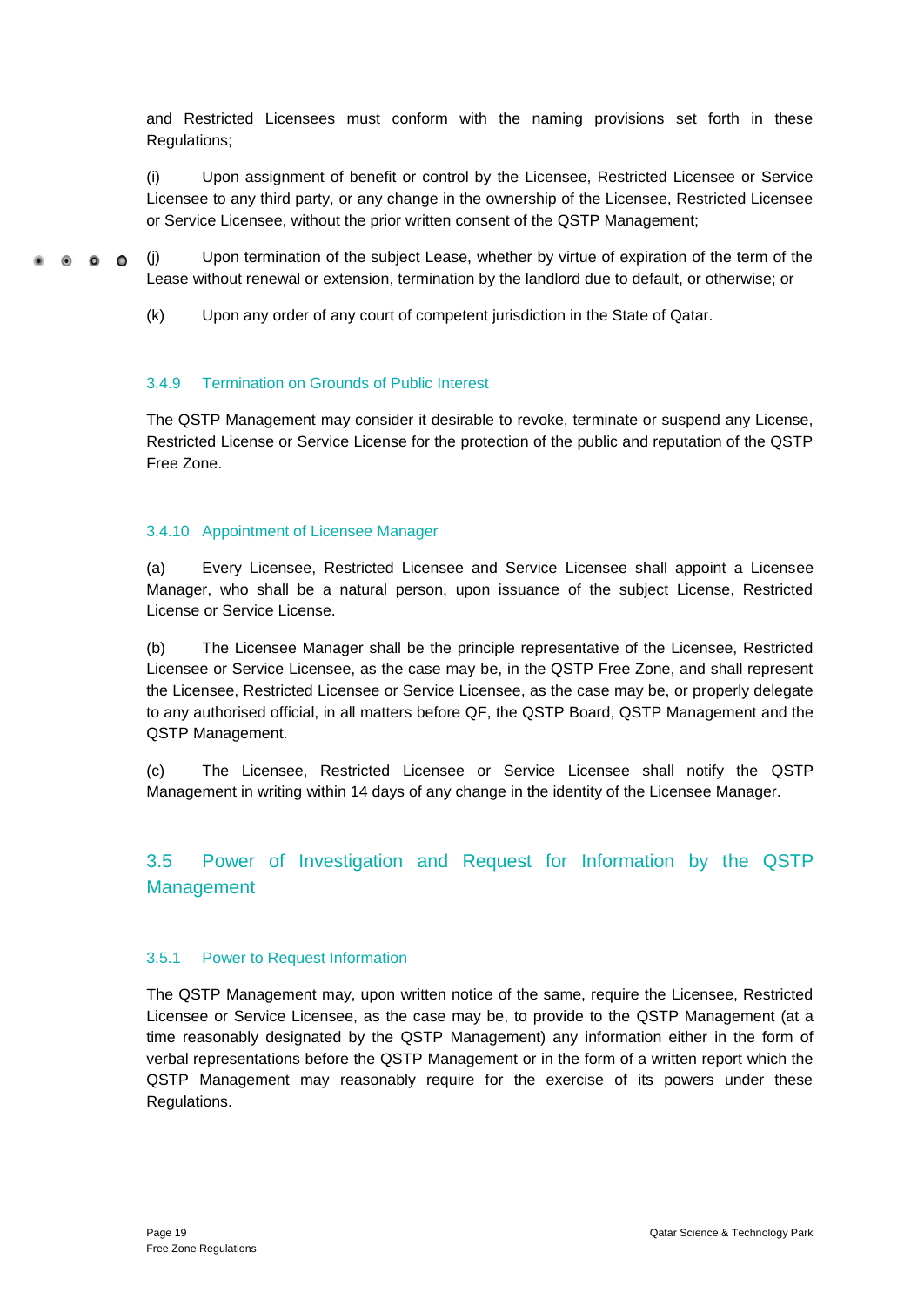and Restricted Licensees must conform with the naming provisions set forth in these Regulations;

(i) Upon assignment of benefit or control by the Licensee, Restricted Licensee or Service Licensee to any third party, or any change in the ownership of the Licensee, Restricted Licensee or Service Licensee, without the prior written consent of the QSTP Management;

(j) Upon termination of the subject Lease, whether by virtue of expiration of the term of the Lease without renewal or extension, termination by the landlord due to default, or otherwise; or

(k) Upon any order of any court of competent jurisdiction in the State of Qatar.

### 3.4.9 Termination on Grounds of Public Interest

The QSTP Management may consider it desirable to revoke, terminate or suspend any License, Restricted License or Service License for the protection of the public and reputation of the QSTP Free Zone.

### 3.4.10 Appointment of Licensee Manager

(a) Every Licensee, Restricted Licensee and Service Licensee shall appoint a Licensee Manager, who shall be a natural person, upon issuance of the subject License, Restricted License or Service License.

(b) The Licensee Manager shall be the principle representative of the Licensee, Restricted Licensee or Service Licensee, as the case may be, in the QSTP Free Zone, and shall represent the Licensee, Restricted Licensee or Service Licensee, as the case may be, or properly delegate to any authorised official, in all matters before QF, the QSTP Board, QSTP Management and the QSTP Management.

(c) The Licensee, Restricted Licensee or Service Licensee shall notify the QSTP Management in writing within 14 days of any change in the identity of the Licensee Manager.

## 3.5 Power of Investigation and Request for Information by the QSTP Management

### 3.5.1 Power to Request Information

The QSTP Management may, upon written notice of the same, require the Licensee, Restricted Licensee or Service Licensee, as the case may be, to provide to the QSTP Management (at a time reasonably designated by the QSTP Management) any information either in the form of verbal representations before the QSTP Management or in the form of a written report which the QSTP Management may reasonably require for the exercise of its powers under these Regulations.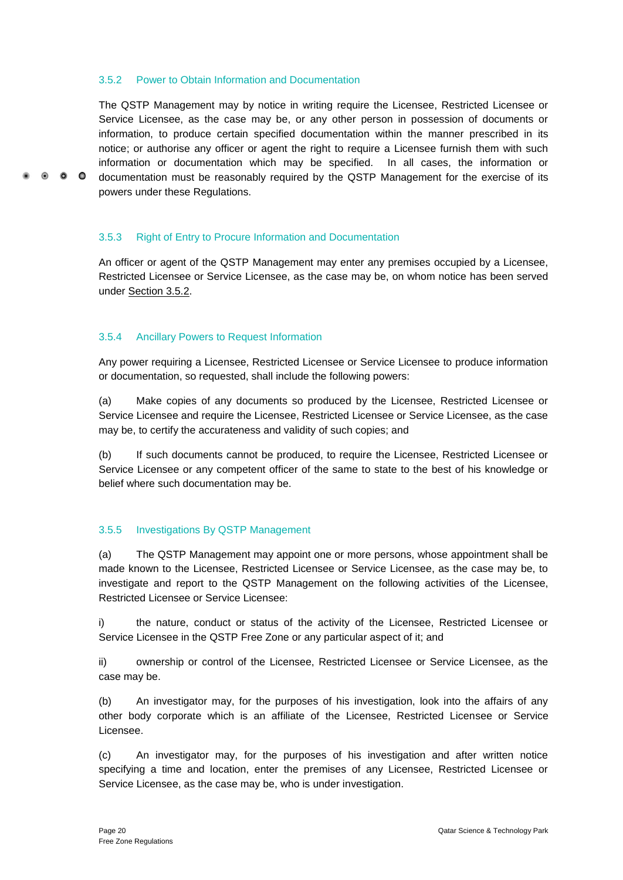### 3.5.2 Power to Obtain Information and Documentation

The QSTP Management may by notice in writing require the Licensee, Restricted Licensee or Service Licensee, as the case may be, or any other person in possession of documents or information, to produce certain specified documentation within the manner prescribed in its notice; or authorise any officer or agent the right to require a Licensee furnish them with such information or documentation which may be specified. In all cases, the information or documentation must be reasonably required by the QSTP Management for the exercise of its powers under these Regulations.

### 3.5.3 Right of Entry to Procure Information and Documentation

An officer or agent of the QSTP Management may enter any premises occupied by a Licensee, Restricted Licensee or Service Licensee, as the case may be, on whom notice has been served under Section 3.5.2.

### 3.5.4 Ancillary Powers to Request Information

Any power requiring a Licensee, Restricted Licensee or Service Licensee to produce information or documentation, so requested, shall include the following powers:

(a) Make copies of any documents so produced by the Licensee, Restricted Licensee or Service Licensee and require the Licensee, Restricted Licensee or Service Licensee, as the case may be, to certify the accurateness and validity of such copies; and

(b) If such documents cannot be produced, to require the Licensee, Restricted Licensee or Service Licensee or any competent officer of the same to state to the best of his knowledge or belief where such documentation may be.

### 3.5.5 Investigations By QSTP Management

(a) The QSTP Management may appoint one or more persons, whose appointment shall be made known to the Licensee, Restricted Licensee or Service Licensee, as the case may be, to investigate and report to the QSTP Management on the following activities of the Licensee, Restricted Licensee or Service Licensee:

i) the nature, conduct or status of the activity of the Licensee, Restricted Licensee or Service Licensee in the QSTP Free Zone or any particular aspect of it; and

ii) ownership or control of the Licensee, Restricted Licensee or Service Licensee, as the case may be.

(b) An investigator may, for the purposes of his investigation, look into the affairs of any other body corporate which is an affiliate of the Licensee, Restricted Licensee or Service Licensee.

(c) An investigator may, for the purposes of his investigation and after written notice specifying a time and location, enter the premises of any Licensee, Restricted Licensee or Service Licensee, as the case may be, who is under investigation.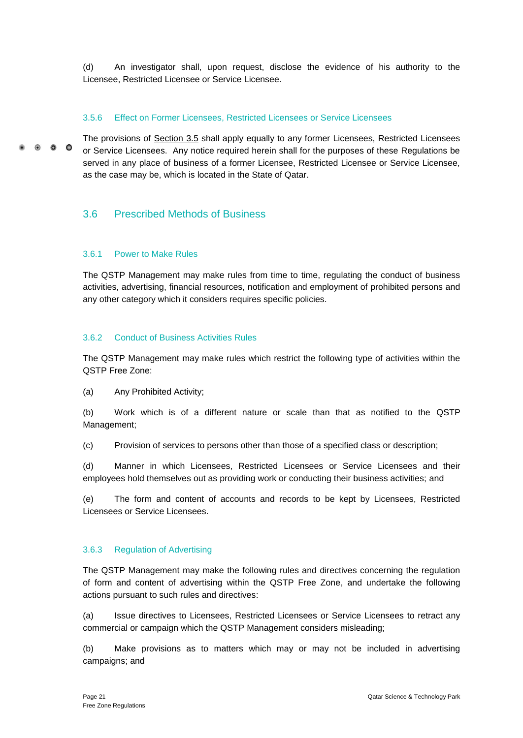(d) An investigator shall, upon request, disclose the evidence of his authority to the Licensee, Restricted Licensee or Service Licensee.

### 3.5.6 Effect on Former Licensees, Restricted Licensees or Service Licensees

The provisions of Section 3.5 shall apply equally to any former Licensees, Restricted Licensees or Service Licensees. Any notice required herein shall for the purposes of these Regulations be served in any place of business of a former Licensee, Restricted Licensee or Service Licensee, as the case may be, which is located in the State of Qatar.

## 3.6 Prescribed Methods of Business

### 3.6.1 Power to Make Rules

The QSTP Management may make rules from time to time, regulating the conduct of business activities, advertising, financial resources, notification and employment of prohibited persons and any other category which it considers requires specific policies.

### 3.6.2 Conduct of Business Activities Rules

The QSTP Management may make rules which restrict the following type of activities within the QSTP Free Zone:

(a) Any Prohibited Activity;

(b) Work which is of a different nature or scale than that as notified to the QSTP Management;

(c) Provision of services to persons other than those of a specified class or description;

(d) Manner in which Licensees, Restricted Licensees or Service Licensees and their employees hold themselves out as providing work or conducting their business activities; and

(e) The form and content of accounts and records to be kept by Licensees, Restricted Licensees or Service Licensees.

### 3.6.3 Regulation of Advertising

The QSTP Management may make the following rules and directives concerning the regulation of form and content of advertising within the QSTP Free Zone, and undertake the following actions pursuant to such rules and directives:

(a) Issue directives to Licensees, Restricted Licensees or Service Licensees to retract any commercial or campaign which the QSTP Management considers misleading;

(b) Make provisions as to matters which may or may not be included in advertising campaigns; and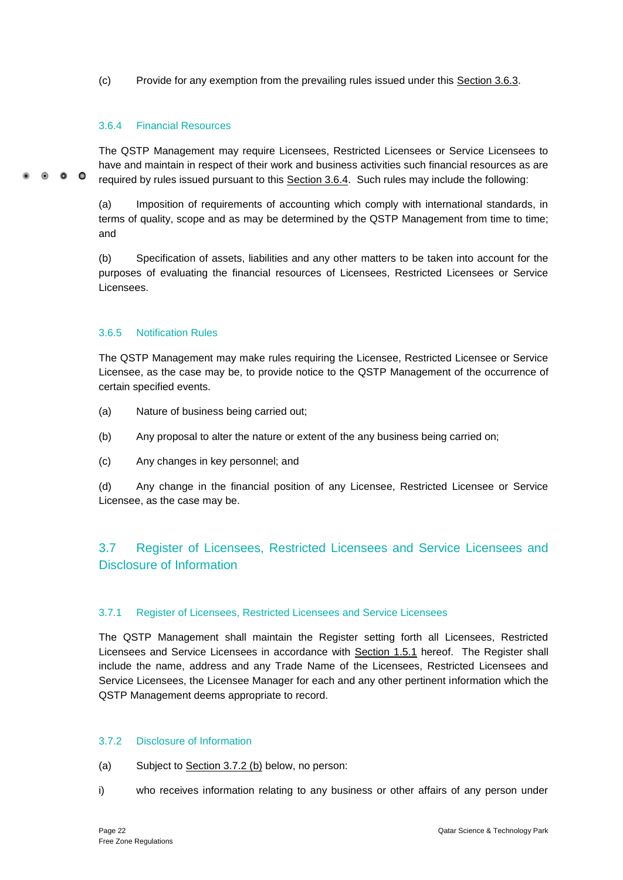(c) Provide for any exemption from the prevailing rules issued under this Section 3.6.3.

### 3.6.4 Financial Resources

The QSTP Management may require Licensees, Restricted Licensees or Service Licensees to have and maintain in respect of their work and business activities such financial resources as are required by rules issued pursuant to this Section 3.6.4. Such rules may include the following:

(a) Imposition of requirements of accounting which comply with international standards, in terms of quality, scope and as may be determined by the QSTP Management from time to time; and

(b) Specification of assets, liabilities and any other matters to be taken into account for the purposes of evaluating the financial resources of Licensees, Restricted Licensees or Service Licensees.

### 3.6.5 Notification Rules

The QSTP Management may make rules requiring the Licensee, Restricted Licensee or Service Licensee, as the case may be, to provide notice to the QSTP Management of the occurrence of certain specified events.

(a) Nature of business being carried out;

(b) Any proposal to alter the nature or extent of the any business being carried on;

(c) Any changes in key personnel; and

(d) Any change in the financial position of any Licensee, Restricted Licensee or Service Licensee, as the case may be.

## 3.7 Register of Licensees, Restricted Licensees and Service Licensees and Disclosure of Information

### 3.7.1 Register of Licensees, Restricted Licensees and Service Licensees

The QSTP Management shall maintain the Register setting forth all Licensees, Restricted Licensees and Service Licensees in accordance with Section 1.5.1 hereof. The Register shall include the name, address and any Trade Name of the Licensees, Restricted Licensees and Service Licensees, the Licensee Manager for each and any other pertinent information which the QSTP Management deems appropriate to record.

### 3.7.2 Disclosure of Information

(a) Subject to Section 3.7.2 (b) below, no person:

i) who receives information relating to any business or other affairs of any person under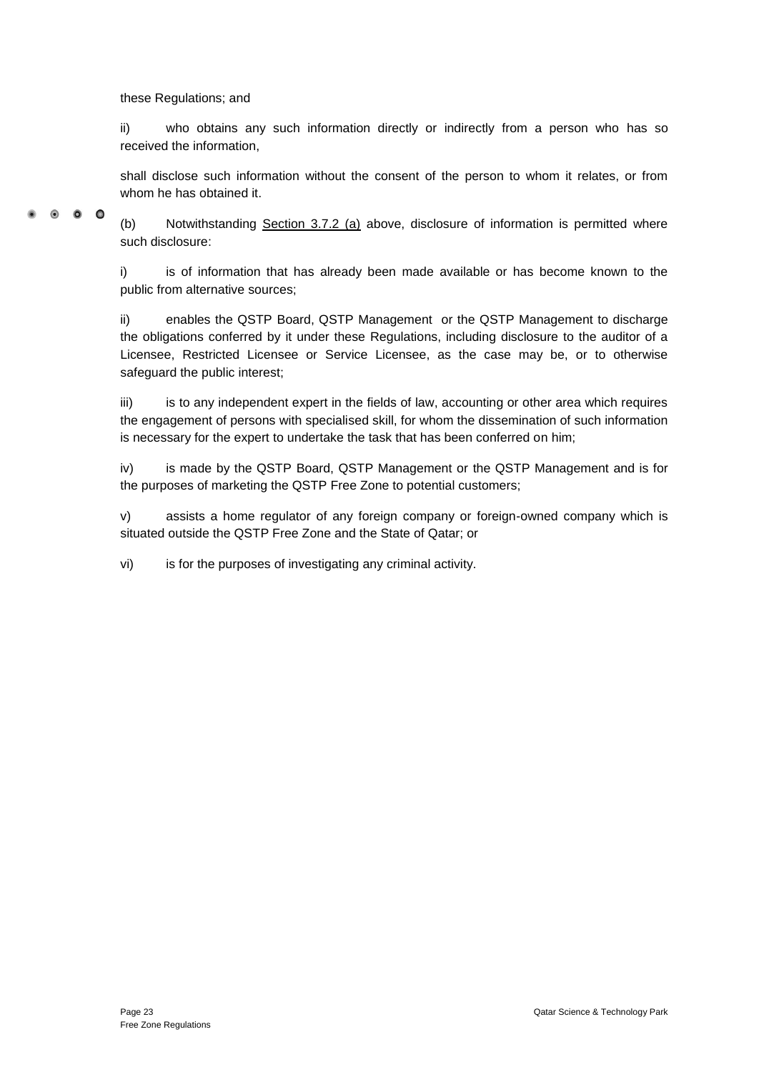these Regulations; and

ii) who obtains any such information directly or indirectly from a person who has so received the information,

shall disclose such information without the consent of the person to whom it relates, or from whom he has obtained it.

(b) Notwithstanding Section 3.7.2 (a) above, disclosure of information is permitted where such disclosure:

i) is of information that has already been made available or has become known to the public from alternative sources;

ii) enables the QSTP Board, QSTP Management or the QSTP Management to discharge the obligations conferred by it under these Regulations, including disclosure to the auditor of a Licensee, Restricted Licensee or Service Licensee, as the case may be, or to otherwise safeguard the public interest;

iii) is to any independent expert in the fields of law, accounting or other area which requires the engagement of persons with specialised skill, for whom the dissemination of such information is necessary for the expert to undertake the task that has been conferred on him;

iv) is made by the QSTP Board, QSTP Management or the QSTP Management and is for the purposes of marketing the QSTP Free Zone to potential customers;

v) assists a home regulator of any foreign company or foreign-owned company which is situated outside the QSTP Free Zone and the State of Qatar; or

vi) is for the purposes of investigating any criminal activity.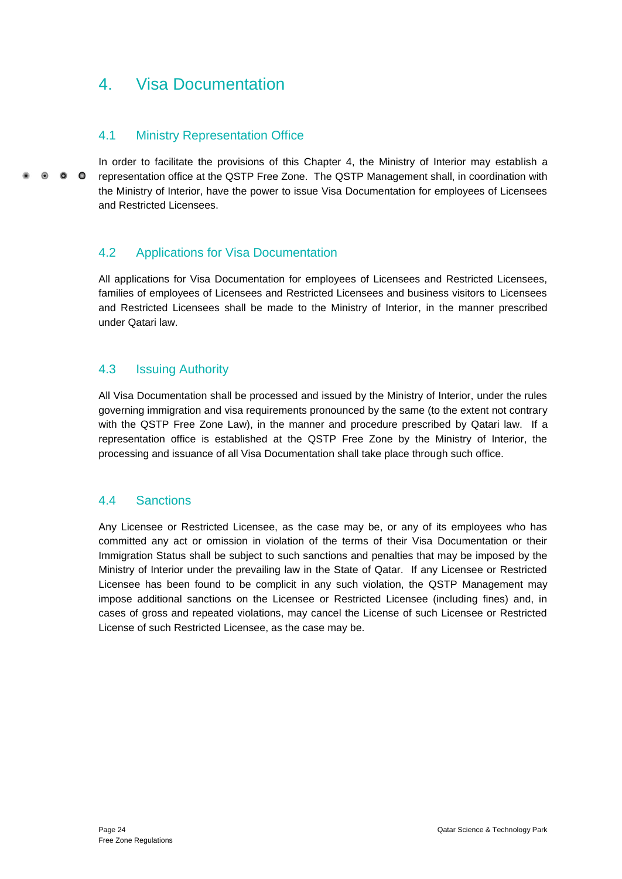# 4. Visa Documentation

## 4.1 Ministry Representation Office

In order to facilitate the provisions of this Chapter 4, the Ministry of Interior may establish a representation office at the QSTP Free Zone. The QSTP Management shall, in coordination with the Ministry of Interior, have the power to issue Visa Documentation for employees of Licensees and Restricted Licensees.

## 4.2 Applications for Visa Documentation

All applications for Visa Documentation for employees of Licensees and Restricted Licensees, families of employees of Licensees and Restricted Licensees and business visitors to Licensees and Restricted Licensees shall be made to the Ministry of Interior, in the manner prescribed under Qatari law.

## 4.3 Issuing Authority

All Visa Documentation shall be processed and issued by the Ministry of Interior, under the rules governing immigration and visa requirements pronounced by the same (to the extent not contrary with the QSTP Free Zone Law), in the manner and procedure prescribed by Qatari law. If a representation office is established at the QSTP Free Zone by the Ministry of Interior, the processing and issuance of all Visa Documentation shall take place through such office.

## 4.4 Sanctions

Any Licensee or Restricted Licensee, as the case may be, or any of its employees who has committed any act or omission in violation of the terms of their Visa Documentation or their Immigration Status shall be subject to such sanctions and penalties that may be imposed by the Ministry of Interior under the prevailing law in the State of Qatar. If any Licensee or Restricted Licensee has been found to be complicit in any such violation, the QSTP Management may impose additional sanctions on the Licensee or Restricted Licensee (including fines) and, in cases of gross and repeated violations, may cancel the License of such Licensee or Restricted License of such Restricted Licensee, as the case may be.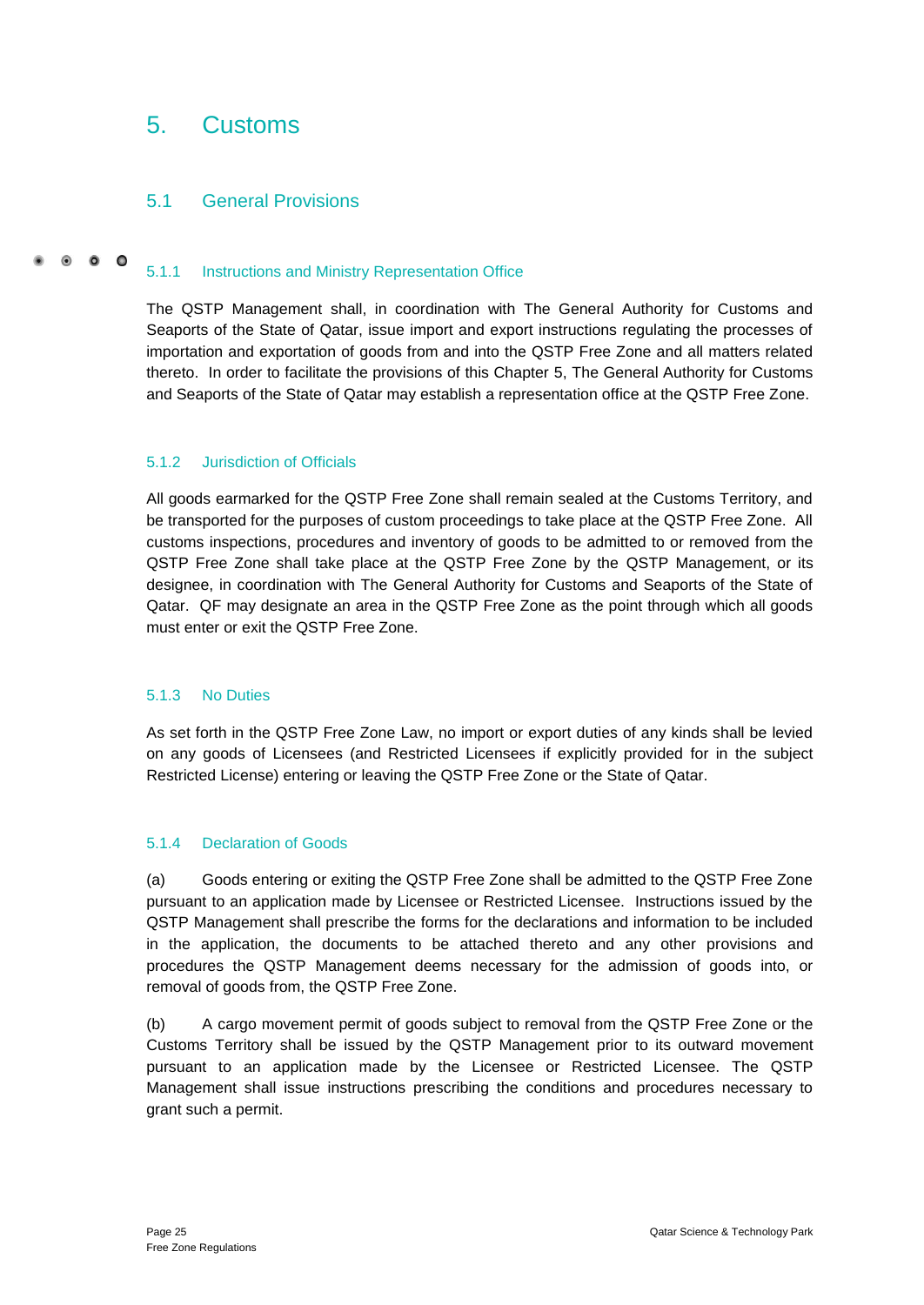# 5. Customs

## 5.1 General Provisions

### 5.1.1 Instructions and Ministry Representation Office

The QSTP Management shall, in coordination with The General Authority for Customs and Seaports of the State of Qatar, issue import and export instructions regulating the processes of importation and exportation of goods from and into the QSTP Free Zone and all matters related thereto. In order to facilitate the provisions of this Chapter 5, The General Authority for Customs and Seaports of the State of Qatar may establish a representation office at the QSTP Free Zone.

### 5.1.2 Jurisdiction of Officials

All goods earmarked for the QSTP Free Zone shall remain sealed at the Customs Territory, and be transported for the purposes of custom proceedings to take place at the QSTP Free Zone. All customs inspections, procedures and inventory of goods to be admitted to or removed from the QSTP Free Zone shall take place at the QSTP Free Zone by the QSTP Management, or its designee, in coordination with The General Authority for Customs and Seaports of the State of Qatar. QF may designate an area in the QSTP Free Zone as the point through which all goods must enter or exit the QSTP Free Zone.

### 5.1.3 No Duties

As set forth in the QSTP Free Zone Law, no import or export duties of any kinds shall be levied on any goods of Licensees (and Restricted Licensees if explicitly provided for in the subject Restricted License) entering or leaving the QSTP Free Zone or the State of Qatar.

### 5.1.4 Declaration of Goods

(a) Goods entering or exiting the QSTP Free Zone shall be admitted to the QSTP Free Zone pursuant to an application made by Licensee or Restricted Licensee. Instructions issued by the QSTP Management shall prescribe the forms for the declarations and information to be included in the application, the documents to be attached thereto and any other provisions and procedures the QSTP Management deems necessary for the admission of goods into, or removal of goods from, the QSTP Free Zone.

(b) A cargo movement permit of goods subject to removal from the QSTP Free Zone or the Customs Territory shall be issued by the QSTP Management prior to its outward movement pursuant to an application made by the Licensee or Restricted Licensee. The QSTP Management shall issue instructions prescribing the conditions and procedures necessary to grant such a permit.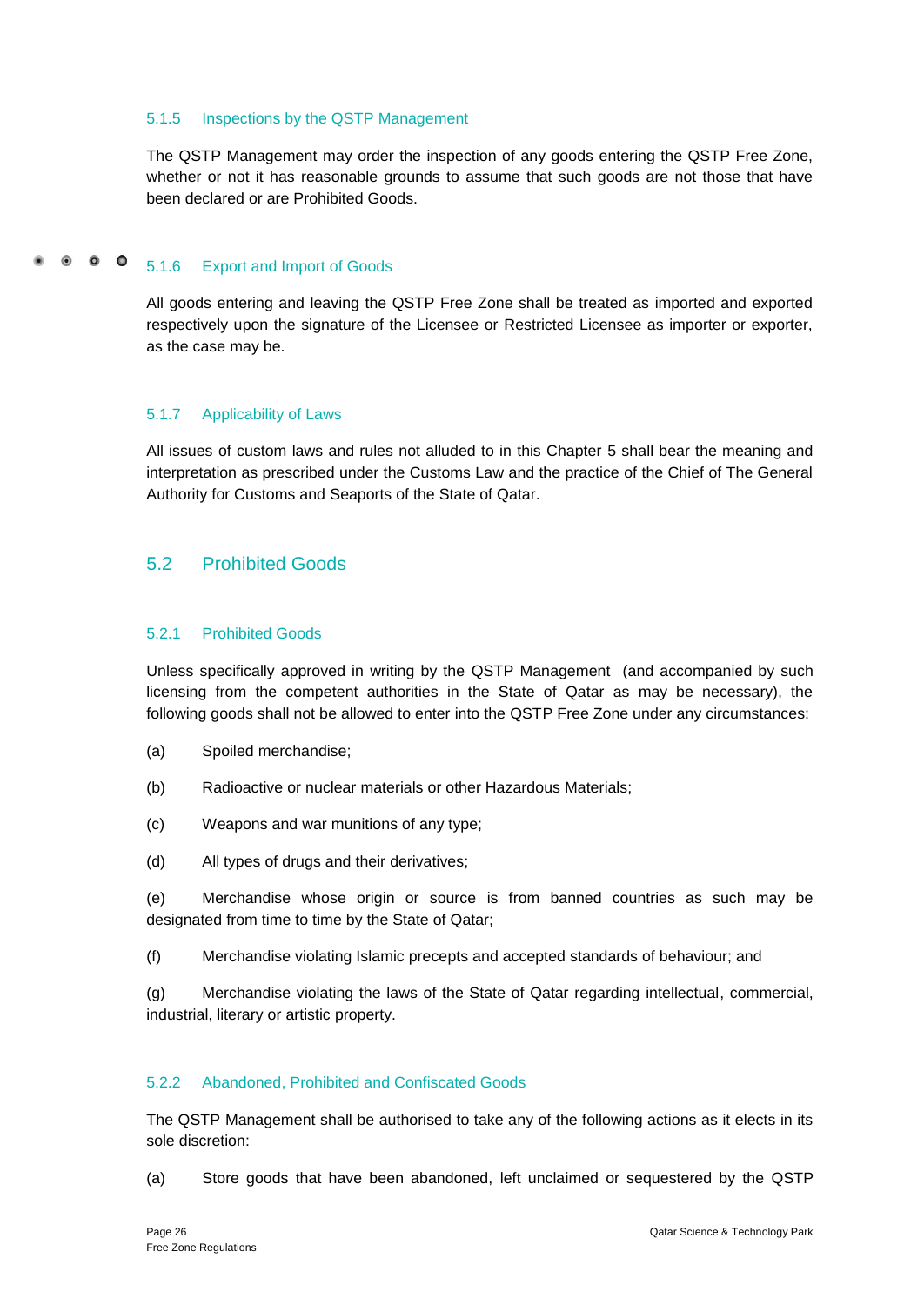#### 5.1.5 Inspections by the QSTP Management

The QSTP Management may order the inspection of any goods entering the QSTP Free Zone, whether or not it has reasonable grounds to assume that such goods are not those that have been declared or are Prohibited Goods.

#### 5.1.6 Export and Import of Goods

All goods entering and leaving the QSTP Free Zone shall be treated as imported and exported respectively upon the signature of the Licensee or Restricted Licensee as importer or exporter, as the case may be.

#### 5.1.7 Applicability of Laws

All issues of custom laws and rules not alluded to in this Chapter 5 shall bear the meaning and interpretation as prescribed under the Customs Law and the practice of the Chief of The General Authority for Customs and Seaports of the State of Qatar.

### 5.2 Prohibited Goods

#### 5.2.1 Prohibited Goods

Unless specifically approved in writing by the QSTP Management (and accompanied by such licensing from the competent authorities in the State of Qatar as may be necessary), the following goods shall not be allowed to enter into the QSTP Free Zone under any circumstances:

(a) Spoiled merchandise;

(b) Radioactive or nuclear materials or other Hazardous Materials;

(c) Weapons and war munitions of any type;

(d) All types of drugs and their derivatives;

(e) Merchandise whose origin or source is from banned countries as such may be designated from time to time by the State of Qatar;

(f) Merchandise violating Islamic precepts and accepted standards of behaviour; and

(g) Merchandise violating the laws of the State of Qatar regarding intellectual, commercial, industrial, literary or artistic property.

#### 5.2.2 Abandoned, Prohibited and Confiscated Goods

The QSTP Management shall be authorised to take any of the following actions as it elects in its sole discretion:

(a) Store goods that have been abandoned, left unclaimed or sequestered by the QSTP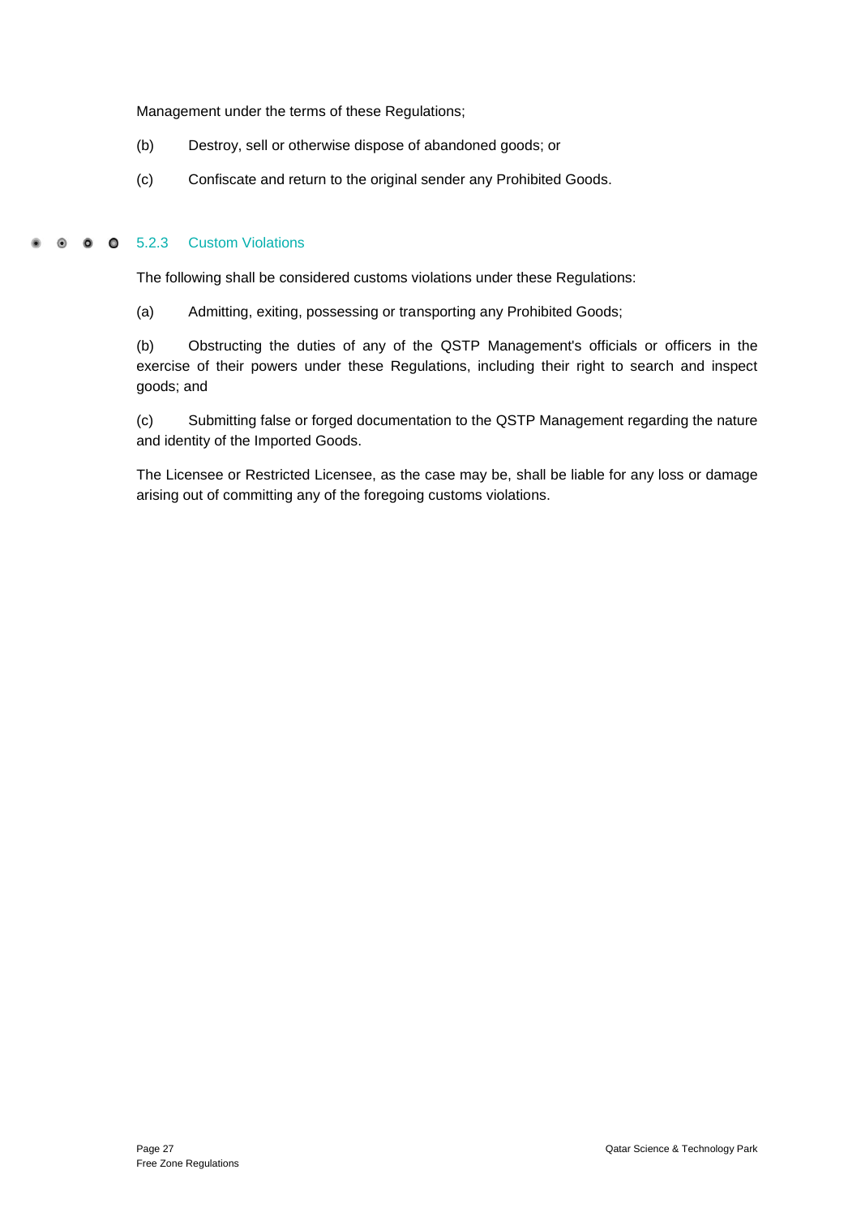Management under the terms of these Regulations;

(b) Destroy, sell or otherwise dispose of abandoned goods; or

(c) Confiscate and return to the original sender any Prohibited Goods.

#### 5.2.3 Custom Violations

The following shall be considered customs violations under these Regulations:

(a) Admitting, exiting, possessing or transporting any Prohibited Goods;

(b) Obstructing the duties of any of the QSTP Management's officials or officers in the exercise of their powers under these Regulations, including their right to search and inspect goods; and

(c) Submitting false or forged documentation to the QSTP Management regarding the nature and identity of the Imported Goods.

The Licensee or Restricted Licensee, as the case may be, shall be liable for any loss or damage arising out of committing any of the foregoing customs violations.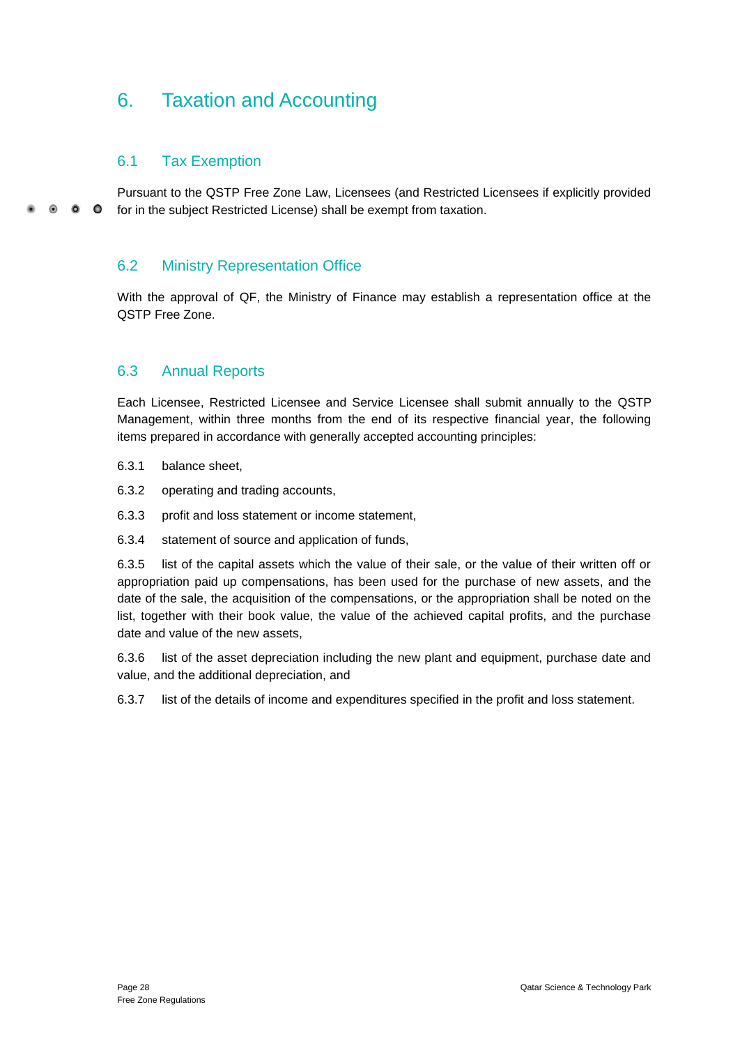# 6. Taxation and Accounting

## 6.1 Tax Exemption

Pursuant to the QSTP Free Zone Law, Licensees (and Restricted Licensees if explicitly provided for in the subject Restricted License) shall be exempt from taxation.

## 6.2 Ministry Representation Office

With the approval of QF, the Ministry of Finance may establish a representation office at the QSTP Free Zone.

## 6.3 Annual Reports

Each Licensee, Restricted Licensee and Service Licensee shall submit annually to the QSTP Management, within three months from the end of its respective financial year, the following items prepared in accordance with generally accepted accounting principles:

6.3.1 balance sheet,

6.3.2 operating and trading accounts,

6.3.3 profit and loss statement or income statement,

6.3.4 statement of source and application of funds,

6.3.5 list of the capital assets which the value of their sale, or the value of their written off or appropriation paid up compensations, has been used for the purchase of new assets, and the date of the sale, the acquisition of the compensations, or the appropriation shall be noted on the list, together with their book value, the value of the achieved capital profits, and the purchase date and value of the new assets,

6.3.6 list of the asset depreciation including the new plant and equipment, purchase date and value, and the additional depreciation, and

6.3.7 list of the details of income and expenditures specified in the profit and loss statement.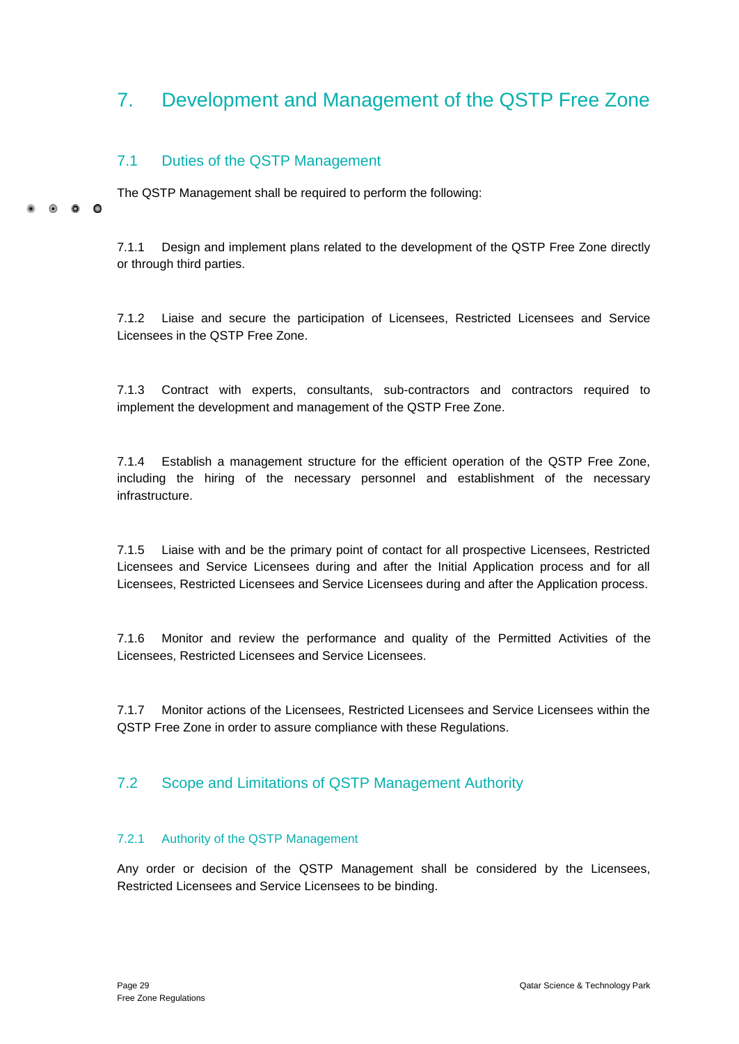# 7. Development and Management of the QSTP Free Zone

## 7.1 Duties of the QSTP Management

The QSTP Management shall be required to perform the following:

7.1.1 Design and implement plans related to the development of the QSTP Free Zone directly or through third parties.

7.1.2 Liaise and secure the participation of Licensees, Restricted Licensees and Service Licensees in the QSTP Free Zone.

7.1.3 Contract with experts, consultants, sub-contractors and contractors required to implement the development and management of the QSTP Free Zone.

7.1.4 Establish a management structure for the efficient operation of the QSTP Free Zone, including the hiring of the necessary personnel and establishment of the necessary infrastructure.

7.1.5 Liaise with and be the primary point of contact for all prospective Licensees, Restricted Licensees and Service Licensees during and after the Initial Application process and for all Licensees, Restricted Licensees and Service Licensees during and after the Application process.

7.1.6 Monitor and review the performance and quality of the Permitted Activities of the Licensees, Restricted Licensees and Service Licensees.

7.1.7 Monitor actions of the Licensees, Restricted Licensees and Service Licensees within the QSTP Free Zone in order to assure compliance with these Regulations.

## 7.2 Scope and Limitations of QSTP Management Authority

### 7.2.1 Authority of the QSTP Management

Any order or decision of the QSTP Management shall be considered by the Licensees, Restricted Licensees and Service Licensees to be binding.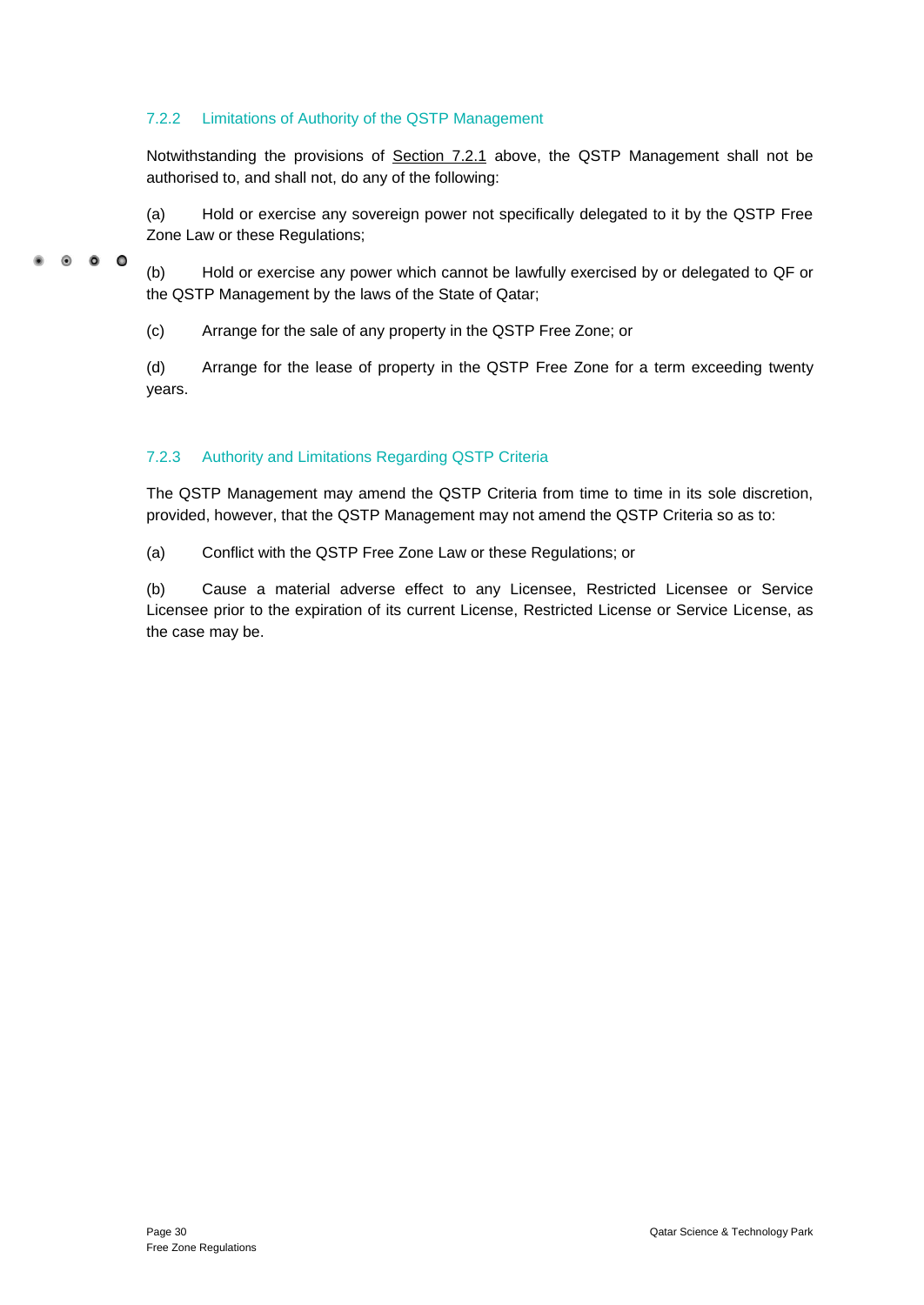### 7.2.2 Limitations of Authority of the QSTP Management

Notwithstanding the provisions of Section 7.2.1 above, the QSTP Management shall not be authorised to, and shall not, do any of the following:

(a) Hold or exercise any sovereign power not specifically delegated to it by the QSTP Free Zone Law or these Regulations;

(b) Hold or exercise any power which cannot be lawfully exercised by or delegated to QF or the QSTP Management by the laws of the State of Qatar;

(c) Arrange for the sale of any property in the QSTP Free Zone; or

(d) Arrange for the lease of property in the QSTP Free Zone for a term exceeding twenty years.

### 7.2.3 Authority and Limitations Regarding QSTP Criteria

The QSTP Management may amend the QSTP Criteria from time to time in its sole discretion, provided, however, that the QSTP Management may not amend the QSTP Criteria so as to:

(a) Conflict with the QSTP Free Zone Law or these Regulations; or

(b) Cause a material adverse effect to any Licensee, Restricted Licensee or Service Licensee prior to the expiration of its current License, Restricted License or Service License, as the case may be.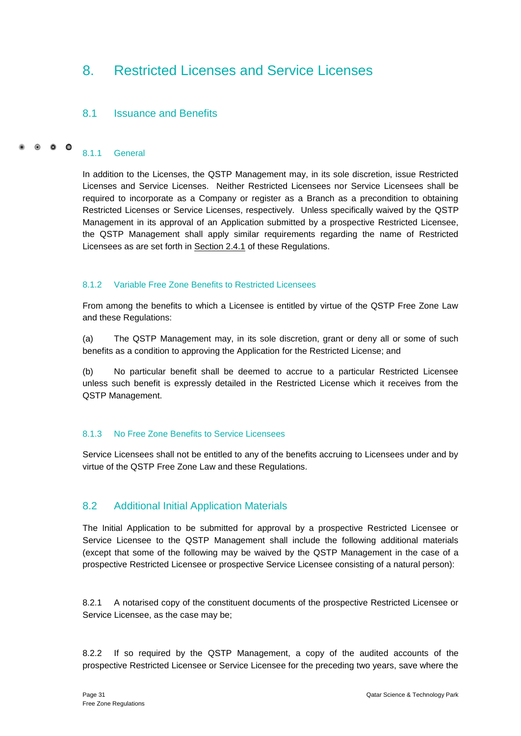# 8. Restricted Licenses and Service Licenses

## 8.1 Issuance and Benefits

### 8.1.1 General

In addition to the Licenses, the QSTP Management may, in its sole discretion, issue Restricted Licenses and Service Licenses. Neither Restricted Licensees nor Service Licensees shall be required to incorporate as a Company or register as a Branch as a precondition to obtaining Restricted Licenses or Service Licenses, respectively. Unless specifically waived by the QSTP Management in its approval of an Application submitted by a prospective Restricted Licensee, the QSTP Management shall apply similar requirements regarding the name of Restricted Licensees as are set forth in Section 2.4.1 of these Regulations.

### 8.1.2 Variable Free Zone Benefits to Restricted Licensees

From among the benefits to which a Licensee is entitled by virtue of the QSTP Free Zone Law and these Regulations:

(a) The QSTP Management may, in its sole discretion, grant or deny all or some of such benefits as a condition to approving the Application for the Restricted License; and

(b) No particular benefit shall be deemed to accrue to a particular Restricted Licensee unless such benefit is expressly detailed in the Restricted License which it receives from the QSTP Management.

### 8.1.3 No Free Zone Benefits to Service Licensees

Service Licensees shall not be entitled to any of the benefits accruing to Licensees under and by virtue of the QSTP Free Zone Law and these Regulations.

## 8.2 Additional Initial Application Materials

The Initial Application to be submitted for approval by a prospective Restricted Licensee or Service Licensee to the QSTP Management shall include the following additional materials (except that some of the following may be waived by the QSTP Management in the case of a prospective Restricted Licensee or prospective Service Licensee consisting of a natural person):

8.2.1 A notarised copy of the constituent documents of the prospective Restricted Licensee or Service Licensee, as the case may be;

8.2.2 If so required by the QSTP Management, a copy of the audited accounts of the prospective Restricted Licensee or Service Licensee for the preceding two years, save where the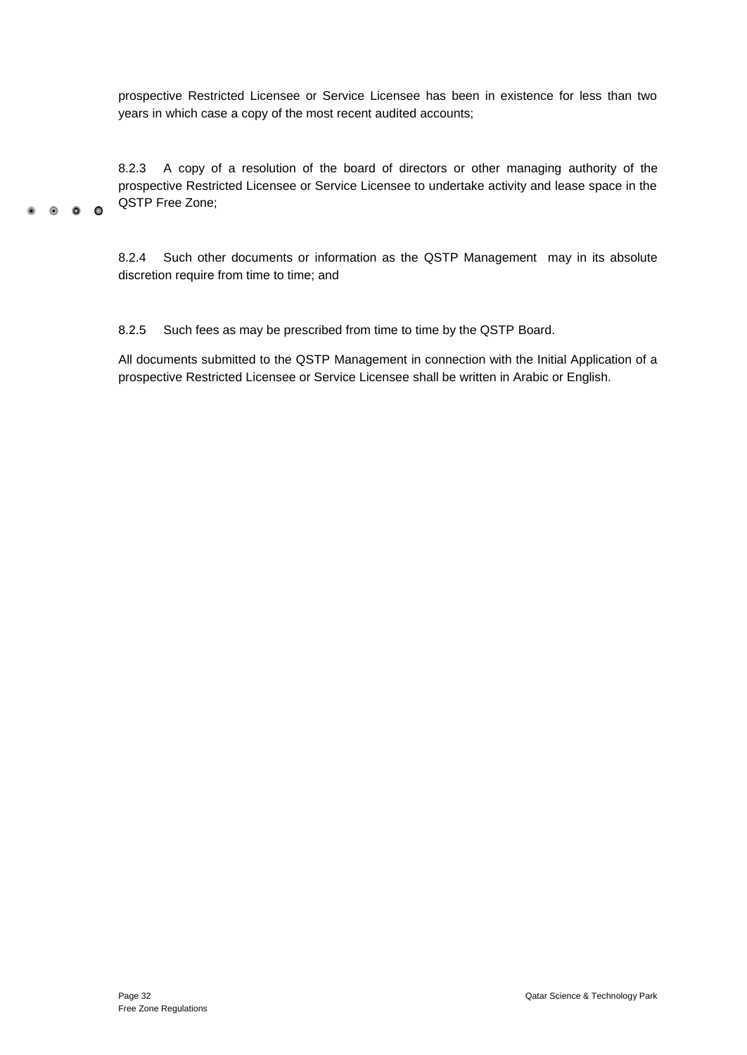prospective Restricted Licensee or Service Licensee has been in existence for less than two years in which case a copy of the most recent audited accounts;

8.2.3 A copy of a resolution of the board of directors or other managing authority of the prospective Restricted Licensee or Service Licensee to undertake activity and lease space in the QSTP Free Zone;

8.2.4 Such other documents or information as the QSTP Management may in its absolute discretion require from time to time; and

8.2.5 Such fees as may be prescribed from time to time by the QSTP Board.

All documents submitted to the QSTP Management in connection with the Initial Application of a prospective Restricted Licensee or Service Licensee shall be written in Arabic or English.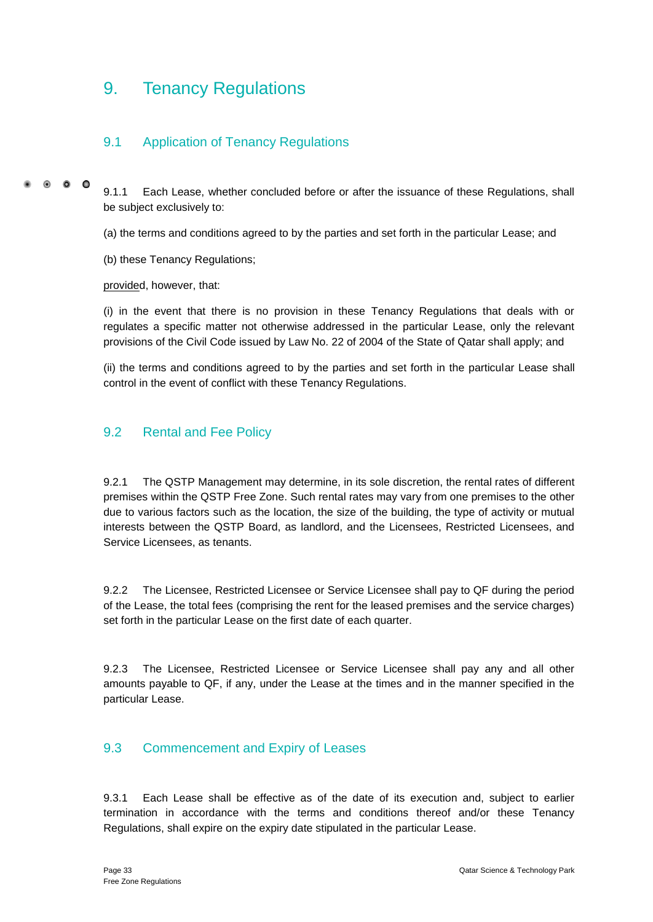# 9. Tenancy Regulations

## 9.1 Application of Tenancy Regulations

9.1.1 Each Lease, whether concluded before or after the issuance of these Regulations, shall be subject exclusively to:

(a) the terms and conditions agreed to by the parties and set forth in the particular Lease; and

(b) these Tenancy Regulations;

provided, however, that:

(i) in the event that there is no provision in these Tenancy Regulations that deals with or regulates a specific matter not otherwise addressed in the particular Lease, only the relevant provisions of the Civil Code issued by Law No. 22 of 2004 of the State of Qatar shall apply; and

(ii) the terms and conditions agreed to by the parties and set forth in the particular Lease shall control in the event of conflict with these Tenancy Regulations.

## 9.2 Rental and Fee Policy

9.2.1 The QSTP Management may determine, in its sole discretion, the rental rates of different premises within the QSTP Free Zone. Such rental rates may vary from one premises to the other due to various factors such as the location, the size of the building, the type of activity or mutual interests between the QSTP Board, as landlord, and the Licensees, Restricted Licensees, and Service Licensees, as tenants.

9.2.2 The Licensee, Restricted Licensee or Service Licensee shall pay to QF during the period of the Lease, the total fees (comprising the rent for the leased premises and the service charges) set forth in the particular Lease on the first date of each quarter.

9.2.3 The Licensee, Restricted Licensee or Service Licensee shall pay any and all other amounts payable to QF, if any, under the Lease at the times and in the manner specified in the particular Lease.

## 9.3 Commencement and Expiry of Leases

9.3.1 Each Lease shall be effective as of the date of its execution and, subject to earlier termination in accordance with the terms and conditions thereof and/or these Tenancy Regulations, shall expire on the expiry date stipulated in the particular Lease.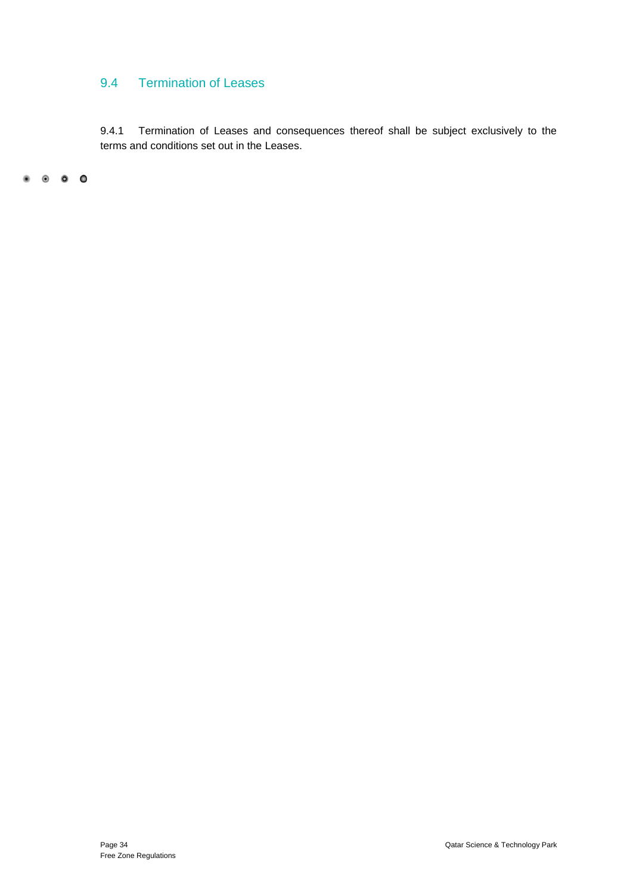## 9.4 Termination of Leases

9.4.1 Termination of Leases and consequences thereof shall be subject exclusively to the terms and conditions set out in the Leases.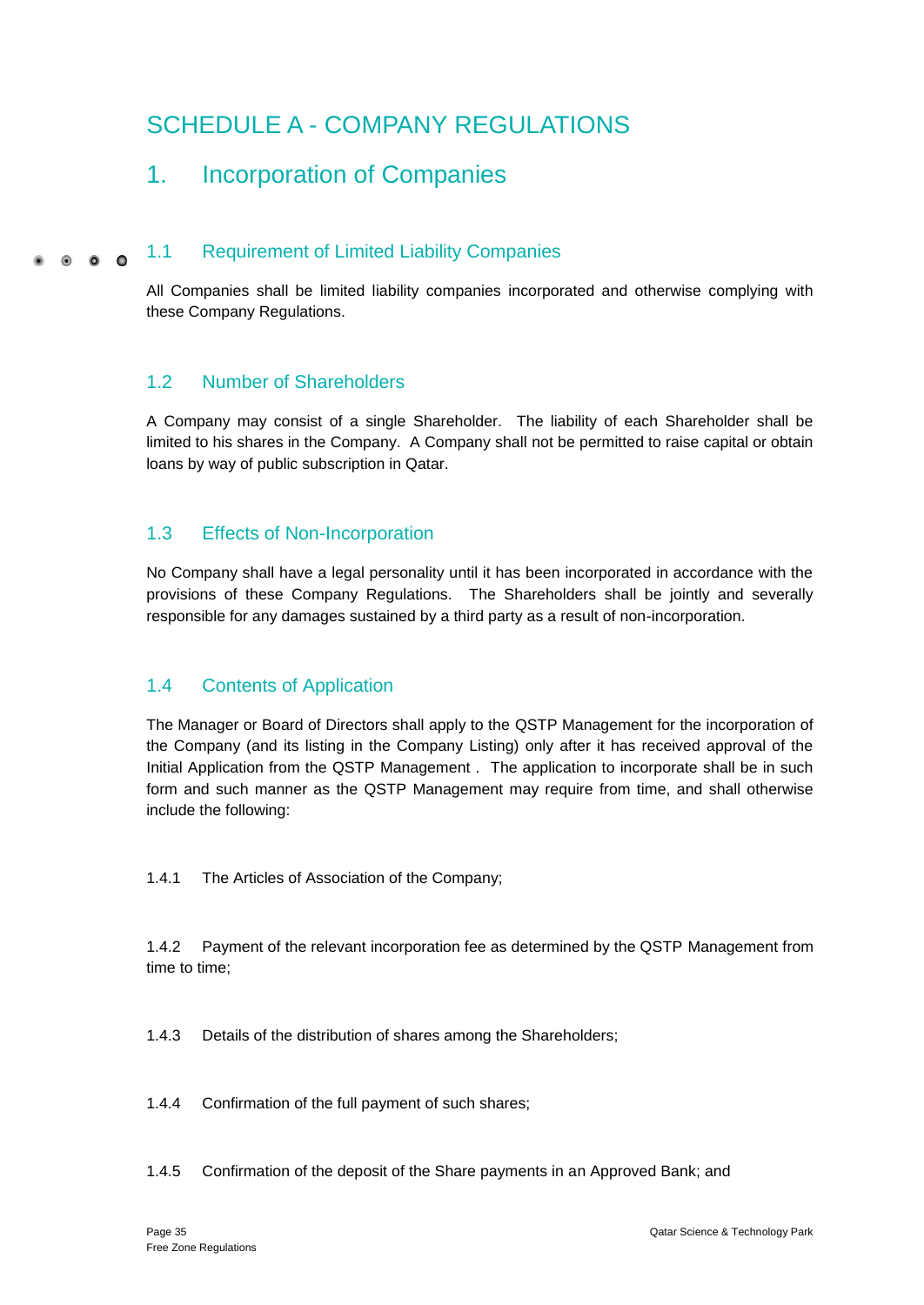# SCHEDULE A - COMPANY REGULATIONS

## 1. Incorporation of Companies

### 1.1 Requirement of Limited Liability Companies

All Companies shall be limited liability companies incorporated and otherwise complying with these Company Regulations.

### 1.2 Number of Shareholders

A Company may consist of a single Shareholder. The liability of each Shareholder shall be limited to his shares in the Company. A Company shall not be permitted to raise capital or obtain loans by way of public subscription in Qatar.

### 1.3 Effects of Non-Incorporation

No Company shall have a legal personality until it has been incorporated in accordance with the provisions of these Company Regulations. The Shareholders shall be jointly and severally responsible for any damages sustained by a third party as a result of non-incorporation.

### 1.4 Contents of Application

The Manager or Board of Directors shall apply to the QSTP Management for the incorporation of the Company (and its listing in the Company Listing) only after it has received approval of the Initial Application from the QSTP Management . The application to incorporate shall be in such form and such manner as the QSTP Management may require from time, and shall otherwise include the following:

1.4.1 The Articles of Association of the Company;

1.4.2 Payment of the relevant incorporation fee as determined by the QSTP Management from time to time;

1.4.3 Details of the distribution of shares among the Shareholders;

1.4.4 Confirmation of the full payment of such shares;

1.4.5 Confirmation of the deposit of the Share payments in an Approved Bank; and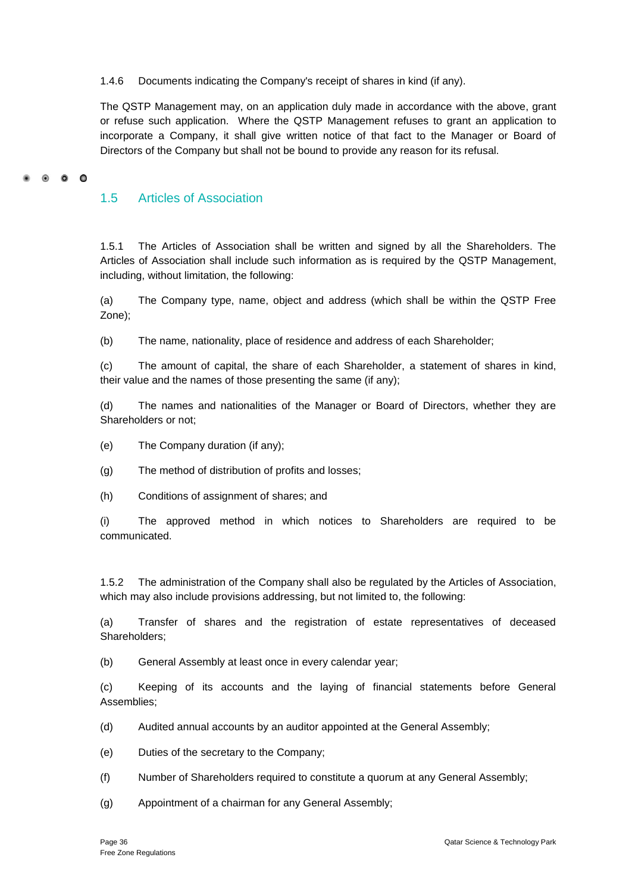1.4.6 Documents indicating the Company's receipt of shares in kind (if any).

The QSTP Management may, on an application duly made in accordance with the above, grant or refuse such application. Where the QSTP Management refuses to grant an application to incorporate a Company, it shall give written notice of that fact to the Manager or Board of Directors of the Company but shall not be bound to provide any reason for its refusal.

## 1.5 Articles of Association

1.5.1 The Articles of Association shall be written and signed by all the Shareholders. The Articles of Association shall include such information as is required by the QSTP Management, including, without limitation, the following:

(a) The Company type, name, object and address (which shall be within the QSTP Free Zone);

(b) The name, nationality, place of residence and address of each Shareholder;

(c) The amount of capital, the share of each Shareholder, a statement of shares in kind, their value and the names of those presenting the same (if any);

(d) The names and nationalities of the Manager or Board of Directors, whether they are Shareholders or not;

(e) The Company duration (if any);

(g) The method of distribution of profits and losses;

(h) Conditions of assignment of shares; and

(i) The approved method in which notices to Shareholders are required to be communicated.

1.5.2 The administration of the Company shall also be regulated by the Articles of Association, which may also include provisions addressing, but not limited to, the following:

(a) Transfer of shares and the registration of estate representatives of deceased Shareholders;

(b) General Assembly at least once in every calendar year;

(c) Keeping of its accounts and the laying of financial statements before General Assemblies;

(d) Audited annual accounts by an auditor appointed at the General Assembly;

(e) Duties of the secretary to the Company;

(f) Number of Shareholders required to constitute a quorum at any General Assembly;

(g) Appointment of a chairman for any General Assembly;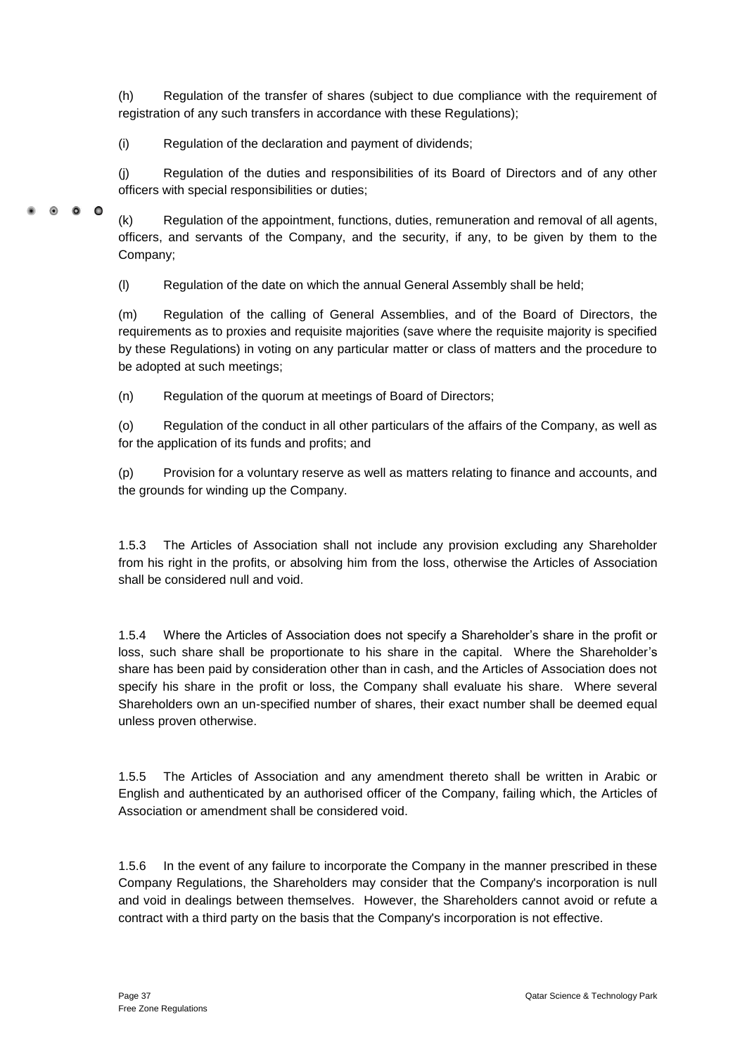(h) Regulation of the transfer of shares (subject to due compliance with the requirement of registration of any such transfers in accordance with these Regulations);

(i) Regulation of the declaration and payment of dividends;

(j) Regulation of the duties and responsibilities of its Board of Directors and of any other officers with special responsibilities or duties;

(k) Regulation of the appointment, functions, duties, remuneration and removal of all agents, officers, and servants of the Company, and the security, if any, to be given by them to the Company;

(l) Regulation of the date on which the annual General Assembly shall be held;

(m) Regulation of the calling of General Assemblies, and of the Board of Directors, the requirements as to proxies and requisite majorities (save where the requisite majority is specified by these Regulations) in voting on any particular matter or class of matters and the procedure to be adopted at such meetings;

(n) Regulation of the quorum at meetings of Board of Directors;

(o) Regulation of the conduct in all other particulars of the affairs of the Company, as well as for the application of its funds and profits; and

(p) Provision for a voluntary reserve as well as matters relating to finance and accounts, and the grounds for winding up the Company.

1.5.3 The Articles of Association shall not include any provision excluding any Shareholder from his right in the profits, or absolving him from the loss, otherwise the Articles of Association shall be considered null and void.

1.5.4 Where the Articles of Association does not specify a Shareholder's share in the profit or loss, such share shall be proportionate to his share in the capital. Where the Shareholder's share has been paid by consideration other than in cash, and the Articles of Association does not specify his share in the profit or loss, the Company shall evaluate his share. Where several Shareholders own an un-specified number of shares, their exact number shall be deemed equal unless proven otherwise.

1.5.5 The Articles of Association and any amendment thereto shall be written in Arabic or English and authenticated by an authorised officer of the Company, failing which, the Articles of Association or amendment shall be considered void.

1.5.6 In the event of any failure to incorporate the Company in the manner prescribed in these Company Regulations, the Shareholders may consider that the Company's incorporation is null and void in dealings between themselves. However, the Shareholders cannot avoid or refute a contract with a third party on the basis that the Company's incorporation is not effective.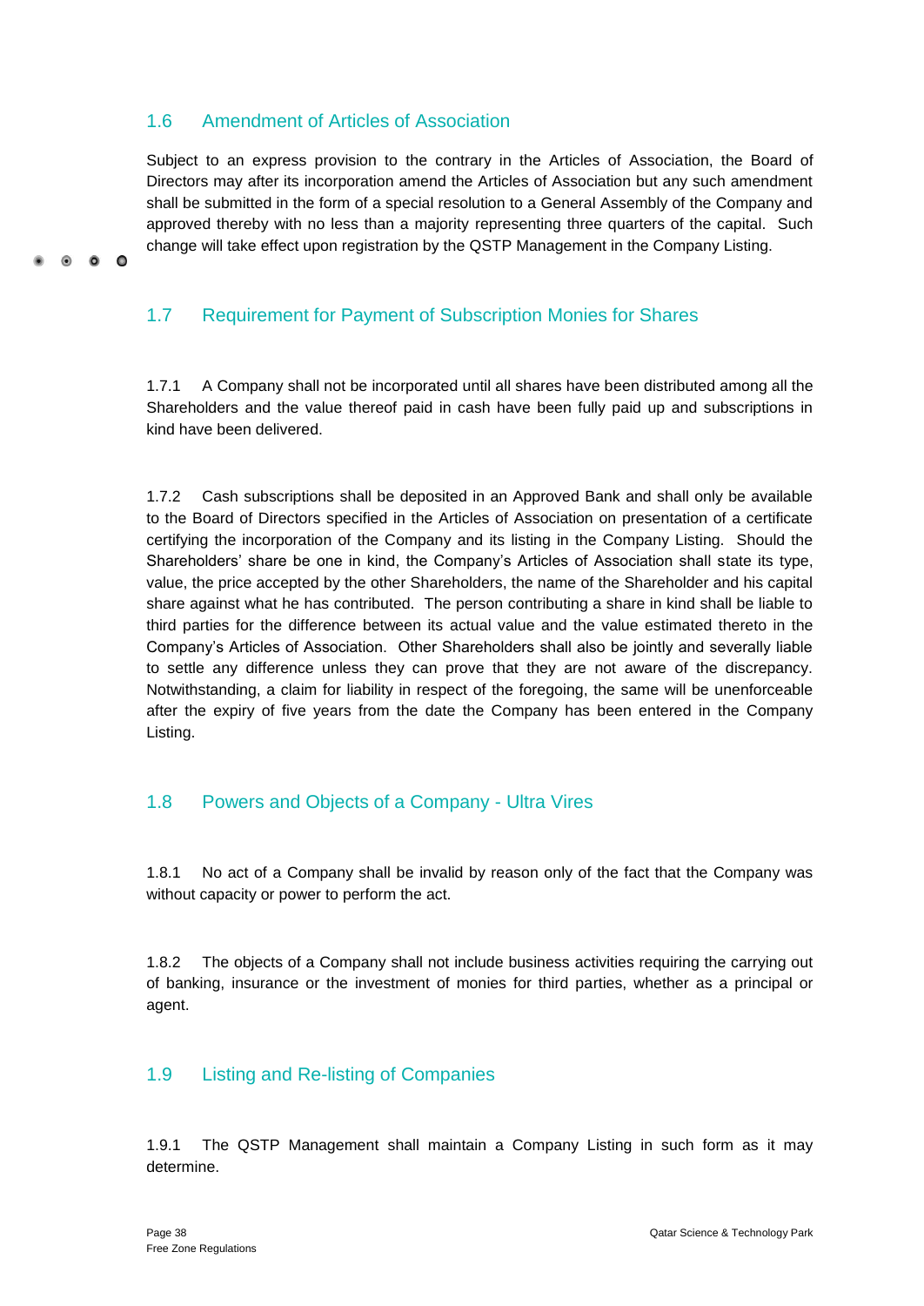## 1.6 Amendment of Articles of Association

Subject to an express provision to the contrary in the Articles of Association, the Board of Directors may after its incorporation amend the Articles of Association but any such amendment shall be submitted in the form of a special resolution to a General Assembly of the Company and approved thereby with no less than a majority representing three quarters of the capital. Such change will take effect upon registration by the QSTP Management in the Company Listing.

## 1.7 Requirement for Payment of Subscription Monies for Shares

1.7.1 A Company shall not be incorporated until all shares have been distributed among all the Shareholders and the value thereof paid in cash have been fully paid up and subscriptions in kind have been delivered.

1.7.2 Cash subscriptions shall be deposited in an Approved Bank and shall only be available to the Board of Directors specified in the Articles of Association on presentation of a certificate certifying the incorporation of the Company and its listing in the Company Listing. Should the Shareholders' share be one in kind, the Company's Articles of Association shall state its type, value, the price accepted by the other Shareholders, the name of the Shareholder and his capital share against what he has contributed. The person contributing a share in kind shall be liable to third parties for the difference between its actual value and the value estimated thereto in the Company's Articles of Association. Other Shareholders shall also be jointly and severally liable to settle any difference unless they can prove that they are not aware of the discrepancy. Notwithstanding, a claim for liability in respect of the foregoing, the same will be unenforceable after the expiry of five years from the date the Company has been entered in the Company Listing.

## 1.8 Powers and Objects of a Company - Ultra Vires

1.8.1 No act of a Company shall be invalid by reason only of the fact that the Company was without capacity or power to perform the act.

1.8.2 The objects of a Company shall not include business activities requiring the carrying out of banking, insurance or the investment of monies for third parties, whether as a principal or agent.

## 1.9 Listing and Re-listing of Companies

1.9.1 The QSTP Management shall maintain a Company Listing in such form as it may determine.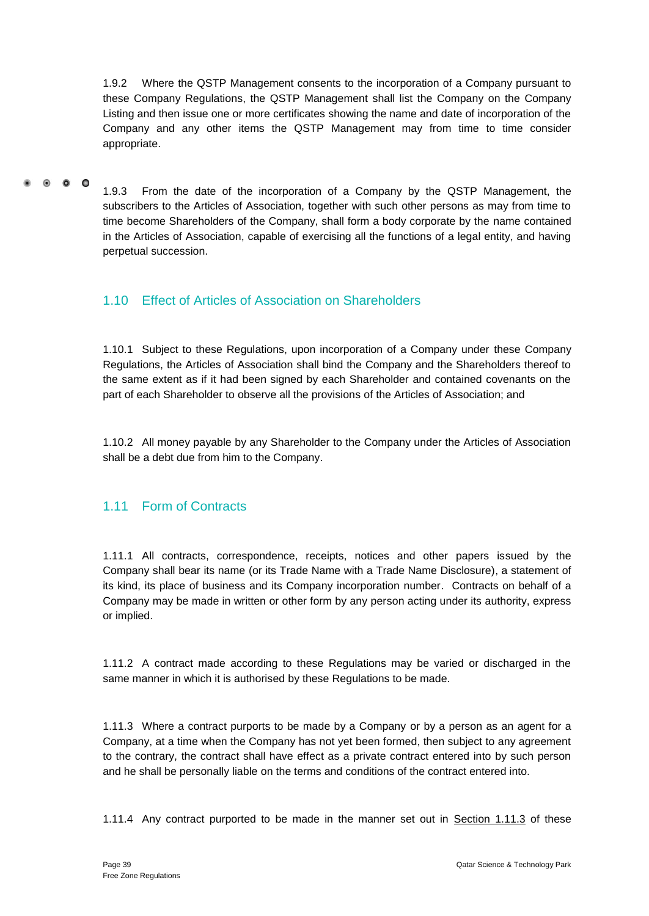1.9.2 Where the QSTP Management consents to the incorporation of a Company pursuant to these Company Regulations, the QSTP Management shall list the Company on the Company Listing and then issue one or more certificates showing the name and date of incorporation of the Company and any other items the QSTP Management may from time to time consider appropriate.

1.9.3 From the date of the incorporation of a Company by the QSTP Management, the subscribers to the Articles of Association, together with such other persons as may from time to time become Shareholders of the Company, shall form a body corporate by the name contained in the Articles of Association, capable of exercising all the functions of a legal entity, and having perpetual succession.

## 1.10 Effect of Articles of Association on Shareholders

1.10.1 Subject to these Regulations, upon incorporation of a Company under these Company Regulations, the Articles of Association shall bind the Company and the Shareholders thereof to the same extent as if it had been signed by each Shareholder and contained covenants on the part of each Shareholder to observe all the provisions of the Articles of Association; and

1.10.2 All money payable by any Shareholder to the Company under the Articles of Association shall be a debt due from him to the Company.

## 1.11 Form of Contracts

1.11.1 All contracts, correspondence, receipts, notices and other papers issued by the Company shall bear its name (or its Trade Name with a Trade Name Disclosure), a statement of its kind, its place of business and its Company incorporation number. Contracts on behalf of a Company may be made in written or other form by any person acting under its authority, express or implied.

1.11.2 A contract made according to these Regulations may be varied or discharged in the same manner in which it is authorised by these Regulations to be made.

1.11.3 Where a contract purports to be made by a Company or by a person as an agent for a Company, at a time when the Company has not yet been formed, then subject to any agreement to the contrary, the contract shall have effect as a private contract entered into by such person and he shall be personally liable on the terms and conditions of the contract entered into.

1.11.4 Any contract purported to be made in the manner set out in Section 1.11.3 of these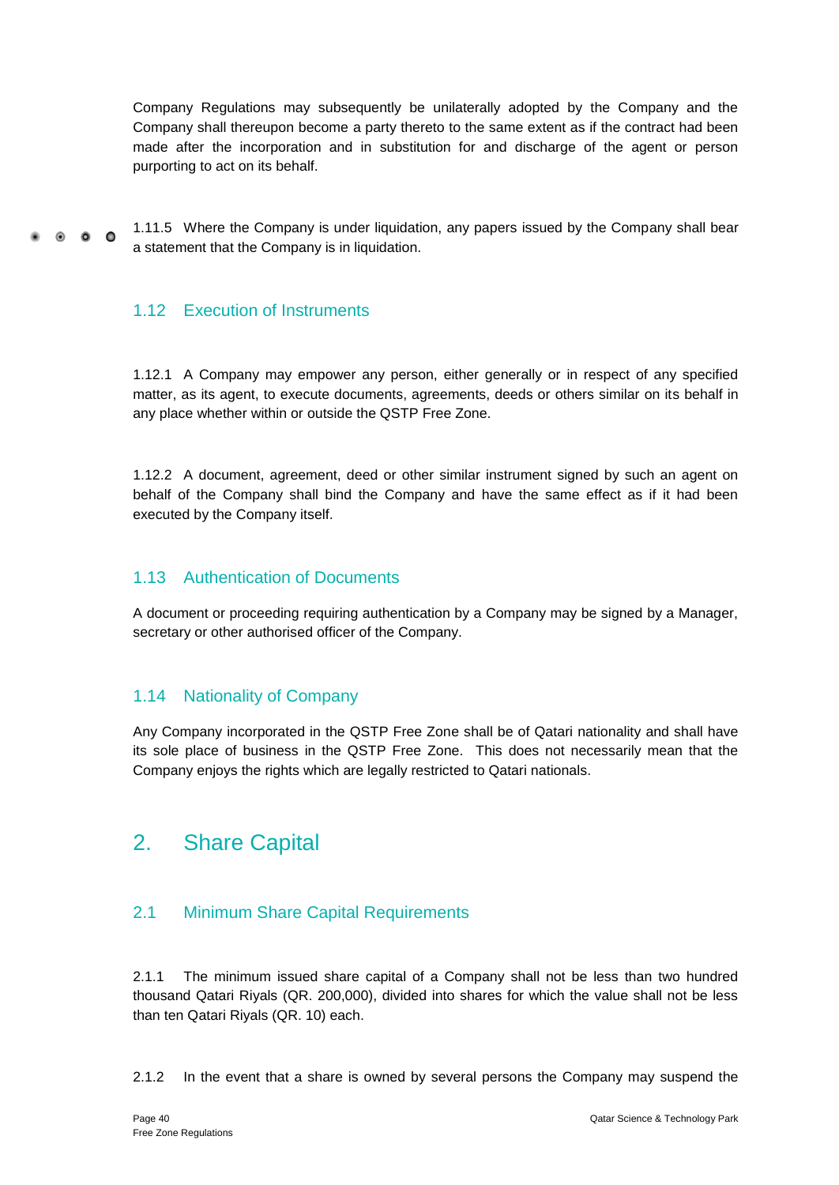Company Regulations may subsequently be unilaterally adopted by the Company and the Company shall thereupon become a party thereto to the same extent as if the contract had been made after the incorporation and in substitution for and discharge of the agent or person purporting to act on its behalf.

1.11.5 Where the Company is under liquidation, any papers issued by the Company shall bear a statement that the Company is in liquidation.

### 1.12 Execution of Instruments

1.12.1 A Company may empower any person, either generally or in respect of any specified matter, as its agent, to execute documents, agreements, deeds or others similar on its behalf in any place whether within or outside the QSTP Free Zone.

1.12.2 A document, agreement, deed or other similar instrument signed by such an agent on behalf of the Company shall bind the Company and have the same effect as if it had been executed by the Company itself.

### 1.13 Authentication of Documents

A document or proceeding requiring authentication by a Company may be signed by a Manager, secretary or other authorised officer of the Company.

### 1.14 Nationality of Company

Any Company incorporated in the QSTP Free Zone shall be of Qatari nationality and shall have its sole place of business in the QSTP Free Zone. This does not necessarily mean that the Company enjoys the rights which are legally restricted to Qatari nationals.

## 2. Share Capital

### 2.1 Minimum Share Capital Requirements

2.1.1 The minimum issued share capital of a Company shall not be less than two hundred thousand Qatari Riyals (QR. 200,000), divided into shares for which the value shall not be less than ten Qatari Riyals (QR. 10) each.

2.1.2 In the event that a share is owned by several persons the Company may suspend the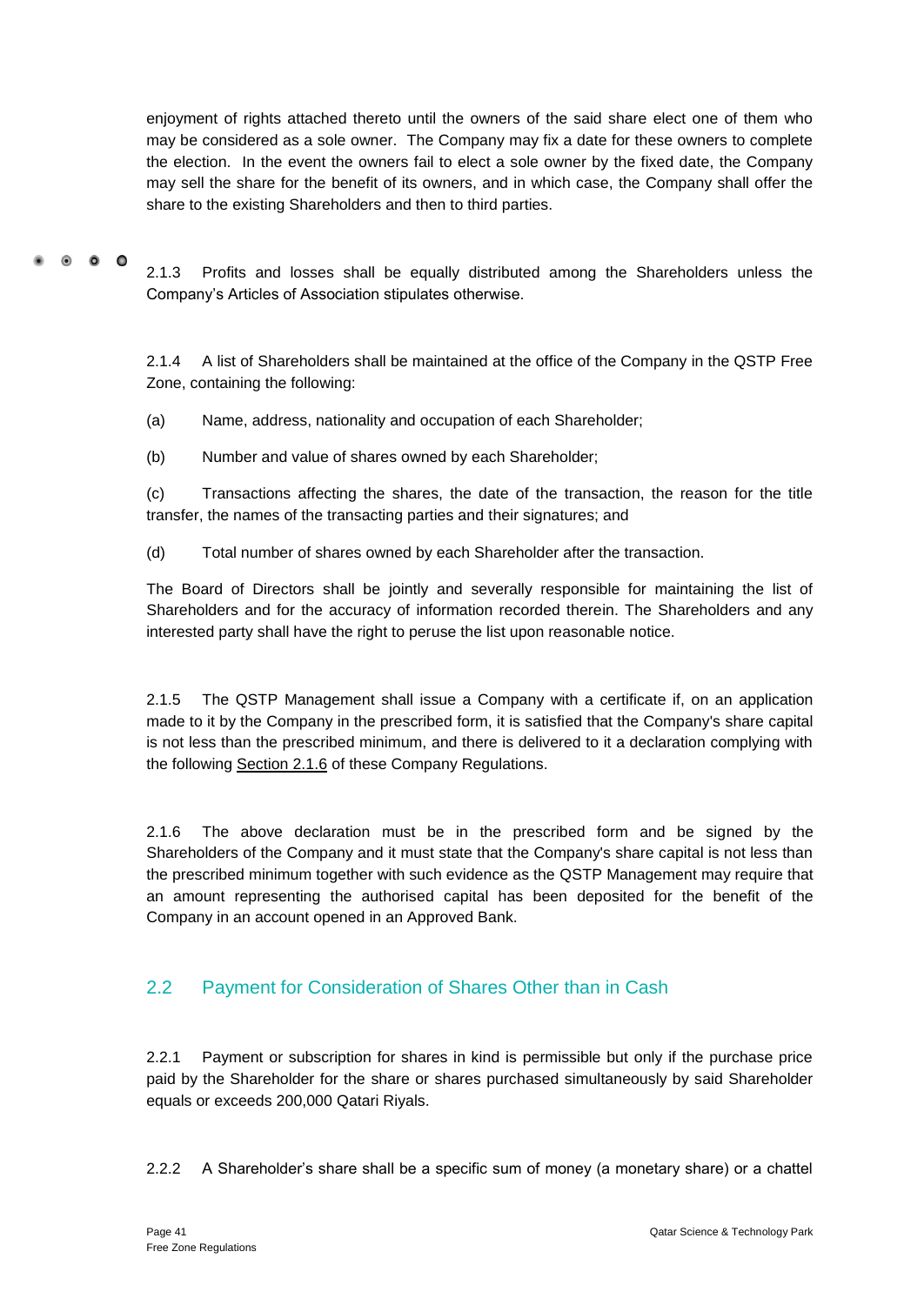enjoyment of rights attached thereto until the owners of the said share elect one of them who may be considered as a sole owner. The Company may fix a date for these owners to complete the election. In the event the owners fail to elect a sole owner by the fixed date, the Company may sell the share for the benefit of its owners, and in which case, the Company shall offer the share to the existing Shareholders and then to third parties.

2.1.3 Profits and losses shall be equally distributed among the Shareholders unless the Company's Articles of Association stipulates otherwise.

2.1.4 A list of Shareholders shall be maintained at the office of the Company in the QSTP Free Zone, containing the following:

(a) Name, address, nationality and occupation of each Shareholder;

(b) Number and value of shares owned by each Shareholder;

(c) Transactions affecting the shares, the date of the transaction, the reason for the title transfer, the names of the transacting parties and their signatures; and

(d) Total number of shares owned by each Shareholder after the transaction.

The Board of Directors shall be jointly and severally responsible for maintaining the list of Shareholders and for the accuracy of information recorded therein. The Shareholders and any interested party shall have the right to peruse the list upon reasonable notice.

2.1.5 The QSTP Management shall issue a Company with a certificate if, on an application made to it by the Company in the prescribed form, it is satisfied that the Company's share capital is not less than the prescribed minimum, and there is delivered to it a declaration complying with the following Section 2.1.6 of these Company Regulations.

2.1.6 The above declaration must be in the prescribed form and be signed by the Shareholders of the Company and it must state that the Company's share capital is not less than the prescribed minimum together with such evidence as the QSTP Management may require that an amount representing the authorised capital has been deposited for the benefit of the Company in an account opened in an Approved Bank.

## 2.2 Payment for Consideration of Shares Other than in Cash

2.2.1 Payment or subscription for shares in kind is permissible but only if the purchase price paid by the Shareholder for the share or shares purchased simultaneously by said Shareholder equals or exceeds 200,000 Qatari Riyals.

2.2.2 A Shareholder's share shall be a specific sum of money (a monetary share) or a chattel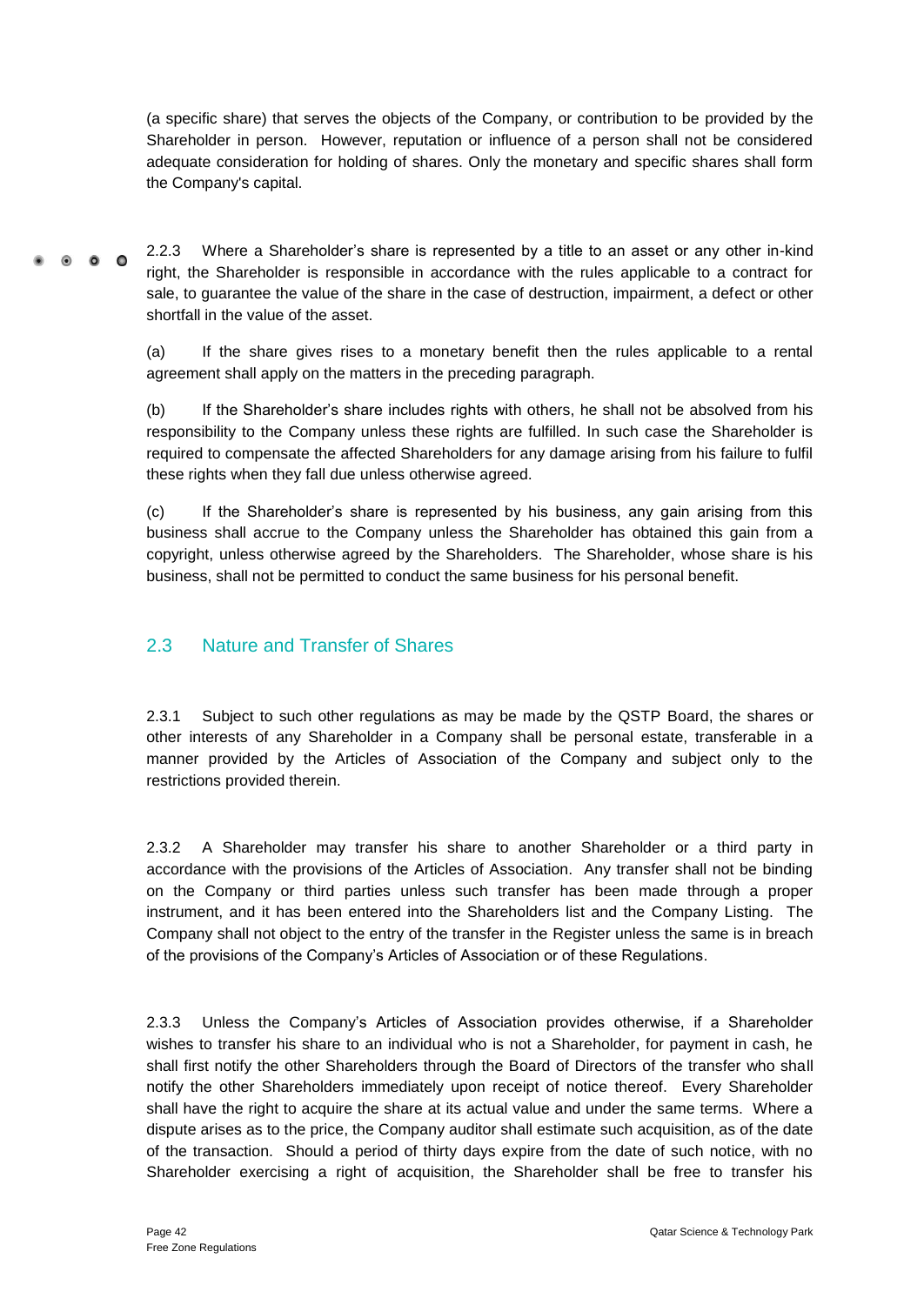(a specific share) that serves the objects of the Company, or contribution to be provided by the Shareholder in person. However, reputation or influence of a person shall not be considered adequate consideration for holding of shares. Only the monetary and specific shares shall form the Company's capital.

2.2.3 Where a Shareholder's share is represented by a title to an asset or any other in-kind right, the Shareholder is responsible in accordance with the rules applicable to a contract for sale, to guarantee the value of the share in the case of destruction, impairment, a defect or other shortfall in the value of the asset.

(a) If the share gives rises to a monetary benefit then the rules applicable to a rental agreement shall apply on the matters in the preceding paragraph.

(b) If the Shareholder's share includes rights with others, he shall not be absolved from his responsibility to the Company unless these rights are fulfilled. In such case the Shareholder is required to compensate the affected Shareholders for any damage arising from his failure to fulfil these rights when they fall due unless otherwise agreed.

(c) If the Shareholder's share is represented by his business, any gain arising from this business shall accrue to the Company unless the Shareholder has obtained this gain from a copyright, unless otherwise agreed by the Shareholders. The Shareholder, whose share is his business, shall not be permitted to conduct the same business for his personal benefit.

## 2.3 Nature and Transfer of Shares

2.3.1 Subject to such other regulations as may be made by the QSTP Board, the shares or other interests of any Shareholder in a Company shall be personal estate, transferable in a manner provided by the Articles of Association of the Company and subject only to the restrictions provided therein.

2.3.2 A Shareholder may transfer his share to another Shareholder or a third party in accordance with the provisions of the Articles of Association. Any transfer shall not be binding on the Company or third parties unless such transfer has been made through a proper instrument, and it has been entered into the Shareholders list and the Company Listing. The Company shall not object to the entry of the transfer in the Register unless the same is in breach of the provisions of the Company's Articles of Association or of these Regulations.

2.3.3 Unless the Company's Articles of Association provides otherwise, if a Shareholder wishes to transfer his share to an individual who is not a Shareholder, for payment in cash, he shall first notify the other Shareholders through the Board of Directors of the transfer who shall notify the other Shareholders immediately upon receipt of notice thereof. Every Shareholder shall have the right to acquire the share at its actual value and under the same terms. Where a dispute arises as to the price, the Company auditor shall estimate such acquisition, as of the date of the transaction. Should a period of thirty days expire from the date of such notice, with no Shareholder exercising a right of acquisition, the Shareholder shall be free to transfer his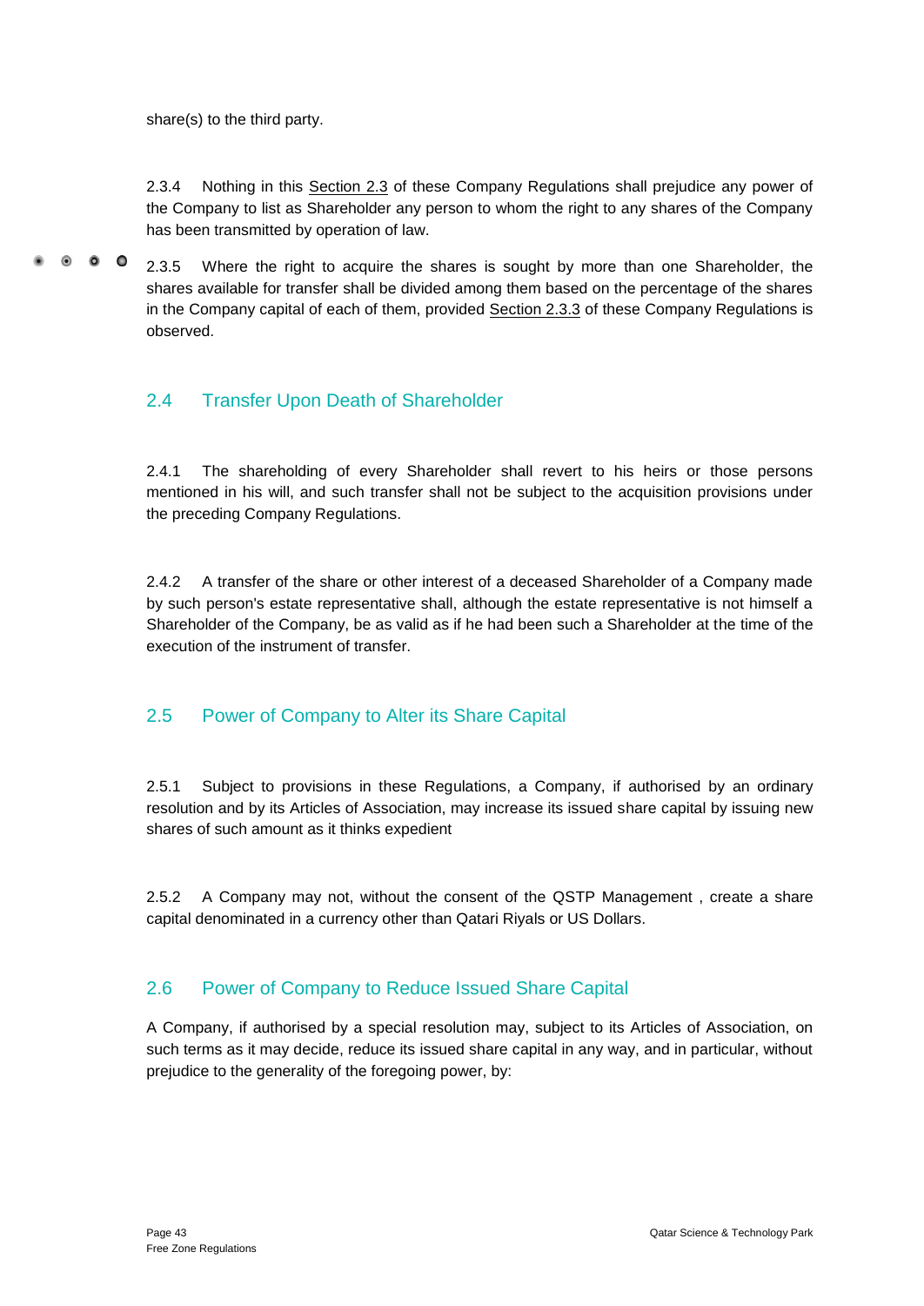share(s) to the third party.

2.3.4 Nothing in this Section 2.3 of these Company Regulations shall prejudice any power of the Company to list as Shareholder any person to whom the right to any shares of the Company has been transmitted by operation of law.

2.3.5 Where the right to acquire the shares is sought by more than one Shareholder, the shares available for transfer shall be divided among them based on the percentage of the shares in the Company capital of each of them, provided Section 2.3.3 of these Company Regulations is observed.

## 2.4 Transfer Upon Death of Shareholder

2.4.1 The shareholding of every Shareholder shall revert to his heirs or those persons mentioned in his will, and such transfer shall not be subject to the acquisition provisions under the preceding Company Regulations.

2.4.2 A transfer of the share or other interest of a deceased Shareholder of a Company made by such person's estate representative shall, although the estate representative is not himself a Shareholder of the Company, be as valid as if he had been such a Shareholder at the time of the execution of the instrument of transfer.

## 2.5 Power of Company to Alter its Share Capital

2.5.1 Subject to provisions in these Regulations, a Company, if authorised by an ordinary resolution and by its Articles of Association, may increase its issued share capital by issuing new shares of such amount as it thinks expedient

2.5.2 A Company may not, without the consent of the QSTP Management , create a share capital denominated in a currency other than Qatari Riyals or US Dollars.

## 2.6 Power of Company to Reduce Issued Share Capital

A Company, if authorised by a special resolution may, subject to its Articles of Association, on such terms as it may decide, reduce its issued share capital in any way, and in particular, without prejudice to the generality of the foregoing power, by: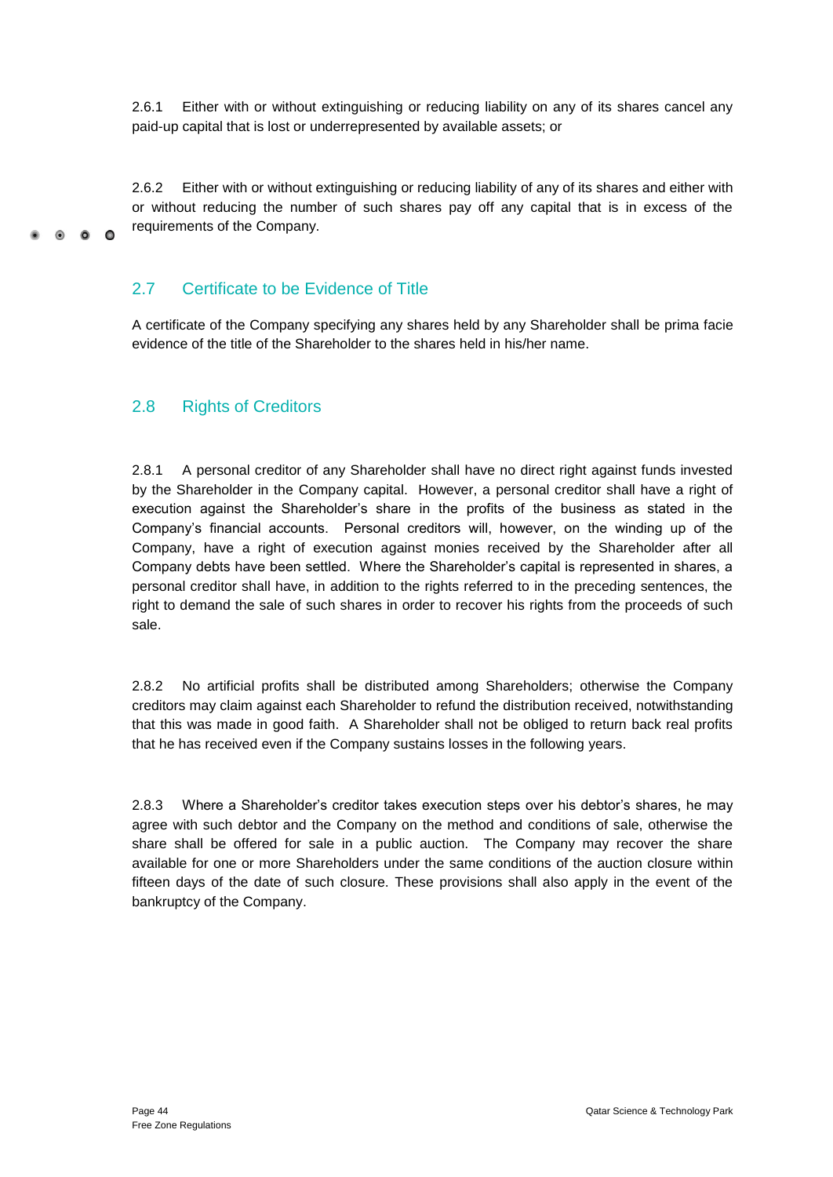2.6.1 Either with or without extinguishing or reducing liability on any of its shares cancel any paid-up capital that is lost or underrepresented by available assets; or

2.6.2 Either with or without extinguishing or reducing liability of any of its shares and either with or without reducing the number of such shares pay off any capital that is in excess of the requirements of the Company.

## 2.7 Certificate to be Evidence of Title

A certificate of the Company specifying any shares held by any Shareholder shall be prima facie evidence of the title of the Shareholder to the shares held in his/her name.

## 2.8 Rights of Creditors

2.8.1 A personal creditor of any Shareholder shall have no direct right against funds invested by the Shareholder in the Company capital. However, a personal creditor shall have a right of execution against the Shareholder's share in the profits of the business as stated in the Company's financial accounts. Personal creditors will, however, on the winding up of the Company, have a right of execution against monies received by the Shareholder after all Company debts have been settled. Where the Shareholder's capital is represented in shares, a personal creditor shall have, in addition to the rights referred to in the preceding sentences, the right to demand the sale of such shares in order to recover his rights from the proceeds of such sale.

2.8.2 No artificial profits shall be distributed among Shareholders; otherwise the Company creditors may claim against each Shareholder to refund the distribution received, notwithstanding that this was made in good faith. A Shareholder shall not be obliged to return back real profits that he has received even if the Company sustains losses in the following years.

2.8.3 Where a Shareholder's creditor takes execution steps over his debtor's shares, he may agree with such debtor and the Company on the method and conditions of sale, otherwise the share shall be offered for sale in a public auction. The Company may recover the share available for one or more Shareholders under the same conditions of the auction closure within fifteen days of the date of such closure. These provisions shall also apply in the event of the bankruptcy of the Company.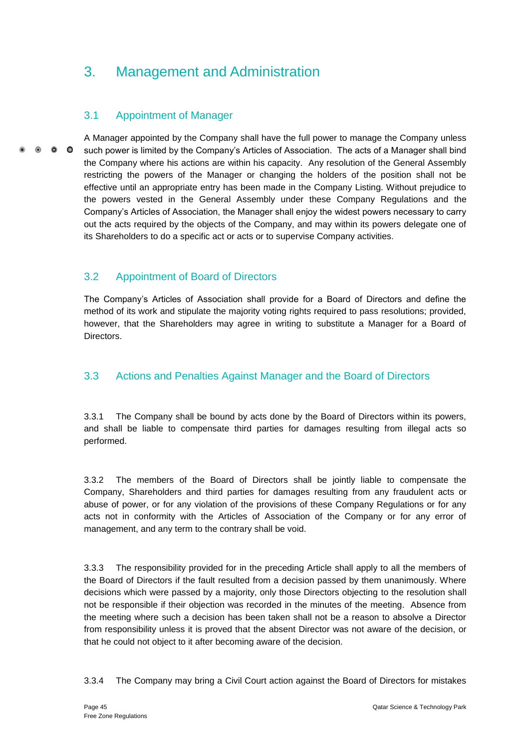# 3. Management and Administration

## 3.1 Appointment of Manager

A Manager appointed by the Company shall have the full power to manage the Company unless such power is limited by the Company's Articles of Association. The acts of a Manager shall bind the Company where his actions are within his capacity. Any resolution of the General Assembly restricting the powers of the Manager or changing the holders of the position shall not be effective until an appropriate entry has been made in the Company Listing. Without prejudice to the powers vested in the General Assembly under these Company Regulations and the Company's Articles of Association, the Manager shall enjoy the widest powers necessary to carry out the acts required by the objects of the Company, and may within its powers delegate one of its Shareholders to do a specific act or acts or to supervise Company activities.

## 3.2 Appointment of Board of Directors

The Company's Articles of Association shall provide for a Board of Directors and define the method of its work and stipulate the majority voting rights required to pass resolutions; provided, however, that the Shareholders may agree in writing to substitute a Manager for a Board of Directors.

## 3.3 Actions and Penalties Against Manager and the Board of Directors

3.3.1 The Company shall be bound by acts done by the Board of Directors within its powers, and shall be liable to compensate third parties for damages resulting from illegal acts so performed.

3.3.2 The members of the Board of Directors shall be jointly liable to compensate the Company, Shareholders and third parties for damages resulting from any fraudulent acts or abuse of power, or for any violation of the provisions of these Company Regulations or for any acts not in conformity with the Articles of Association of the Company or for any error of management, and any term to the contrary shall be void.

3.3.3 The responsibility provided for in the preceding Article shall apply to all the members of the Board of Directors if the fault resulted from a decision passed by them unanimously. Where decisions which were passed by a majority, only those Directors objecting to the resolution shall not be responsible if their objection was recorded in the minutes of the meeting. Absence from the meeting where such a decision has been taken shall not be a reason to absolve a Director from responsibility unless it is proved that the absent Director was not aware of the decision, or that he could not object to it after becoming aware of the decision.

3.3.4 The Company may bring a Civil Court action against the Board of Directors for mistakes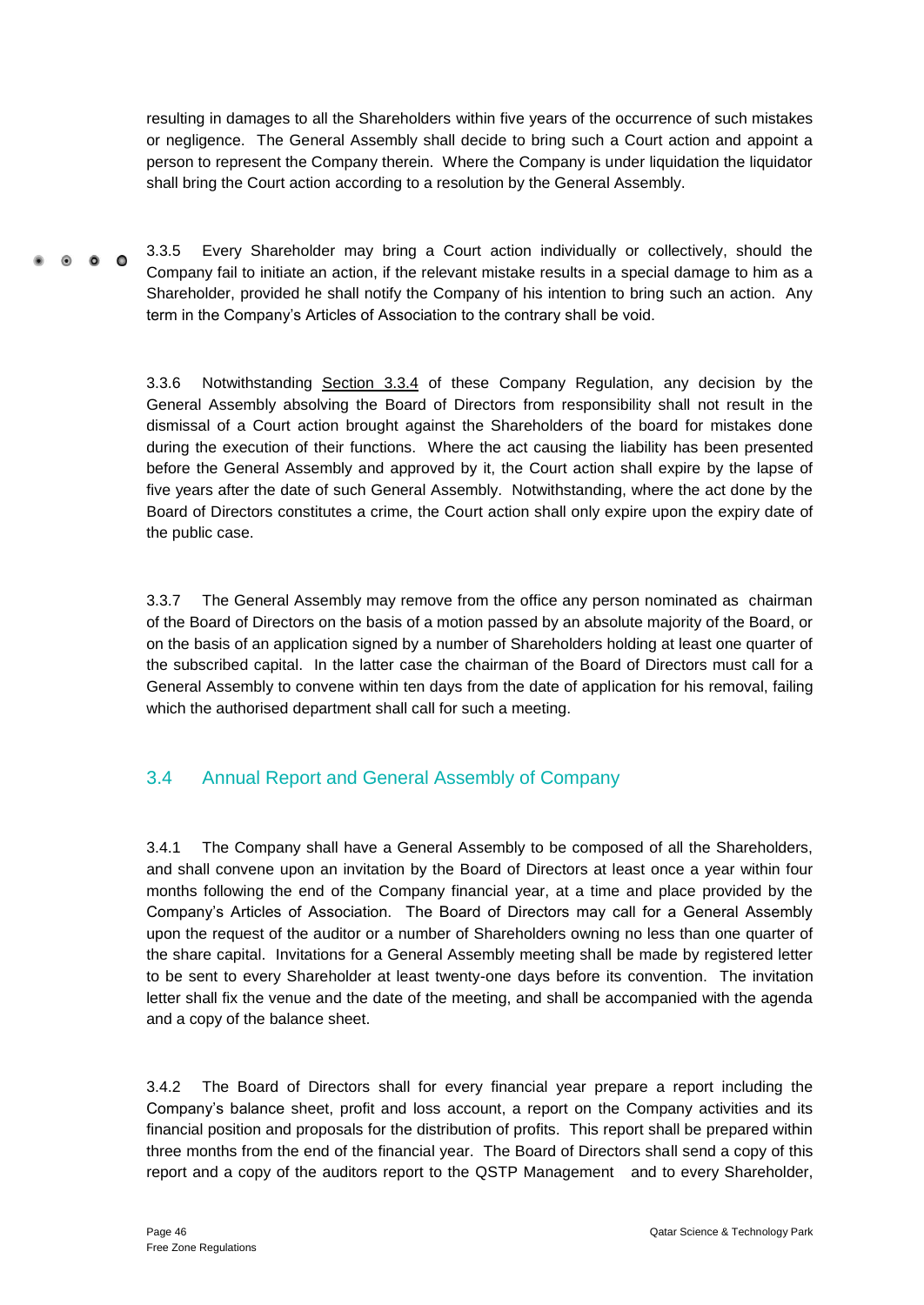resulting in damages to all the Shareholders within five years of the occurrence of such mistakes or negligence. The General Assembly shall decide to bring such a Court action and appoint a person to represent the Company therein. Where the Company is under liquidation the liquidator shall bring the Court action according to a resolution by the General Assembly.

3.3.5 Every Shareholder may bring a Court action individually or collectively, should the Company fail to initiate an action, if the relevant mistake results in a special damage to him as a Shareholder, provided he shall notify the Company of his intention to bring such an action. Any term in the Company's Articles of Association to the contrary shall be void.

3.3.6 Notwithstanding Section 3.3.4 of these Company Regulation, any decision by the General Assembly absolving the Board of Directors from responsibility shall not result in the dismissal of a Court action brought against the Shareholders of the board for mistakes done during the execution of their functions. Where the act causing the liability has been presented before the General Assembly and approved by it, the Court action shall expire by the lapse of five years after the date of such General Assembly. Notwithstanding, where the act done by the Board of Directors constitutes a crime, the Court action shall only expire upon the expiry date of the public case.

3.3.7 The General Assembly may remove from the office any person nominated as chairman of the Board of Directors on the basis of a motion passed by an absolute majority of the Board, or on the basis of an application signed by a number of Shareholders holding at least one quarter of the subscribed capital. In the latter case the chairman of the Board of Directors must call for a General Assembly to convene within ten days from the date of application for his removal, failing which the authorised department shall call for such a meeting.

## 3.4 Annual Report and General Assembly of Company

3.4.1 The Company shall have a General Assembly to be composed of all the Shareholders, and shall convene upon an invitation by the Board of Directors at least once a year within four months following the end of the Company financial year, at a time and place provided by the Company's Articles of Association. The Board of Directors may call for a General Assembly upon the request of the auditor or a number of Shareholders owning no less than one quarter of the share capital. Invitations for a General Assembly meeting shall be made by registered letter to be sent to every Shareholder at least twenty-one days before its convention. The invitation letter shall fix the venue and the date of the meeting, and shall be accompanied with the agenda and a copy of the balance sheet.

3.4.2 The Board of Directors shall for every financial year prepare a report including the Company's balance sheet, profit and loss account, a report on the Company activities and its financial position and proposals for the distribution of profits. This report shall be prepared within three months from the end of the financial year. The Board of Directors shall send a copy of this report and a copy of the auditors report to the QSTP Management and to every Shareholder,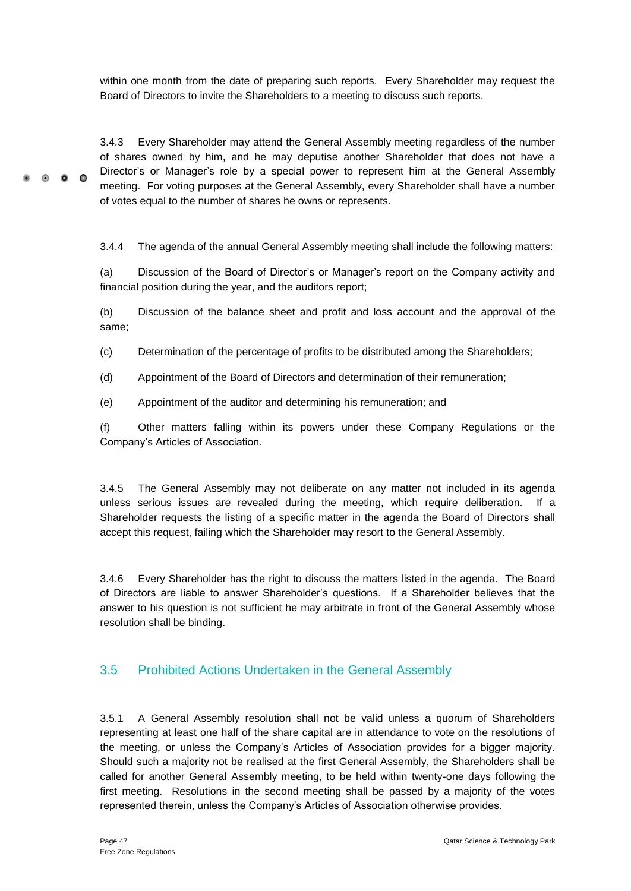within one month from the date of preparing such reports. Every Shareholder may request the Board of Directors to invite the Shareholders to a meeting to discuss such reports.

3.4.3 Every Shareholder may attend the General Assembly meeting regardless of the number of shares owned by him, and he may deputise another Shareholder that does not have a Director's or Manager's role by a special power to represent him at the General Assembly meeting. For voting purposes at the General Assembly, every Shareholder shall have a number of votes equal to the number of shares he owns or represents.

3.4.4 The agenda of the annual General Assembly meeting shall include the following matters:

(a) Discussion of the Board of Director's or Manager's report on the Company activity and financial position during the year, and the auditors report;

(b) Discussion of the balance sheet and profit and loss account and the approval of the same;

(c) Determination of the percentage of profits to be distributed among the Shareholders;

(d) Appointment of the Board of Directors and determination of their remuneration;

(e) Appointment of the auditor and determining his remuneration; and

(f) Other matters falling within its powers under these Company Regulations or the Company's Articles of Association.

3.4.5 The General Assembly may not deliberate on any matter not included in its agenda unless serious issues are revealed during the meeting, which require deliberation. If a Shareholder requests the listing of a specific matter in the agenda the Board of Directors shall accept this request, failing which the Shareholder may resort to the General Assembly.

3.4.6 Every Shareholder has the right to discuss the matters listed in the agenda. The Board of Directors are liable to answer Shareholder's questions. If a Shareholder believes that the answer to his question is not sufficient he may arbitrate in front of the General Assembly whose resolution shall be binding.

## 3.5 Prohibited Actions Undertaken in the General Assembly

3.5.1 A General Assembly resolution shall not be valid unless a quorum of Shareholders representing at least one half of the share capital are in attendance to vote on the resolutions of the meeting, or unless the Company's Articles of Association provides for a bigger majority. Should such a majority not be realised at the first General Assembly, the Shareholders shall be called for another General Assembly meeting, to be held within twenty-one days following the first meeting. Resolutions in the second meeting shall be passed by a majority of the votes represented therein, unless the Company's Articles of Association otherwise provides.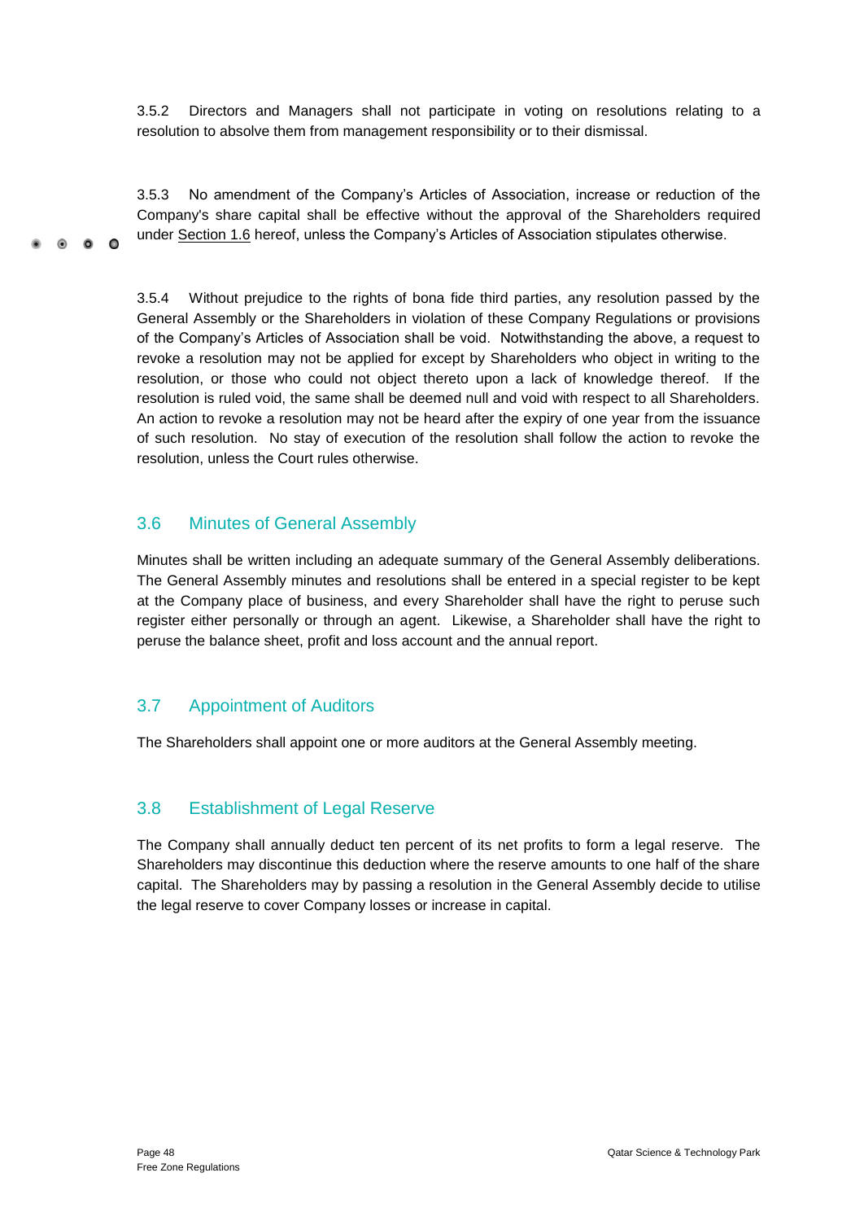3.5.2 Directors and Managers shall not participate in voting on resolutions relating to a resolution to absolve them from management responsibility or to their dismissal.

3.5.3 No amendment of the Company's Articles of Association, increase or reduction of the Company's share capital shall be effective without the approval of the Shareholders required under Section 1.6 hereof, unless the Company's Articles of Association stipulates otherwise.

3.5.4 Without prejudice to the rights of bona fide third parties, any resolution passed by the General Assembly or the Shareholders in violation of these Company Regulations or provisions of the Company's Articles of Association shall be void. Notwithstanding the above, a request to revoke a resolution may not be applied for except by Shareholders who object in writing to the resolution, or those who could not object thereto upon a lack of knowledge thereof. If the resolution is ruled void, the same shall be deemed null and void with respect to all Shareholders. An action to revoke a resolution may not be heard after the expiry of one year from the issuance of such resolution. No stay of execution of the resolution shall follow the action to revoke the resolution, unless the Court rules otherwise.

## 3.6 Minutes of General Assembly

Minutes shall be written including an adequate summary of the General Assembly deliberations. The General Assembly minutes and resolutions shall be entered in a special register to be kept at the Company place of business, and every Shareholder shall have the right to peruse such register either personally or through an agent. Likewise, a Shareholder shall have the right to peruse the balance sheet, profit and loss account and the annual report.

## 3.7 Appointment of Auditors

The Shareholders shall appoint one or more auditors at the General Assembly meeting.

## 3.8 Establishment of Legal Reserve

The Company shall annually deduct ten percent of its net profits to form a legal reserve. The Shareholders may discontinue this deduction where the reserve amounts to one half of the share capital. The Shareholders may by passing a resolution in the General Assembly decide to utilise the legal reserve to cover Company losses or increase in capital.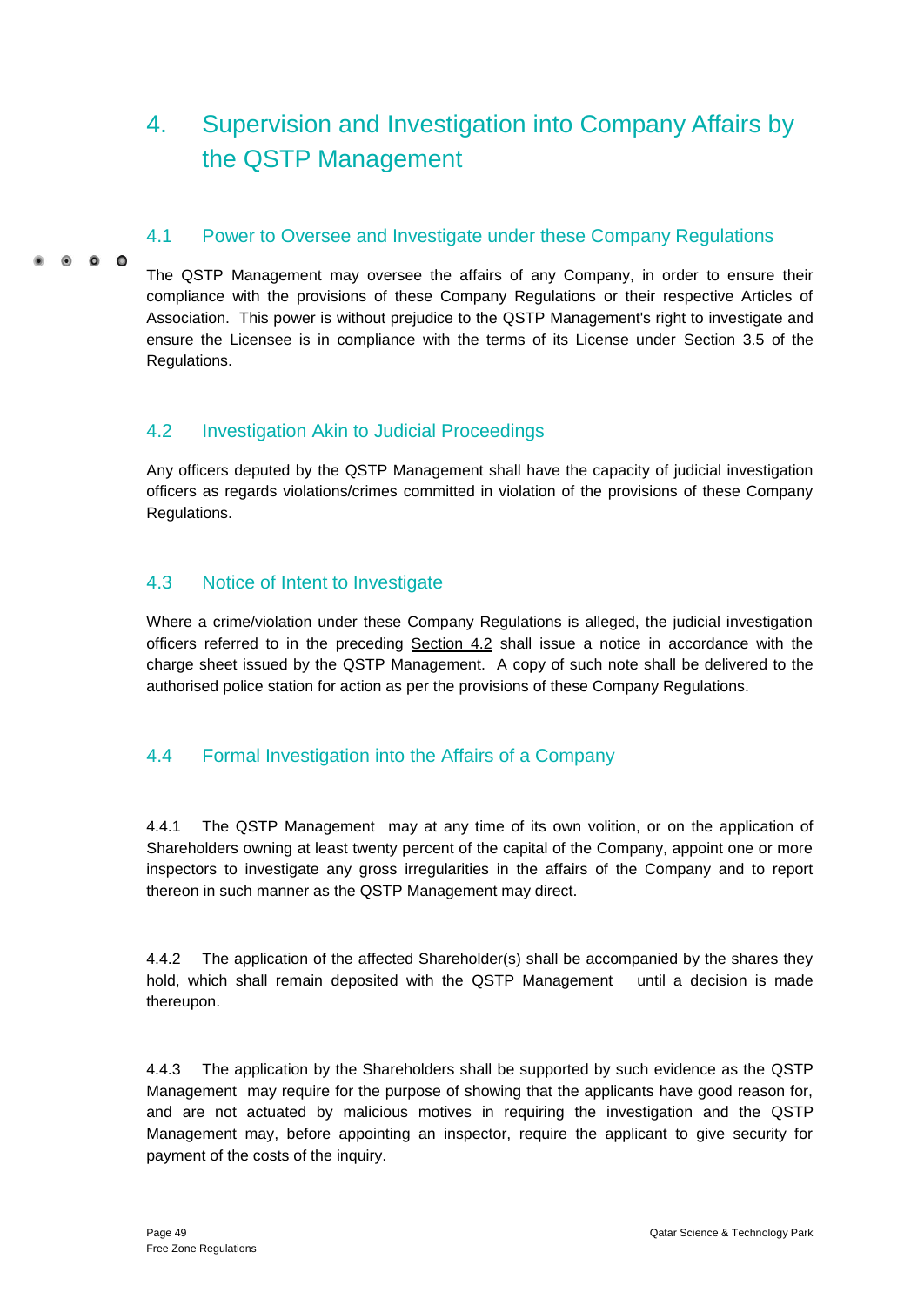# 4. Supervision and Investigation into Company Affairs by the QSTP Management

## 4.1 Power to Oversee and Investigate under these Company Regulations

The QSTP Management may oversee the affairs of any Company, in order to ensure their compliance with the provisions of these Company Regulations or their respective Articles of Association. This power is without prejudice to the QSTP Management's right to investigate and ensure the Licensee is in compliance with the terms of its License under Section 3.5 of the Regulations.

## 4.2 Investigation Akin to Judicial Proceedings

Any officers deputed by the QSTP Management shall have the capacity of judicial investigation officers as regards violations/crimes committed in violation of the provisions of these Company Regulations.

## 4.3 Notice of Intent to Investigate

Where a crime/violation under these Company Regulations is alleged, the judicial investigation officers referred to in the preceding Section 4.2 shall issue a notice in accordance with the charge sheet issued by the QSTP Management. A copy of such note shall be delivered to the authorised police station for action as per the provisions of these Company Regulations.

## 4.4 Formal Investigation into the Affairs of a Company

4.4.1 The QSTP Management may at any time of its own volition, or on the application of Shareholders owning at least twenty percent of the capital of the Company, appoint one or more inspectors to investigate any gross irregularities in the affairs of the Company and to report thereon in such manner as the QSTP Management may direct.

4.4.2 The application of the affected Shareholder(s) shall be accompanied by the shares they hold, which shall remain deposited with the QSTP Management until a decision is made thereupon.

4.4.3 The application by the Shareholders shall be supported by such evidence as the QSTP Management may require for the purpose of showing that the applicants have good reason for, and are not actuated by malicious motives in requiring the investigation and the QSTP Management may, before appointing an inspector, require the applicant to give security for payment of the costs of the inquiry.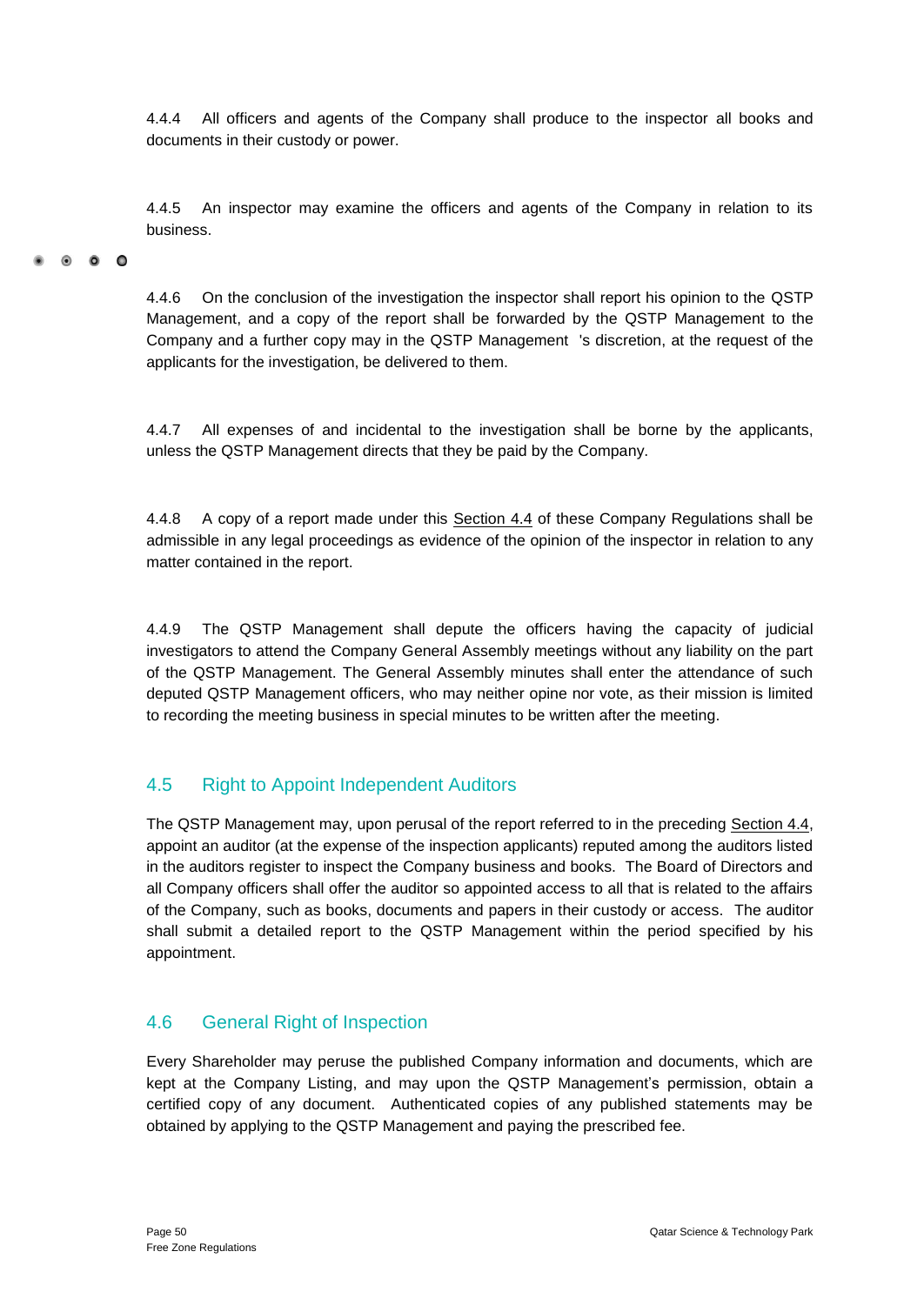4.4.4 All officers and agents of the Company shall produce to the inspector all books and documents in their custody or power.

4.4.5 An inspector may examine the officers and agents of the Company in relation to its business.

4.4.6 On the conclusion of the investigation the inspector shall report his opinion to the QSTP Management, and a copy of the report shall be forwarded by the QSTP Management to the Company and a further copy may in the QSTP Management 's discretion, at the request of the applicants for the investigation, be delivered to them.

4.4.7 All expenses of and incidental to the investigation shall be borne by the applicants, unless the QSTP Management directs that they be paid by the Company.

4.4.8 A copy of a report made under this Section 4.4 of these Company Regulations shall be admissible in any legal proceedings as evidence of the opinion of the inspector in relation to any matter contained in the report.

4.4.9 The QSTP Management shall depute the officers having the capacity of judicial investigators to attend the Company General Assembly meetings without any liability on the part of the QSTP Management. The General Assembly minutes shall enter the attendance of such deputed QSTP Management officers, who may neither opine nor vote, as their mission is limited to recording the meeting business in special minutes to be written after the meeting.

## 4.5 Right to Appoint Independent Auditors

The QSTP Management may, upon perusal of the report referred to in the preceding Section 4.4, appoint an auditor (at the expense of the inspection applicants) reputed among the auditors listed in the auditors register to inspect the Company business and books. The Board of Directors and all Company officers shall offer the auditor so appointed access to all that is related to the affairs of the Company, such as books, documents and papers in their custody or access. The auditor shall submit a detailed report to the QSTP Management within the period specified by his appointment.

## 4.6 General Right of Inspection

Every Shareholder may peruse the published Company information and documents, which are kept at the Company Listing, and may upon the QSTP Management's permission, obtain a certified copy of any document. Authenticated copies of any published statements may be obtained by applying to the QSTP Management and paying the prescribed fee.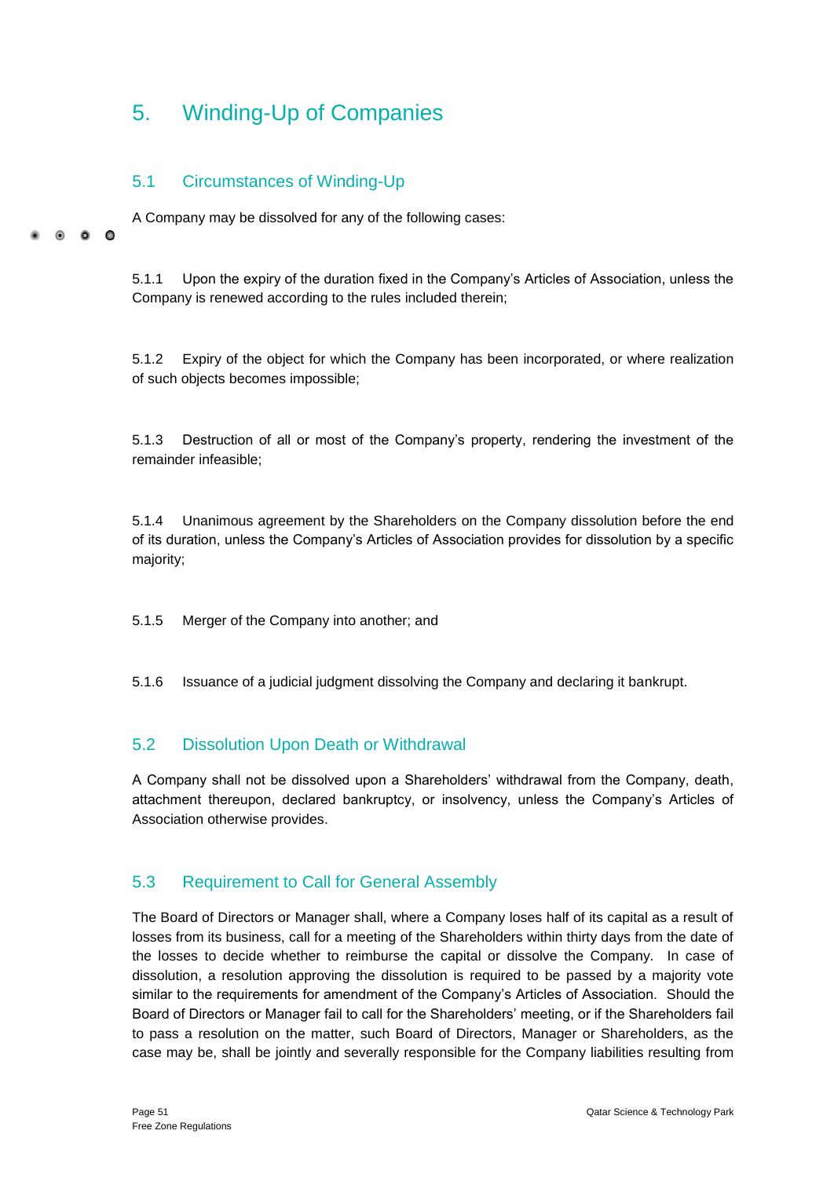# 5. Winding-Up of Companies

## 5.1 Circumstances of Winding-Up

A Company may be dissolved for any of the following cases:

5.1.1 Upon the expiry of the duration fixed in the Company's Articles of Association, unless the Company is renewed according to the rules included therein;

5.1.2 Expiry of the object for which the Company has been incorporated, or where realization of such objects becomes impossible;

5.1.3 Destruction of all or most of the Company's property, rendering the investment of the remainder infeasible;

5.1.4 Unanimous agreement by the Shareholders on the Company dissolution before the end of its duration, unless the Company's Articles of Association provides for dissolution by a specific majority;

5.1.5 Merger of the Company into another; and

5.1.6 Issuance of a judicial judgment dissolving the Company and declaring it bankrupt.

## 5.2 Dissolution Upon Death or Withdrawal

A Company shall not be dissolved upon a Shareholders' withdrawal from the Company, death, attachment thereupon, declared bankruptcy, or insolvency, unless the Company's Articles of Association otherwise provides.

## 5.3 Requirement to Call for General Assembly

The Board of Directors or Manager shall, where a Company loses half of its capital as a result of losses from its business, call for a meeting of the Shareholders within thirty days from the date of the losses to decide whether to reimburse the capital or dissolve the Company. In case of dissolution, a resolution approving the dissolution is required to be passed by a majority vote similar to the requirements for amendment of the Company's Articles of Association. Should the Board of Directors or Manager fail to call for the Shareholders' meeting, or if the Shareholders fail to pass a resolution on the matter, such Board of Directors, Manager or Shareholders, as the case may be, shall be jointly and severally responsible for the Company liabilities resulting from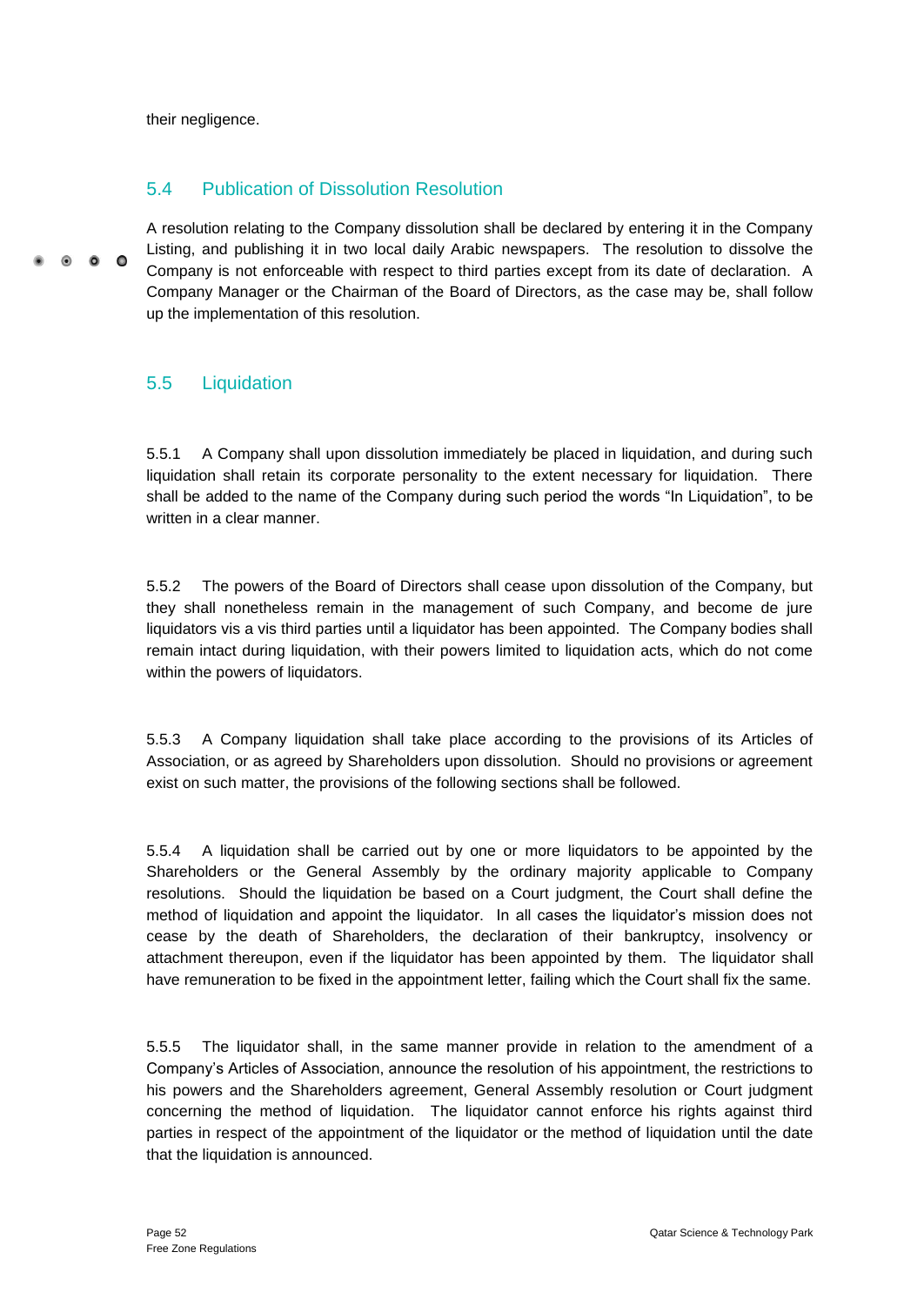their negligence.

## 5.4 Publication of Dissolution Resolution

A resolution relating to the Company dissolution shall be declared by entering it in the Company Listing, and publishing it in two local daily Arabic newspapers. The resolution to dissolve the Company is not enforceable with respect to third parties except from its date of declaration. A Company Manager or the Chairman of the Board of Directors, as the case may be, shall follow up the implementation of this resolution.

## 5.5 Liquidation

5.5.1 A Company shall upon dissolution immediately be placed in liquidation, and during such liquidation shall retain its corporate personality to the extent necessary for liquidation. There shall be added to the name of the Company during such period the words "In Liquidation", to be written in a clear manner.

5.5.2 The powers of the Board of Directors shall cease upon dissolution of the Company, but they shall nonetheless remain in the management of such Company, and become de jure liquidators vis a vis third parties until a liquidator has been appointed. The Company bodies shall remain intact during liquidation, with their powers limited to liquidation acts, which do not come within the powers of liquidators.

5.5.3 A Company liquidation shall take place according to the provisions of its Articles of Association, or as agreed by Shareholders upon dissolution. Should no provisions or agreement exist on such matter, the provisions of the following sections shall be followed.

5.5.4 A liquidation shall be carried out by one or more liquidators to be appointed by the Shareholders or the General Assembly by the ordinary majority applicable to Company resolutions. Should the liquidation be based on a Court judgment, the Court shall define the method of liquidation and appoint the liquidator. In all cases the liquidator's mission does not cease by the death of Shareholders, the declaration of their bankruptcy, insolvency or attachment thereupon, even if the liquidator has been appointed by them. The liquidator shall have remuneration to be fixed in the appointment letter, failing which the Court shall fix the same.

5.5.5 The liquidator shall, in the same manner provide in relation to the amendment of a Company's Articles of Association, announce the resolution of his appointment, the restrictions to his powers and the Shareholders agreement, General Assembly resolution or Court judgment concerning the method of liquidation. The liquidator cannot enforce his rights against third parties in respect of the appointment of the liquidator or the method of liquidation until the date that the liquidation is announced.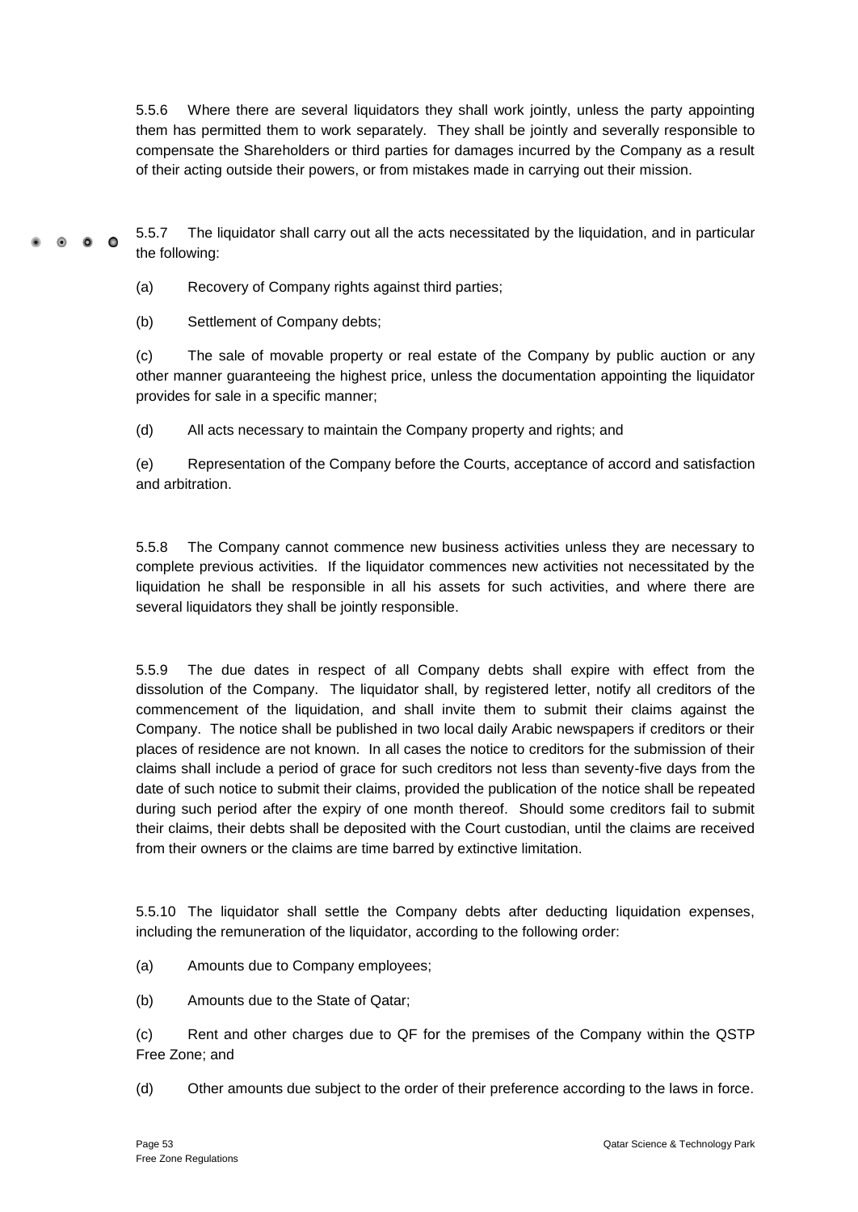5.5.6 Where there are several liquidators they shall work jointly, unless the party appointing them has permitted them to work separately. They shall be jointly and severally responsible to compensate the Shareholders or third parties for damages incurred by the Company as a result of their acting outside their powers, or from mistakes made in carrying out their mission.

5.5.7 The liquidator shall carry out all the acts necessitated by the liquidation, and in particular the following:

(a) Recovery of Company rights against third parties;

(b) Settlement of Company debts;

(c) The sale of movable property or real estate of the Company by public auction or any other manner guaranteeing the highest price, unless the documentation appointing the liquidator provides for sale in a specific manner;

(d) All acts necessary to maintain the Company property and rights; and

(e) Representation of the Company before the Courts, acceptance of accord and satisfaction and arbitration.

5.5.8 The Company cannot commence new business activities unless they are necessary to complete previous activities. If the liquidator commences new activities not necessitated by the liquidation he shall be responsible in all his assets for such activities, and where there are several liquidators they shall be jointly responsible.

5.5.9 The due dates in respect of all Company debts shall expire with effect from the dissolution of the Company. The liquidator shall, by registered letter, notify all creditors of the commencement of the liquidation, and shall invite them to submit their claims against the Company. The notice shall be published in two local daily Arabic newspapers if creditors or their places of residence are not known. In all cases the notice to creditors for the submission of their claims shall include a period of grace for such creditors not less than seventy-five days from the date of such notice to submit their claims, provided the publication of the notice shall be repeated during such period after the expiry of one month thereof. Should some creditors fail to submit their claims, their debts shall be deposited with the Court custodian, until the claims are received from their owners or the claims are time barred by extinctive limitation.

5.5.10 The liquidator shall settle the Company debts after deducting liquidation expenses, including the remuneration of the liquidator, according to the following order:

(a) Amounts due to Company employees;

(b) Amounts due to the State of Qatar;

(c) Rent and other charges due to QF for the premises of the Company within the QSTP Free Zone; and

(d) Other amounts due subject to the order of their preference according to the laws in force.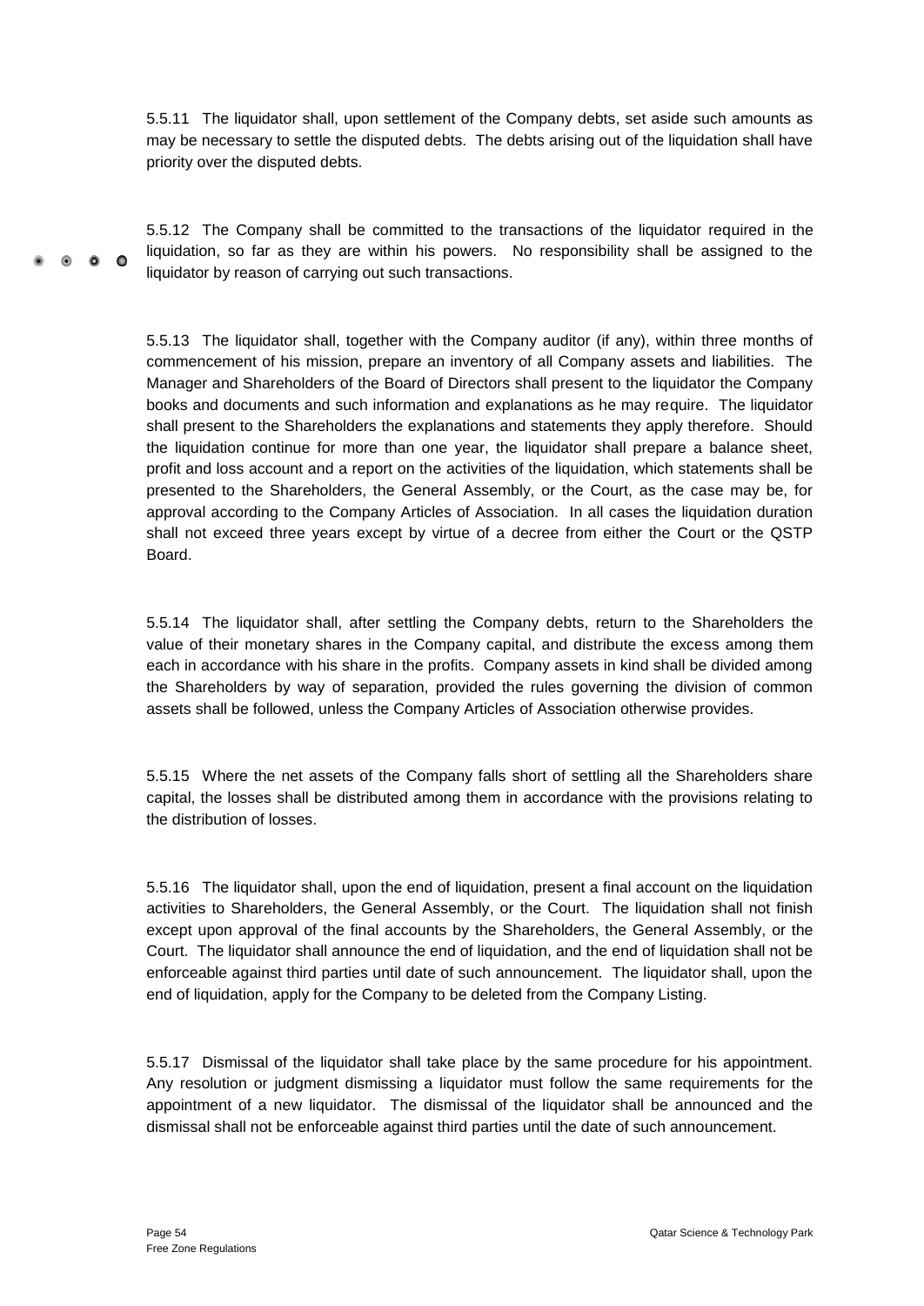5.5.11 The liquidator shall, upon settlement of the Company debts, set aside such amounts as may be necessary to settle the disputed debts. The debts arising out of the liquidation shall have priority over the disputed debts.

5.5.12 The Company shall be committed to the transactions of the liquidator required in the liquidation, so far as they are within his powers. No responsibility shall be assigned to the liquidator by reason of carrying out such transactions.

5.5.13 The liquidator shall, together with the Company auditor (if any), within three months of commencement of his mission, prepare an inventory of all Company assets and liabilities. The Manager and Shareholders of the Board of Directors shall present to the liquidator the Company books and documents and such information and explanations as he may require. The liquidator shall present to the Shareholders the explanations and statements they apply therefore. Should the liquidation continue for more than one year, the liquidator shall prepare a balance sheet, profit and loss account and a report on the activities of the liquidation, which statements shall be presented to the Shareholders, the General Assembly, or the Court, as the case may be, for approval according to the Company Articles of Association. In all cases the liquidation duration shall not exceed three years except by virtue of a decree from either the Court or the QSTP Board.

5.5.14 The liquidator shall, after settling the Company debts, return to the Shareholders the value of their monetary shares in the Company capital, and distribute the excess among them each in accordance with his share in the profits. Company assets in kind shall be divided among the Shareholders by way of separation, provided the rules governing the division of common assets shall be followed, unless the Company Articles of Association otherwise provides.

5.5.15 Where the net assets of the Company falls short of settling all the Shareholders share capital, the losses shall be distributed among them in accordance with the provisions relating to the distribution of losses.

5.5.16 The liquidator shall, upon the end of liquidation, present a final account on the liquidation activities to Shareholders, the General Assembly, or the Court. The liquidation shall not finish except upon approval of the final accounts by the Shareholders, the General Assembly, or the Court. The liquidator shall announce the end of liquidation, and the end of liquidation shall not be enforceable against third parties until date of such announcement. The liquidator shall, upon the end of liquidation, apply for the Company to be deleted from the Company Listing.

5.5.17 Dismissal of the liquidator shall take place by the same procedure for his appointment. Any resolution or judgment dismissing a liquidator must follow the same requirements for the appointment of a new liquidator. The dismissal of the liquidator shall be announced and the dismissal shall not be enforceable against third parties until the date of such announcement.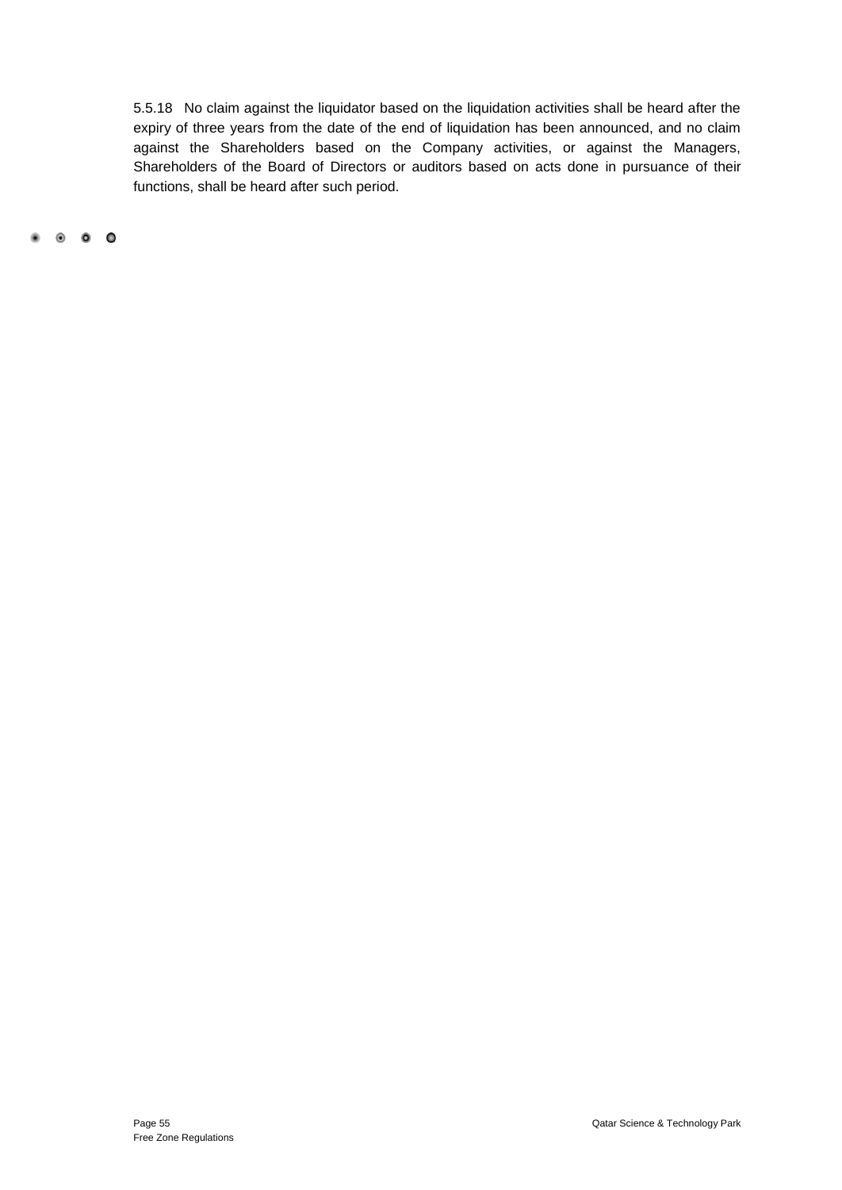5.5.18 No claim against the liquidator based on the liquidation activities shall be heard after the expiry of three years from the date of the end of liquidation has been announced, and no claim against the Shareholders based on the Company activities, or against the Managers, Shareholders of the Board of Directors or auditors based on acts done in pursuance of their functions, shall be heard after such period.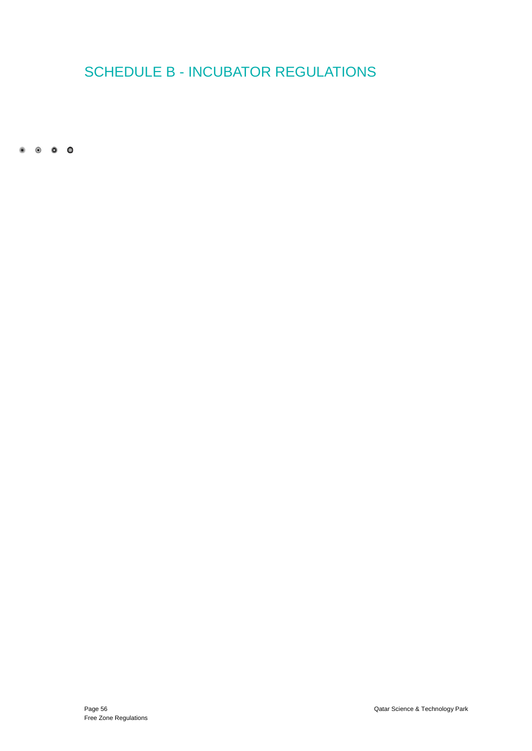# SCHEDULE B - INCUBATOR REGULATIONS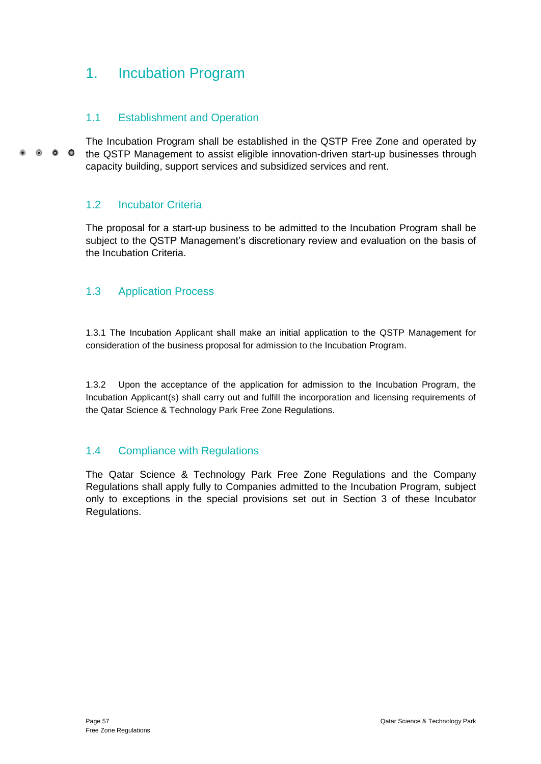# 1. Incubation Program

## 1.1 Establishment and Operation

The Incubation Program shall be established in the QSTP Free Zone and operated by the QSTP Management to assist eligible innovation-driven start-up businesses through capacity building, support services and subsidized services and rent.

## 1.2 Incubator Criteria

The proposal for a start-up business to be admitted to the Incubation Program shall be subject to the QSTP Management's discretionary review and evaluation on the basis of the Incubation Criteria.

## 1.3 Application Process

1.3.1 The Incubation Applicant shall make an initial application to the QSTP Management for consideration of the business proposal for admission to the Incubation Program.

1.3.2 Upon the acceptance of the application for admission to the Incubation Program, the Incubation Applicant(s) shall carry out and fulfill the incorporation and licensing requirements of the Qatar Science & Technology Park Free Zone Regulations.

## 1.4 Compliance with Regulations

The Qatar Science & Technology Park Free Zone Regulations and the Company Regulations shall apply fully to Companies admitted to the Incubation Program, subject only to exceptions in the special provisions set out in Section 3 of these Incubator Regulations.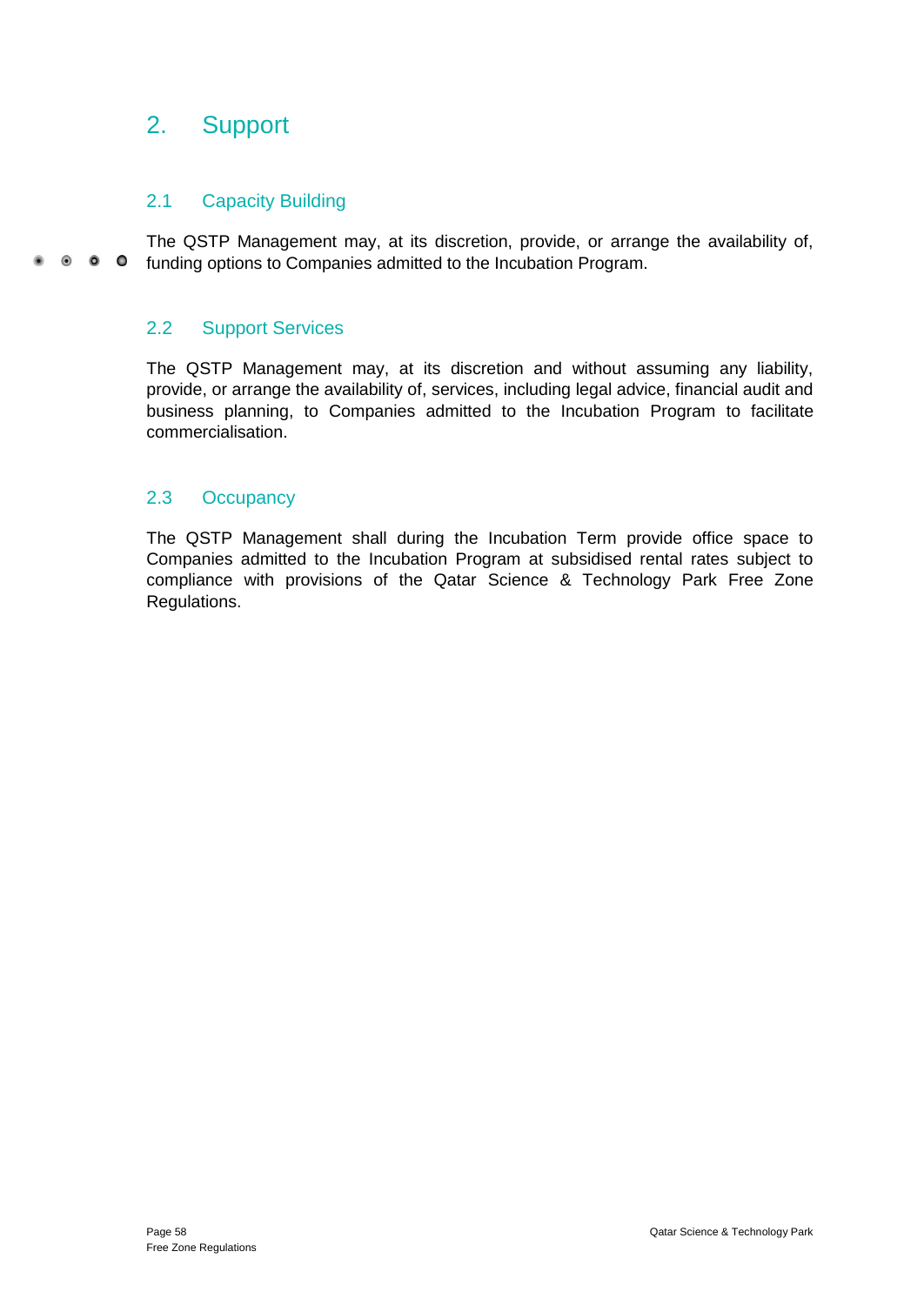# 2. Support

## 2.1 Capacity Building

The QSTP Management may, at its discretion, provide, or arrange the availability of, funding options to Companies admitted to the Incubation Program.

## 2.2 Support Services

The QSTP Management may, at its discretion and without assuming any liability, provide, or arrange the availability of, services, including legal advice, financial audit and business planning, to Companies admitted to the Incubation Program to facilitate commercialisation.

## 2.3 Occupancy

The QSTP Management shall during the Incubation Term provide office space to Companies admitted to the Incubation Program at subsidised rental rates subject to compliance with provisions of the Qatar Science & Technology Park Free Zone Regulations.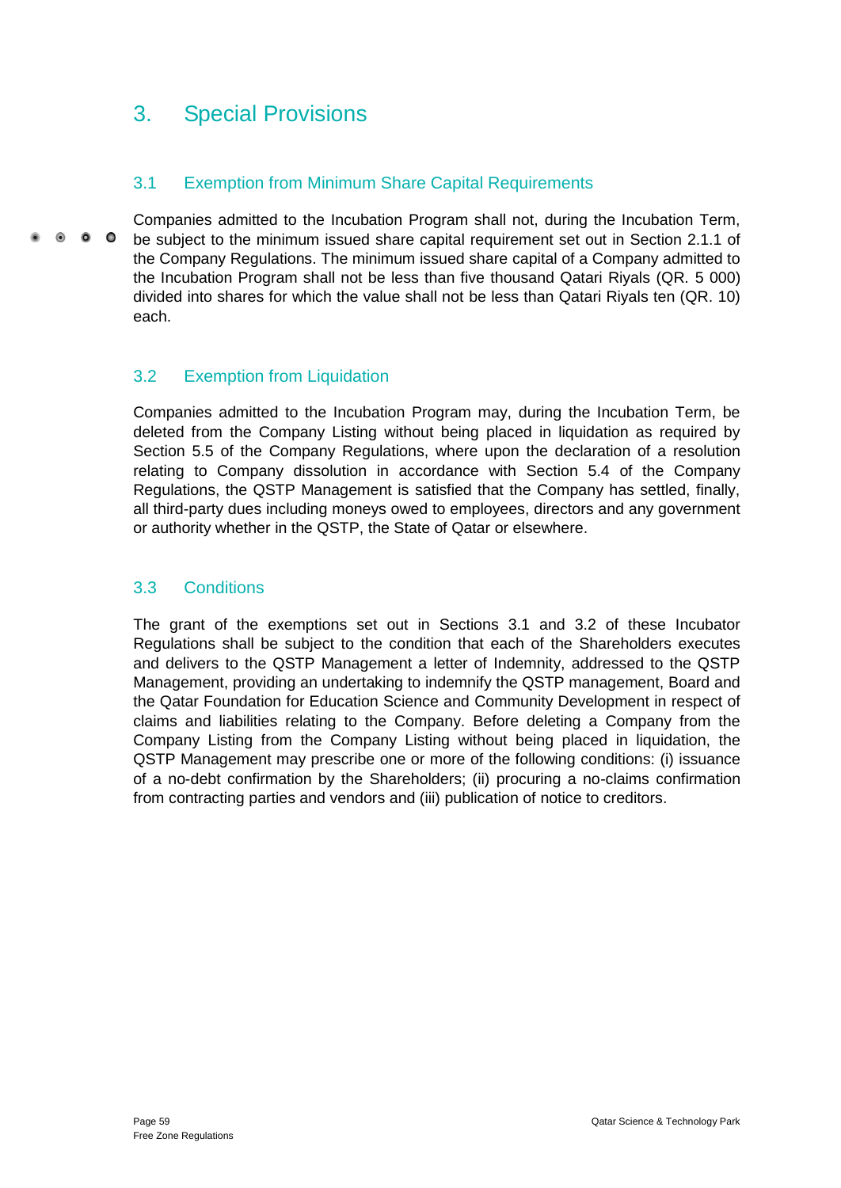# 3. Special Provisions

## 3.1 Exemption from Minimum Share Capital Requirements

Companies admitted to the Incubation Program shall not, during the Incubation Term, be subject to the minimum issued share capital requirement set out in Section 2.1.1 of the Company Regulations. The minimum issued share capital of a Company admitted to the Incubation Program shall not be less than five thousand Qatari Riyals (QR. 5 000) divided into shares for which the value shall not be less than Qatari Riyals ten (QR. 10) each.

## 3.2 Exemption from Liquidation

Companies admitted to the Incubation Program may, during the Incubation Term, be deleted from the Company Listing without being placed in liquidation as required by Section 5.5 of the Company Regulations, where upon the declaration of a resolution relating to Company dissolution in accordance with Section 5.4 of the Company Regulations, the QSTP Management is satisfied that the Company has settled, finally, all third-party dues including moneys owed to employees, directors and any government or authority whether in the QSTP, the State of Qatar or elsewhere.

## 3.3 Conditions

The grant of the exemptions set out in Sections 3.1 and 3.2 of these Incubator Regulations shall be subject to the condition that each of the Shareholders executes and delivers to the QSTP Management a letter of Indemnity, addressed to the QSTP Management, providing an undertaking to indemnify the QSTP management, Board and the Qatar Foundation for Education Science and Community Development in respect of claims and liabilities relating to the Company. Before deleting a Company from the Company Listing from the Company Listing without being placed in liquidation, the QSTP Management may prescribe one or more of the following conditions: (i) issuance of a no-debt confirmation by the Shareholders; (ii) procuring a no-claims confirmation from contracting parties and vendors and (iii) publication of notice to creditors.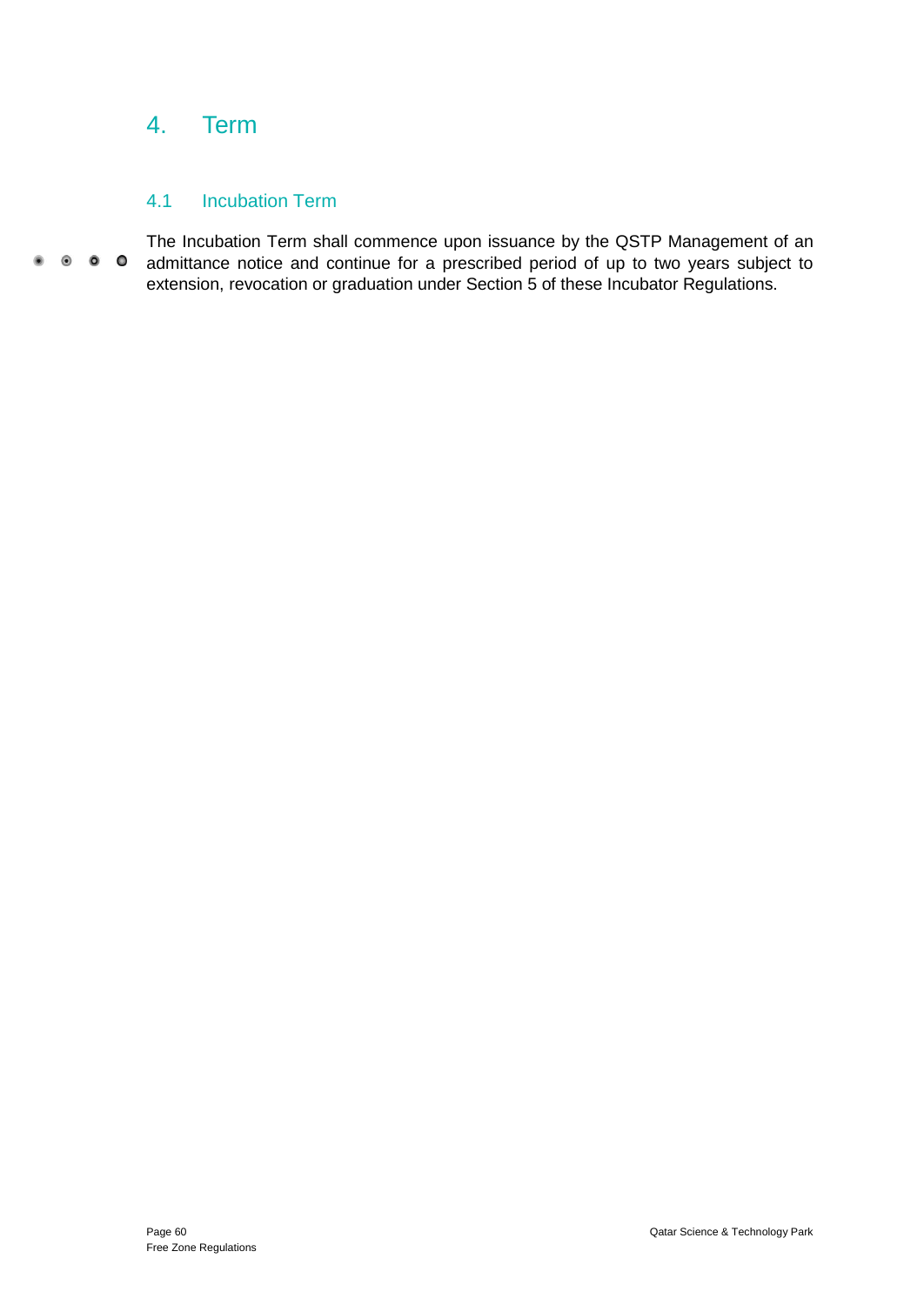# 4. Term

## 4.1 Incubation Term

The Incubation Term shall commence upon issuance by the QSTP Management of an admittance notice and continue for a prescribed period of up to two years subject to extension, revocation or graduation under Section 5 of these Incubator Regulations.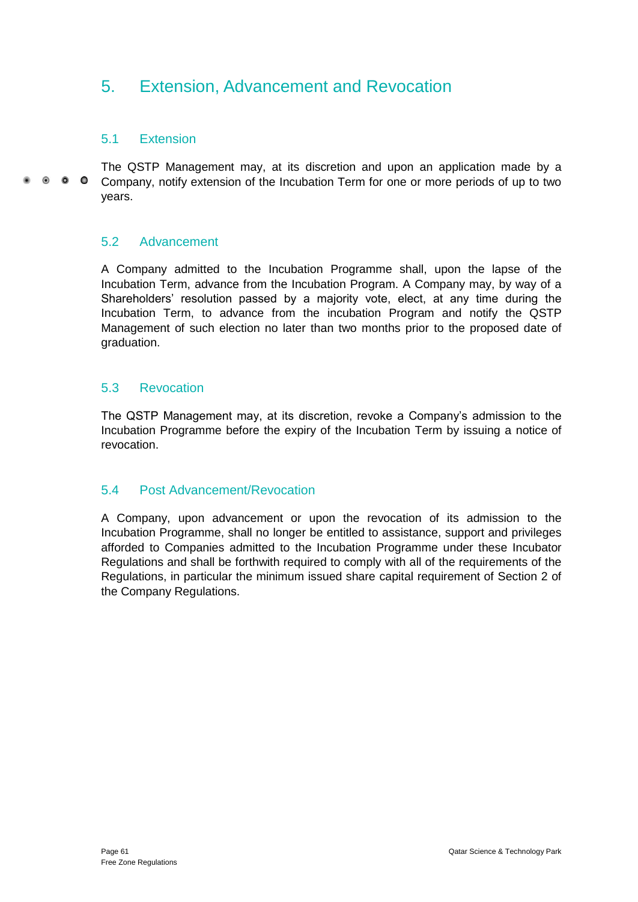# 5. Extension, Advancement and Revocation

## 5.1 Extension

The QSTP Management may, at its discretion and upon an application made by a Company, notify extension of the Incubation Term for one or more periods of up to two years.

## 5.2 Advancement

A Company admitted to the Incubation Programme shall, upon the lapse of the Incubation Term, advance from the Incubation Program. A Company may, by way of a Shareholders' resolution passed by a majority vote, elect, at any time during the Incubation Term, to advance from the incubation Program and notify the QSTP Management of such election no later than two months prior to the proposed date of graduation.

## 5.3 Revocation

The QSTP Management may, at its discretion, revoke a Company's admission to the Incubation Programme before the expiry of the Incubation Term by issuing a notice of revocation.

## 5.4 Post Advancement/Revocation

A Company, upon advancement or upon the revocation of its admission to the Incubation Programme, shall no longer be entitled to assistance, support and privileges afforded to Companies admitted to the Incubation Programme under these Incubator Regulations and shall be forthwith required to comply with all of the requirements of the Regulations, in particular the minimum issued share capital requirement of Section 2 of the Company Regulations.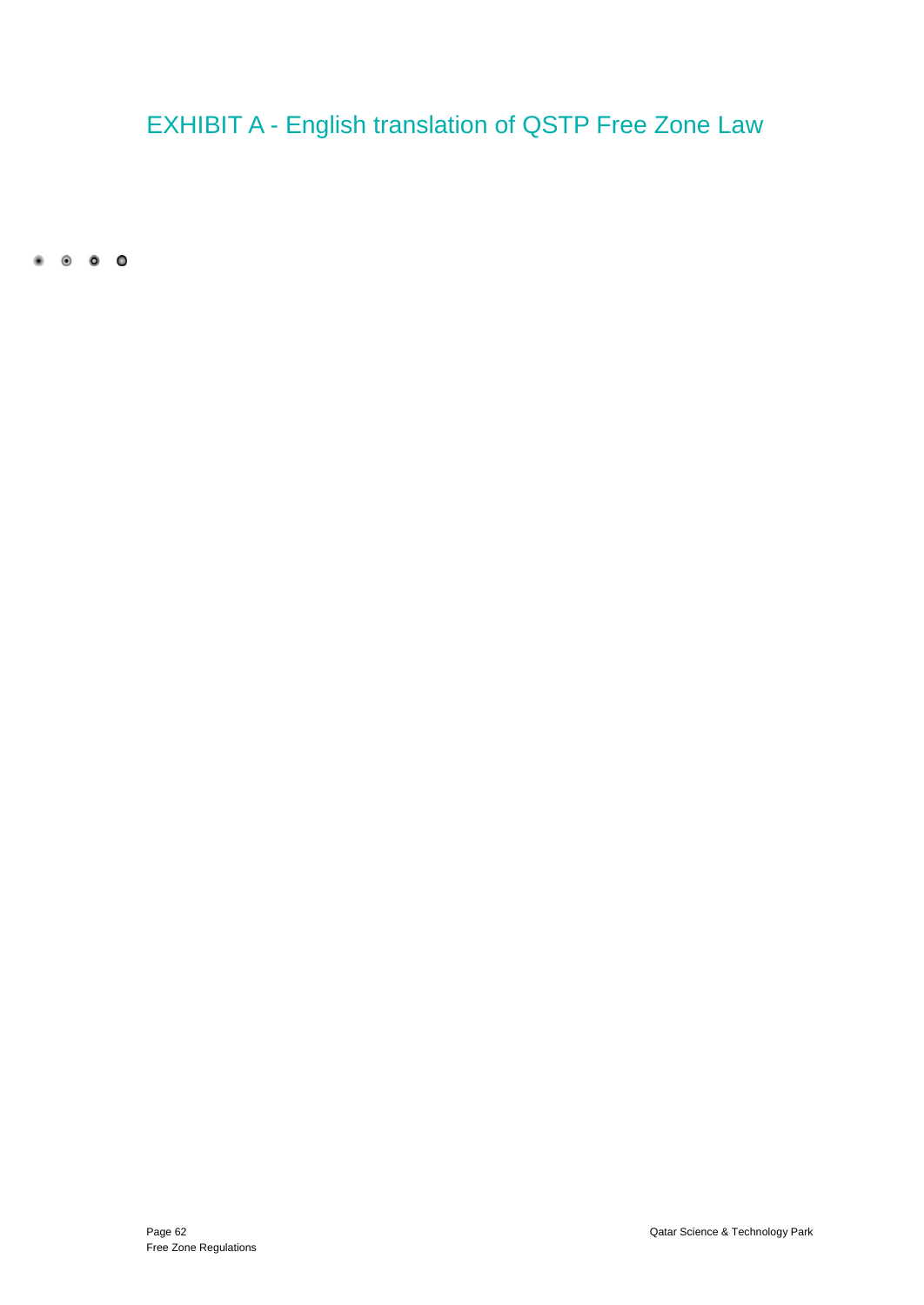# EXHIBIT A - English translation of QSTP Free Zone Law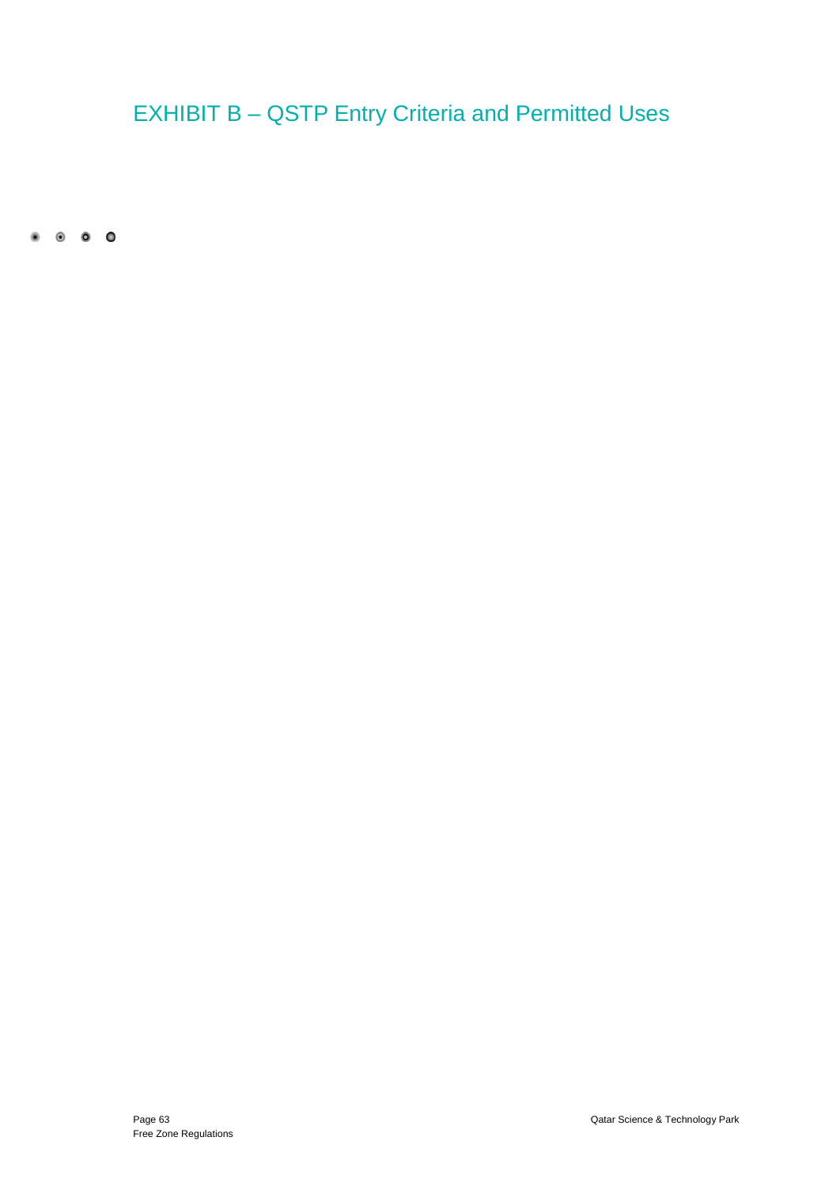# EXHIBIT B – QSTP Entry Criteria and Permitted Uses